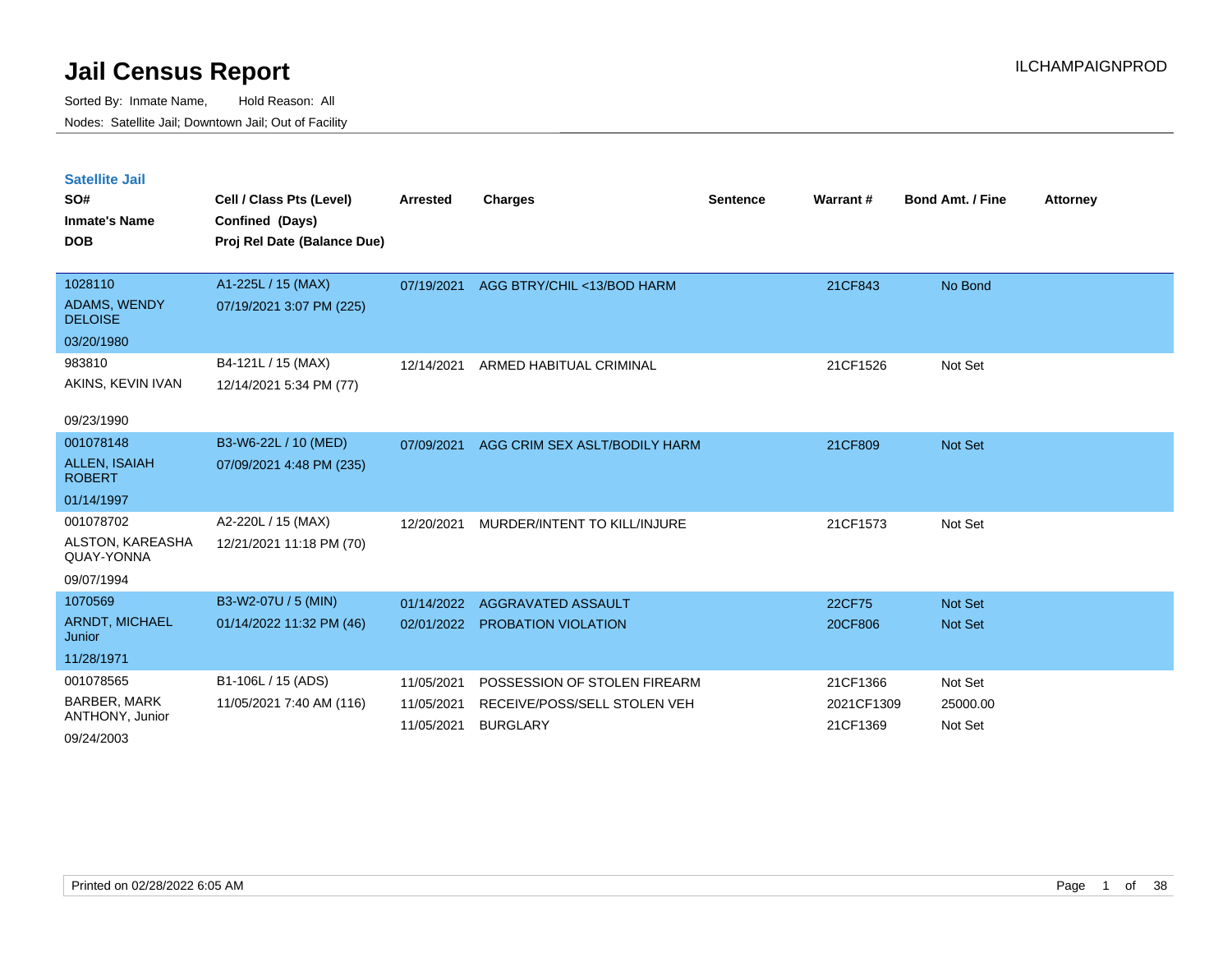# Jail Census Report

ILCHAMPAIGNPROD

Sorted By: Inmate Name, Hold Reason: All

Nodes: Satellite Jail; Downtown Jail; Out of Facility

## Satellite Jail

| SO# / Inmate's Name / DOB | Cell / Class Pts (Level) / Confined (Days) / Proj Rel Date (Balance Due) | Arrested | Charges | Sentence | Warrant # | Bond Amt. / Fine | Attorney |
|---|---|---|---|---|---|---|---|
| 1028110<br>ADAMS, WENDY DELOISE<br>03/20/1980 | A1-225L / 15 (MAX)<br>07/19/2021 3:07 PM (225) | 07/19/2021 | AGG BTRY/CHIL <13/BOD HARM | | 21CF843 | No Bond | |
| 983810<br>AKINS, KEVIN IVAN<br>09/23/1990 | B4-121L / 15 (MAX)<br>12/14/2021 5:34 PM (77) | 12/14/2021 | ARMED HABITUAL CRIMINAL | | 21CF1526 | Not Set | |
| 001078148<br>ALLEN, ISAIAH ROBERT<br>01/14/1997 | B3-W6-22L / 10 (MED)<br>07/09/2021 4:48 PM (235) | 07/09/2021 | AGG CRIM SEX ASLT/BODILY HARM | | 21CF809 | Not Set | |
| 001078702<br>ALSTON, KAREASHA QUAY-YONNA<br>09/07/1994 | A2-220L / 15 (MAX)<br>12/21/2021 11:18 PM (70) | 12/20/2021 | MURDER/INTENT TO KILL/INJURE | | 21CF1573 | Not Set | |
| 1070569<br>ARNDT, MICHAEL Junior<br>11/28/1971 | B3-W2-07U / 5 (MIN)<br>01/14/2022 11:32 PM (46) | 01/14/2022 | AGGRAVATED ASSAULT | | 22CF75 | Not Set | |
| | | 02/01/2022 | PROBATION VIOLATION | | 20CF806 | Not Set | |
| 001078565<br>BARBER, MARK ANTHONY, Junior<br>09/24/2003 | B1-106L / 15 (ADS)<br>11/05/2021 7:40 AM (116) | 11/05/2021 | POSSESSION OF STOLEN FIREARM | | 21CF1366 | Not Set | |
| | | 11/05/2021 | RECEIVE/POSS/SELL STOLEN VEH | | 2021CF1309 | 25000.00 | |
| | | 11/05/2021 | BURGLARY | | 21CF1369 | Not Set | |

Printed on 02/28/2022 6:05 AM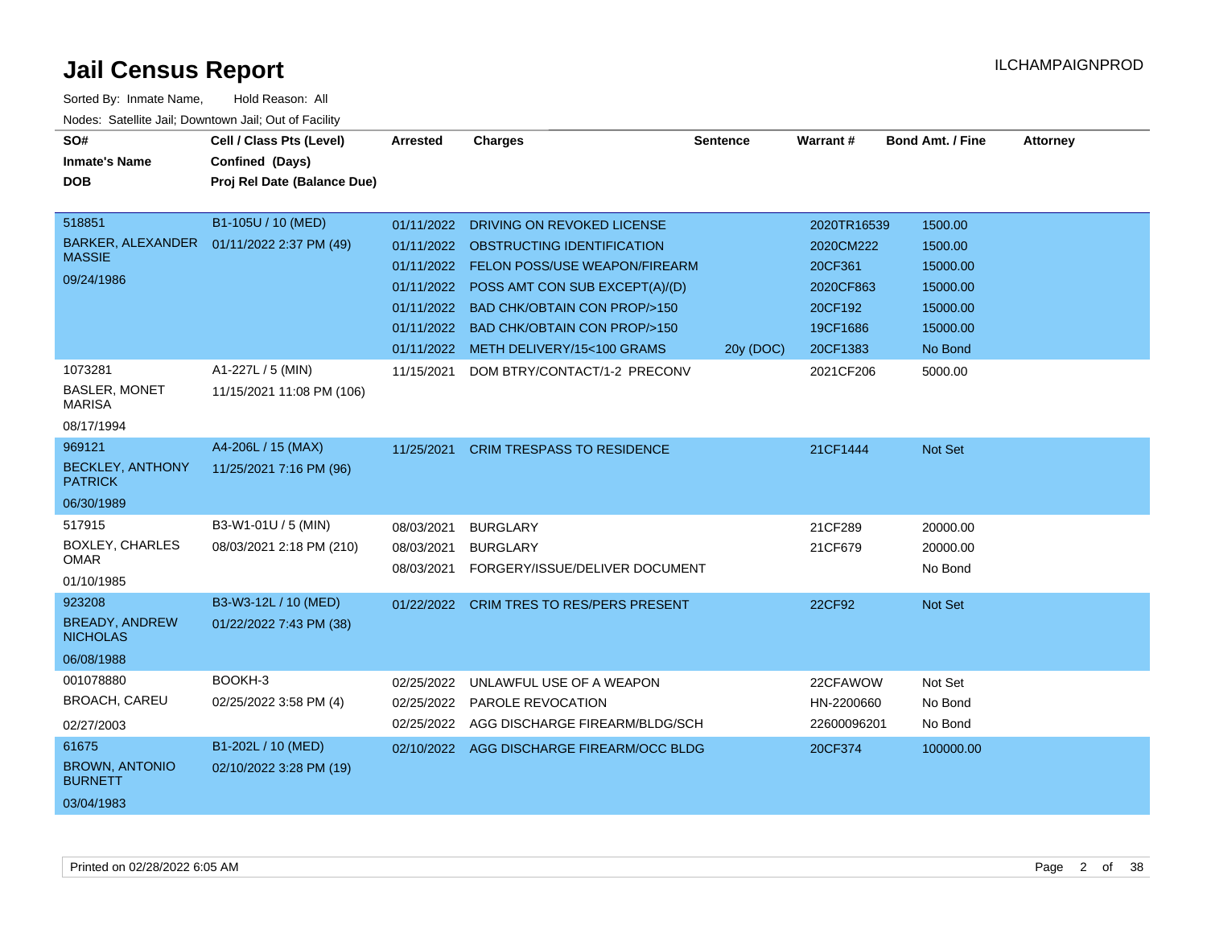# Jail Census Report

ILCHAMPAIGNPROD

Sorted By: Inmate Name, Hold Reason: All

Nodes: Satellite Jail; Downtown Jail; Out of Facility

| SO# / Inmate's Name / DOB | Cell / Class Pts (Level) / Confined (Days) / Proj Rel Date (Balance Due) | Arrested | Charges | Sentence | Warrant # | Bond Amt. / Fine | Attorney |
|---|---|---|---|---|---|---|---|
| 518851<br>BARKER, ALEXANDER MASSIE<br>09/24/1986 | B1-105U / 10 (MED)<br>01/11/2022 2:37 PM (49) | 01/11/2022 | DRIVING ON REVOKED LICENSE | | 2020TR16539 | 1500.00 | |
| | | 01/11/2022 | OBSTRUCTING IDENTIFICATION | | 2020CM222 | 1500.00 | |
| | | 01/11/2022 | FELON POSS/USE WEAPON/FIREARM | | 20CF361 | 15000.00 | |
| | | 01/11/2022 | POSS AMT CON SUB EXCEPT(A)/(D) | | 2020CF863 | 15000.00 | |
| | | 01/11/2022 | BAD CHK/OBTAIN CON PROP/>150 | | 20CF192 | 15000.00 | |
| | | 01/11/2022 | BAD CHK/OBTAIN CON PROP/>150 | | 19CF1686 | 15000.00 | |
| | | 01/11/2022 | METH DELIVERY/15<100 GRAMS | 20y (DOC) | 20CF1383 | No Bond | |
| 1073281<br>BASLER, MONET MARISA<br>08/17/1994 | A1-227L / 5 (MIN)<br>11/15/2021 11:08 PM (106) | 11/15/2021 | DOM BTRY/CONTACT/1-2 PRECONV | | 2021CF206 | 5000.00 | |
| 969121<br>BECKLEY, ANTHONY PATRICK<br>06/30/1989 | A4-206L / 15 (MAX)<br>11/25/2021 7:16 PM (96) | 11/25/2021 | CRIM TRESPASS TO RESIDENCE | | 21CF1444 | Not Set | |
| 517915<br>BOXLEY, CHARLES OMAR<br>01/10/1985 | B3-W1-01U / 5 (MIN)<br>08/03/2021 2:18 PM (210) | 08/03/2021 | BURGLARY | | 21CF289 | 20000.00 | |
| | | 08/03/2021 | BURGLARY | | 21CF679 | 20000.00 | |
| | | 08/03/2021 | FORGERY/ISSUE/DELIVER DOCUMENT | | | No Bond | |
| 923208<br>BREADY, ANDREW NICHOLAS<br>06/08/1988 | B3-W3-12L / 10 (MED)<br>01/22/2022 7:43 PM (38) | 01/22/2022 | CRIM TRES TO RES/PERS PRESENT | | 22CF92 | Not Set | |
| 001078880<br>BROACH, CAREU<br>02/27/2003 | BOOKH-3<br>02/25/2022 3:58 PM (4) | 02/25/2022 | UNLAWFUL USE OF A WEAPON | | 22CFAWOW | Not Set | |
| | | 02/25/2022 | PAROLE REVOCATION | | HN-2200660 | No Bond | |
| | | 02/25/2022 | AGG DISCHARGE FIREARM/BLDG/SCH | | 22600096201 | No Bond | |
| 61675<br>BROWN, ANTONIO BURNETT<br>03/04/1983 | B1-202L / 10 (MED)<br>02/10/2022 3:28 PM (19) | 02/10/2022 | AGG DISCHARGE FIREARM/OCC BLDG | | 20CF374 | 100000.00 | |

Printed on 02/28/2022 6:05 AM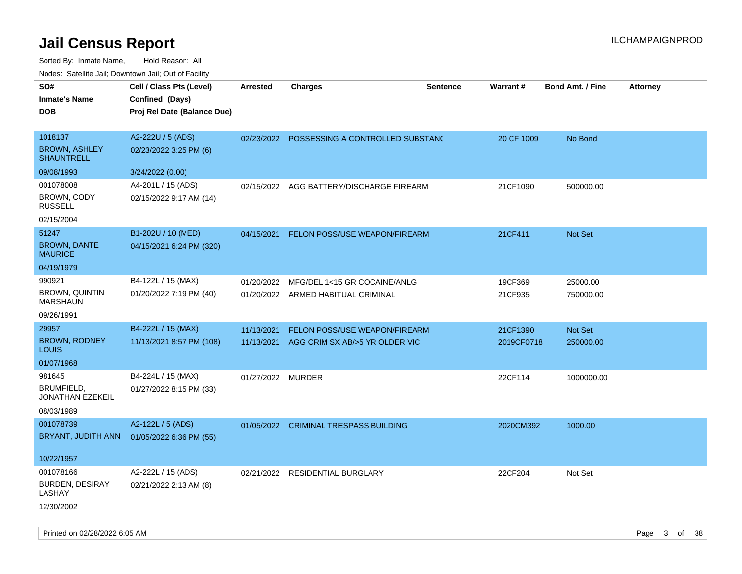# Jail Census Report

ILCHAMPAIGNPROD

Sorted By: Inmate Name, Hold Reason: All

Nodes: Satellite Jail; Downtown Jail; Out of Facility

| SO# / Inmate's Name / DOB | Cell / Class Pts (Level) / Confined (Days) / Proj Rel Date (Balance Due) | Arrested | Charges | Sentence | Warrant # | Bond Amt. / Fine | Attorney |
|---|---|---|---|---|---|---|---|
| 1018137<br>BROWN, ASHLEY SHAUNTRELL<br>09/08/1993 | A2-222U / 5 (ADS)<br>02/23/2022 3:25 PM (6)<br>3/24/2022 (0.00) | 02/23/2022 | POSSESSING A CONTROLLED SUBSTANC | | 20 CF 1009 | No Bond | |
| 001078008<br>BROWN, CODY RUSSELL<br>02/15/2004 | A4-201L / 15 (ADS)<br>02/15/2022 9:17 AM (14) | 02/15/2022 | AGG BATTERY/DISCHARGE FIREARM | | 21CF1090 | 500000.00 | |
| 51247<br>BROWN, DANTE MAURICE<br>04/19/1979 | B1-202U / 10 (MED)<br>04/15/2021 6:24 PM (320) | 04/15/2021 | FELON POSS/USE WEAPON/FIREARM | | 21CF411 | Not Set | |
| 990921<br>BROWN, QUINTIN MARSHAUN<br>09/26/1991 | B4-122L / 15 (MAX)<br>01/20/2022 7:19 PM (40) | 01/20/2022<br>01/20/2022 | MFG/DEL 1<15 GR COCAINE/ANLG<br>ARMED HABITUAL CRIMINAL | | 19CF369<br>21CF935 | 25000.00<br>750000.00 | |
| 29957<br>BROWN, RODNEY LOUIS<br>01/07/1968 | B4-222L / 15 (MAX)<br>11/13/2021 8:57 PM (108) | 11/13/2021<br>11/13/2021 | FELON POSS/USE WEAPON/FIREARM<br>AGG CRIM SX AB/>5 YR OLDER VIC | | 21CF1390<br>2019CF0718 | Not Set<br>250000.00 | |
| 981645<br>BRUMFIELD, JONATHAN EZEKEIL<br>08/03/1989 | B4-224L / 15 (MAX)<br>01/27/2022 8:15 PM (33) | 01/27/2022 | MURDER | | 22CF114 | 1000000.00 | |
| 001078739<br>BRYANT, JUDITH ANN<br>10/22/1957 | A2-122L / 5 (ADS)<br>01/05/2022 6:36 PM (55) | 01/05/2022 | CRIMINAL TRESPASS BUILDING | | 2020CM392 | 1000.00 | |
| 001078166<br>BURDEN, DESIRAY LASHAY<br>12/30/2002 | A2-222L / 15 (ADS)<br>02/21/2022 2:13 AM (8) | 02/21/2022 | RESIDENTIAL BURGLARY | | 22CF204 | Not Set | |

Printed on 02/28/2022 6:05 AM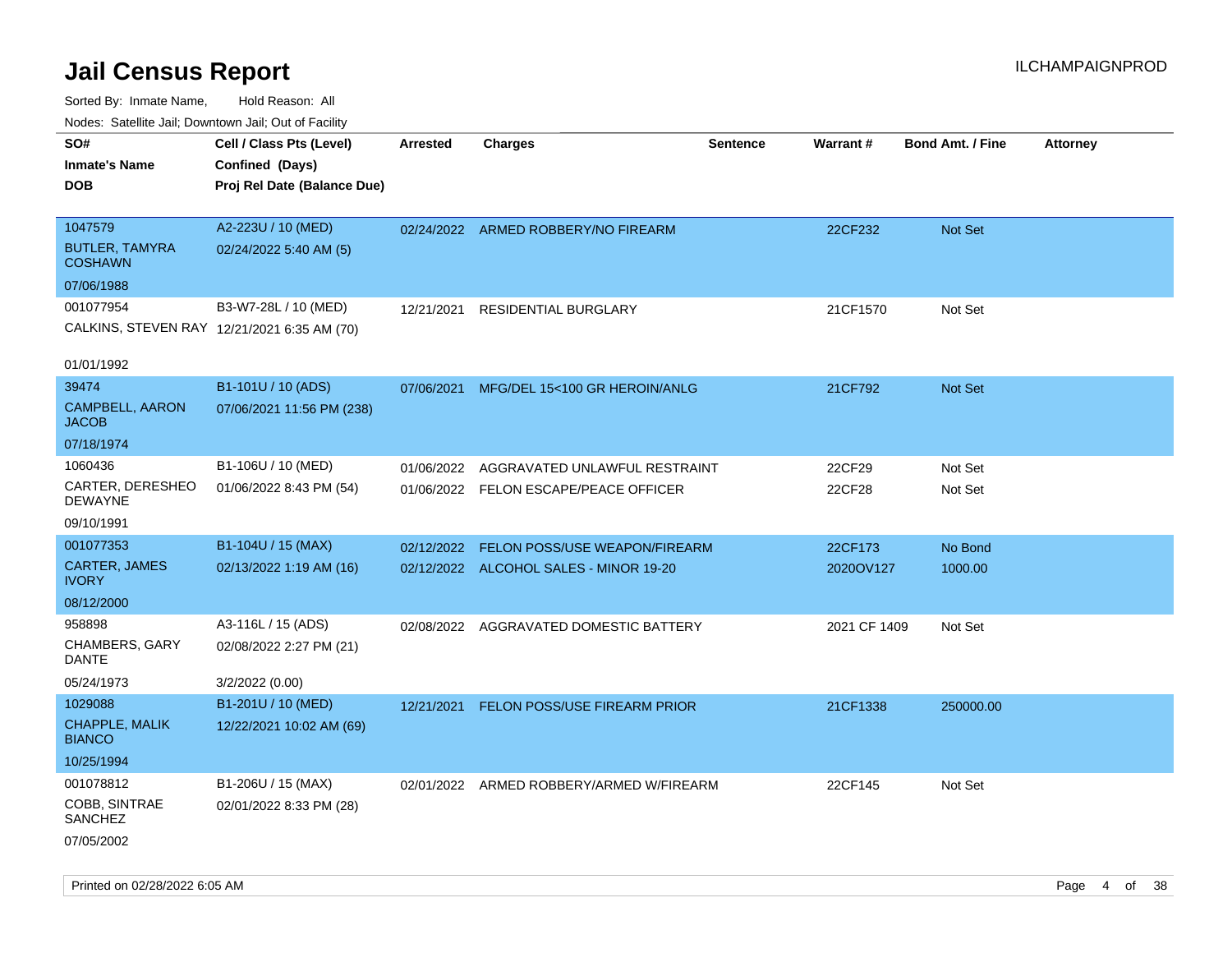# Jail Census Report

ILCHAMPAIGNPROD

Sorted By: Inmate Name, Hold Reason: All

Nodes: Satellite Jail; Downtown Jail; Out of Facility

| SO# / Inmate's Name / DOB | Cell / Class Pts (Level) / Confined (Days) / Proj Rel Date (Balance Due) | Arrested | Charges | Sentence | Warrant # | Bond Amt. / Fine | Attorney |
|---|---|---|---|---|---|---|---|
| 1047579<br>BUTLER, TAMYRA COSHAWN<br>07/06/1988 | A2-223U / 10 (MED)<br>02/24/2022 5:40 AM (5) | 02/24/2022 | ARMED ROBBERY/NO FIREARM | | 22CF232 | Not Set | |
| 001077954<br>CALKINS, STEVEN RAY<br>01/01/1992 | B3-W7-28L / 10 (MED)<br>12/21/2021 6:35 AM (70) | 12/21/2021 | RESIDENTIAL BURGLARY | | 21CF1570 | Not Set | |
| 39474<br>CAMPBELL, AARON JACOB<br>07/18/1974 | B1-101U / 10 (ADS)<br>07/06/2021 11:56 PM (238) | 07/06/2021 | MFG/DEL 15<100 GR HEROIN/ANLG | | 21CF792 | Not Set | |
| 1060436<br>CARTER, DERESHEO DEWAYNE<br>09/10/1991 | B1-106U / 10 (MED)<br>01/06/2022 8:43 PM (54) | 01/06/2022 | AGGRAVATED UNLAWFUL RESTRAINT | | 22CF29 | Not Set | |
| | | 01/06/2022 | FELON ESCAPE/PEACE OFFICER | | 22CF28 | Not Set | |
| 001077353<br>CARTER, JAMES IVORY<br>08/12/2000 | B1-104U / 15 (MAX)<br>02/13/2022 1:19 AM (16) | 02/12/2022 | FELON POSS/USE WEAPON/FIREARM | | 22CF173 | No Bond | |
| | | 02/12/2022 | ALCOHOL SALES - MINOR 19-20 | | 2020OV127 | 1000.00 | |
| 958898<br>CHAMBERS, GARY DANTE<br>05/24/1973 | A3-116L / 15 (ADS)<br>02/08/2022 2:27 PM (21)<br>3/2/2022 (0.00) | 02/08/2022 | AGGRAVATED DOMESTIC BATTERY | | 2021 CF 1409 | Not Set | |
| 1029088<br>CHAPPLE, MALIK BIANCO<br>10/25/1994 | B1-201U / 10 (MED)<br>12/22/2021 10:02 AM (69) | 12/21/2021 | FELON POSS/USE FIREARM PRIOR | | 21CF1338 | 250000.00 | |
| 001078812<br>COBB, SINTRAE SANCHEZ<br>07/05/2002 | B1-206U / 15 (MAX)<br>02/01/2022 8:33 PM (28) | 02/01/2022 | ARMED ROBBERY/ARMED W/FIREARM | | 22CF145 | Not Set | |

Printed on 02/28/2022 6:05 AM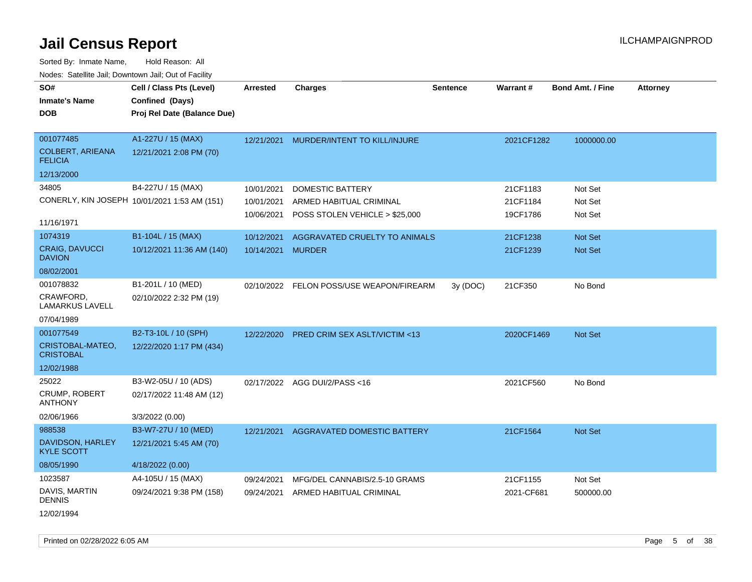# Jail Census Report

ILCHAMPAIGNPROD

Sorted By: Inmate Name, Hold Reason: All

Nodes: Satellite Jail; Downtown Jail; Out of Facility

| SO# / Inmate's Name / DOB | Cell / Class Pts (Level) / Confined (Days) / Proj Rel Date (Balance Due) | Arrested | Charges | Sentence | Warrant # | Bond Amt. / Fine | Attorney |
|---|---|---|---|---|---|---|---|
| 001077485<br>COLBERT, ARIEANA FELICIA<br>12/13/2000 | A1-227U / 15 (MAX)<br>12/21/2021 2:08 PM (70) | 12/21/2021 | MURDER/INTENT TO KILL/INJURE | | 2021CF1282 | 1000000.00 | |
| 34805<br>CONERLY, KIN JOSEPH<br>11/16/1971 | B4-227U / 15 (MAX)<br>10/01/2021 1:53 AM (151) | 10/01/2021 | DOMESTIC BATTERY | | 21CF1183 | Not Set | |
| | | 10/01/2021 | ARMED HABITUAL CRIMINAL | | 21CF1184 | Not Set | |
| | | 10/06/2021 | POSS STOLEN VEHICLE > $25,000 | | 19CF1786 | Not Set | |
| 1074319<br>CRAIG, DAVUCCI DAVION<br>08/02/2001 | B1-104L / 15 (MAX)<br>10/12/2021 11:36 AM (140) | 10/12/2021 | AGGRAVATED CRUELTY TO ANIMALS | | 21CF1238 | Not Set | |
| | | 10/14/2021 | MURDER | | 21CF1239 | Not Set | |
| 001078832<br>CRAWFORD, LAMARKUS LAVELL<br>07/04/1989 | B1-201L / 10 (MED)<br>02/10/2022 2:32 PM (19) | 02/10/2022 | FELON POSS/USE WEAPON/FIREARM | 3y (DOC) | 21CF350 | No Bond | |
| 001077549<br>CRISTOBAL-MATEO, CRISTOBAL<br>12/02/1988 | B2-T3-10L / 10 (SPH)<br>12/22/2020 1:17 PM (434) | 12/22/2020 | PRED CRIM SEX ASLT/VICTIM <13 | | 2020CF1469 | Not Set | |
| 25022<br>CRUMP, ROBERT ANTHONY<br>02/06/1966 | B3-W2-05U / 10 (ADS)<br>02/17/2022 11:48 AM (12)<br>3/3/2022 (0.00) | 02/17/2022 | AGG DUI/2/PASS <16 | | 2021CF560 | No Bond | |
| 988538<br>DAVIDSON, HARLEY KYLE SCOTT<br>08/05/1990 | B3-W7-27U / 10 (MED)<br>12/21/2021 5:45 AM (70)<br>4/18/2022 (0.00) | 12/21/2021 | AGGRAVATED DOMESTIC BATTERY | | 21CF1564 | Not Set | |
| 1023587<br>DAVIS, MARTIN DENNIS<br>12/02/1994 | A4-105U / 15 (MAX)<br>09/24/2021 9:38 PM (158) | 09/24/2021 | MFG/DEL CANNABIS/2.5-10 GRAMS | | 21CF1155 | Not Set | |
| | | 09/24/2021 | ARMED HABITUAL CRIMINAL | | 2021-CF681 | 500000.00 | |

Printed on 02/28/2022 6:05 AM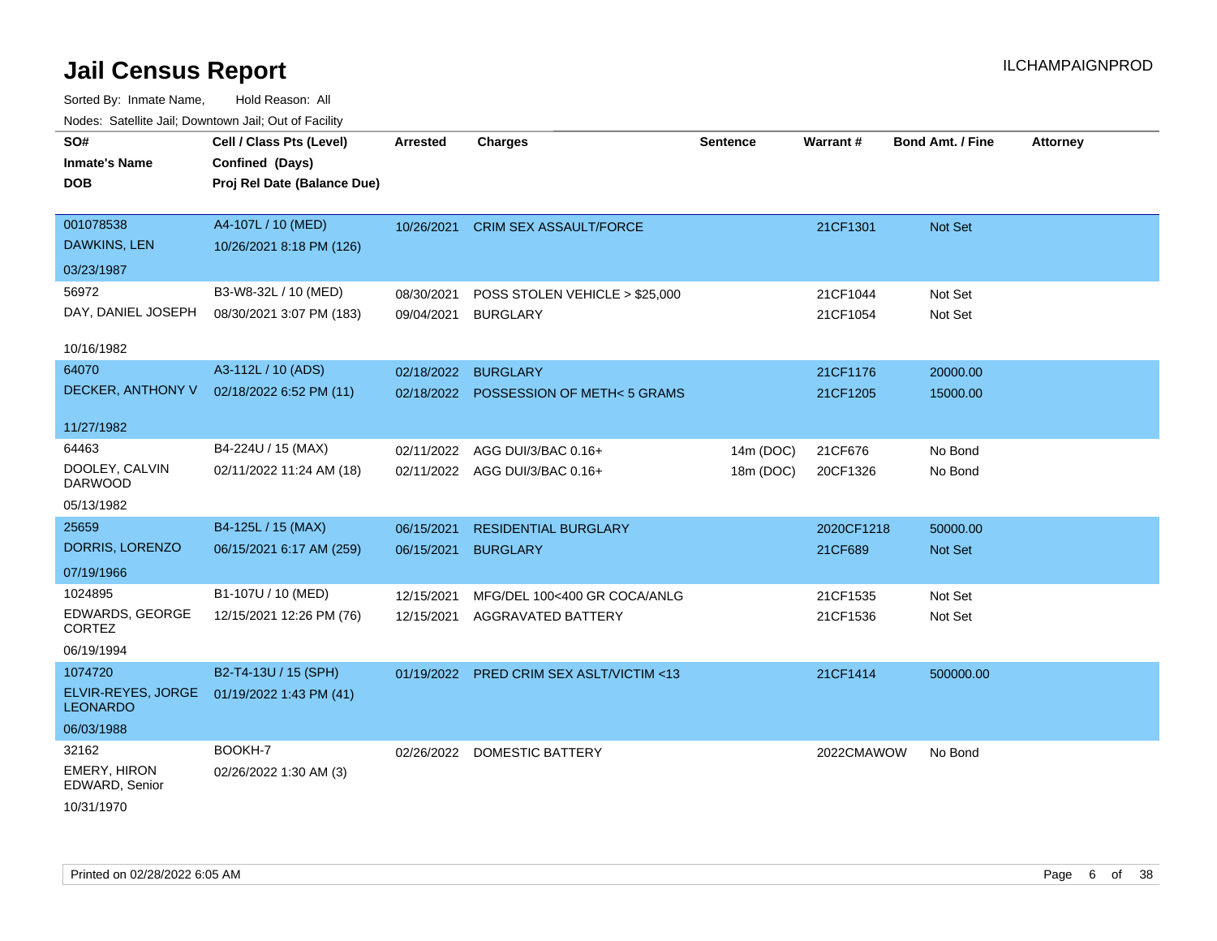# Jail Census Report

ILCHAMPAIGNPROD

Sorted By: Inmate Name, Hold Reason: All

Nodes: Satellite Jail; Downtown Jail; Out of Facility

| SO# / Inmate's Name / DOB | Cell / Class Pts (Level) / Confined (Days) / Proj Rel Date (Balance Due) | Arrested | Charges | Sentence | Warrant # | Bond Amt. / Fine | Attorney |
|---|---|---|---|---|---|---|---|
| 001078538<br>DAWKINS, LEN<br>03/23/1987 | A4-107L / 10 (MED)<br>10/26/2021 8:18 PM (126) | 10/26/2021 | CRIM SEX ASSAULT/FORCE | | 21CF1301 | Not Set | |
| 56972<br>DAY, DANIEL JOSEPH<br>10/16/1982 | B3-W8-32L / 10 (MED)<br>08/30/2021 3:07 PM (183) | 08/30/2021<br>09/04/2021 | POSS STOLEN VEHICLE > $25,000<br>BURGLARY | | 21CF1044<br>21CF1054 | Not Set<br>Not Set | |
| 64070<br>DECKER, ANTHONY V<br>11/27/1982 | A3-112L / 10 (ADS)<br>02/18/2022 6:52 PM (11) | 02/18/2022<br>02/18/2022 | BURGLARY<br>POSSESSION OF METH< 5 GRAMS | | 21CF1176<br>21CF1205 | 20000.00<br>15000.00 | |
| 64463<br>DOOLEY, CALVIN DARWOOD<br>05/13/1982 | B4-224U / 15 (MAX)<br>02/11/2022 11:24 AM (18) | 02/11/2022<br>02/11/2022 | AGG DUI/3/BAC 0.16+<br>AGG DUI/3/BAC 0.16+ | 14m (DOC)<br>18m (DOC) | 21CF676<br>20CF1326 | No Bond<br>No Bond | |
| 25659<br>DORRIS, LORENZO<br>07/19/1966 | B4-125L / 15 (MAX)<br>06/15/2021 6:17 AM (259) | 06/15/2021<br>06/15/2021 | RESIDENTIAL BURGLARY<br>BURGLARY | | 2020CF1218<br>21CF689 | 50000.00<br>Not Set | |
| 1024895<br>EDWARDS, GEORGE CORTEZ<br>06/19/1994 | B1-107U / 10 (MED)<br>12/15/2021 12:26 PM (76) | 12/15/2021<br>12/15/2021 | MFG/DEL 100<400 GR COCA/ANLG<br>AGGRAVATED BATTERY | | 21CF1535<br>21CF1536 | Not Set<br>Not Set | |
| 1074720<br>ELVIR-REYES, JORGE LEONARDO<br>06/03/1988 | B2-T4-13U / 15 (SPH)<br>01/19/2022 1:43 PM (41) | 01/19/2022 | PRED CRIM SEX ASLT/VICTIM <13 | | 21CF1414 | 500000.00 | |
| 32162<br>EMERY, HIRON EDWARD, Senior<br>10/31/1970 | BOOKH-7<br>02/26/2022 1:30 AM (3) | 02/26/2022 | DOMESTIC BATTERY | | 2022CMAWOW | No Bond | |

Printed on 02/28/2022 6:05 AM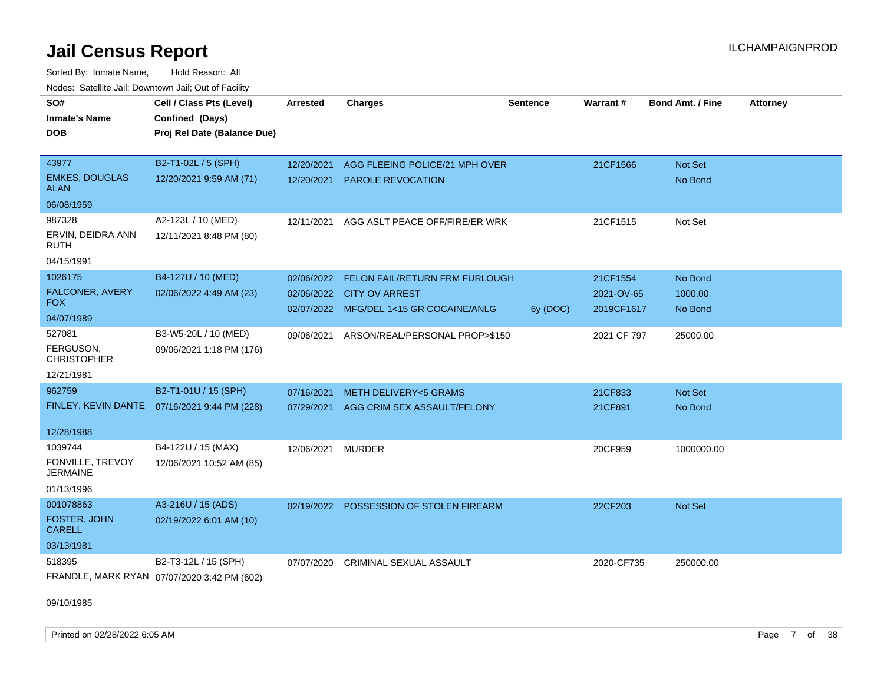# Jail Census Report

Sorted By: Inmate Name, Hold Reason: All

Nodes: Satellite Jail; Downtown Jail; Out of Facility

| SO# / Inmate's Name / DOB | Cell / Class Pts (Level) / Confined (Days) / Proj Rel Date (Balance Due) | Arrested | Charges | Sentence | Warrant # | Bond Amt. / Fine | Attorney |
|---|---|---|---|---|---|---|---|
| 43977<br>EMKES, DOUGLAS ALAN<br>06/08/1959 | B2-T1-02L / 5 (SPH)<br>12/20/2021 9:59 AM (71) | 12/20/2021 | AGG FLEEING POLICE/21 MPH OVER | | 21CF1566 | Not Set | |
| | | 12/20/2021 | PAROLE REVOCATION | | | No Bond | |
| 987328<br>ERVIN, DEIDRA ANN RUTH<br>04/15/1991 | A2-123L / 10 (MED)<br>12/11/2021 8:48 PM (80) | 12/11/2021 | AGG ASLT PEACE OFF/FIRE/ER WRK | | 21CF1515 | Not Set | |
| 1026175<br>FALCONER, AVERY FOX<br>04/07/1989 | B4-127U / 10 (MED)<br>02/06/2022 4:49 AM (23) | 02/06/2022 | FELON FAIL/RETURN FRM FURLOUGH | | 21CF1554 | No Bond | |
| | | 02/06/2022 | CITY OV ARREST | | 2021-OV-65 | 1000.00 | |
| | | 02/07/2022 | MFG/DEL 1<15 GR COCAINE/ANLG | 6y (DOC) | 2019CF1617 | No Bond | |
| 527081<br>FERGUSON, CHRISTOPHER<br>12/21/1981 | B3-W5-20L / 10 (MED)<br>09/06/2021 1:18 PM (176) | 09/06/2021 | ARSON/REAL/PERSONAL PROP>$150 | | 2021 CF 797 | 25000.00 | |
| 962759<br>FINLEY, KEVIN DANTE<br>12/28/1988 | B2-T1-01U / 15 (SPH)<br>07/16/2021 9:44 PM (228) | 07/16/2021 | METH DELIVERY<5 GRAMS | | 21CF833 | Not Set | |
| | | 07/29/2021 | AGG CRIM SEX ASSAULT/FELONY | | 21CF891 | No Bond | |
| 1039744<br>FONVILLE, TREVOY JERMAINE<br>01/13/1996 | B4-122U / 15 (MAX)<br>12/06/2021 10:52 AM (85) | 12/06/2021 | MURDER | | 20CF959 | 1000000.00 | |
| 001078863<br>FOSTER, JOHN CARELL<br>03/13/1981 | A3-216U / 15 (ADS)<br>02/19/2022 6:01 AM (10) | 02/19/2022 | POSSESSION OF STOLEN FIREARM | | 22CF203 | Not Set | |
| 518395<br>FRANDLE, MARK RYAN<br>09/10/1985 | B2-T3-12L / 15 (SPH)<br>07/07/2020 3:42 PM (602) | 07/07/2020 | CRIMINAL SEXUAL ASSAULT | | 2020-CF735 | 250000.00 | |

Printed on 02/28/2022 6:05 AM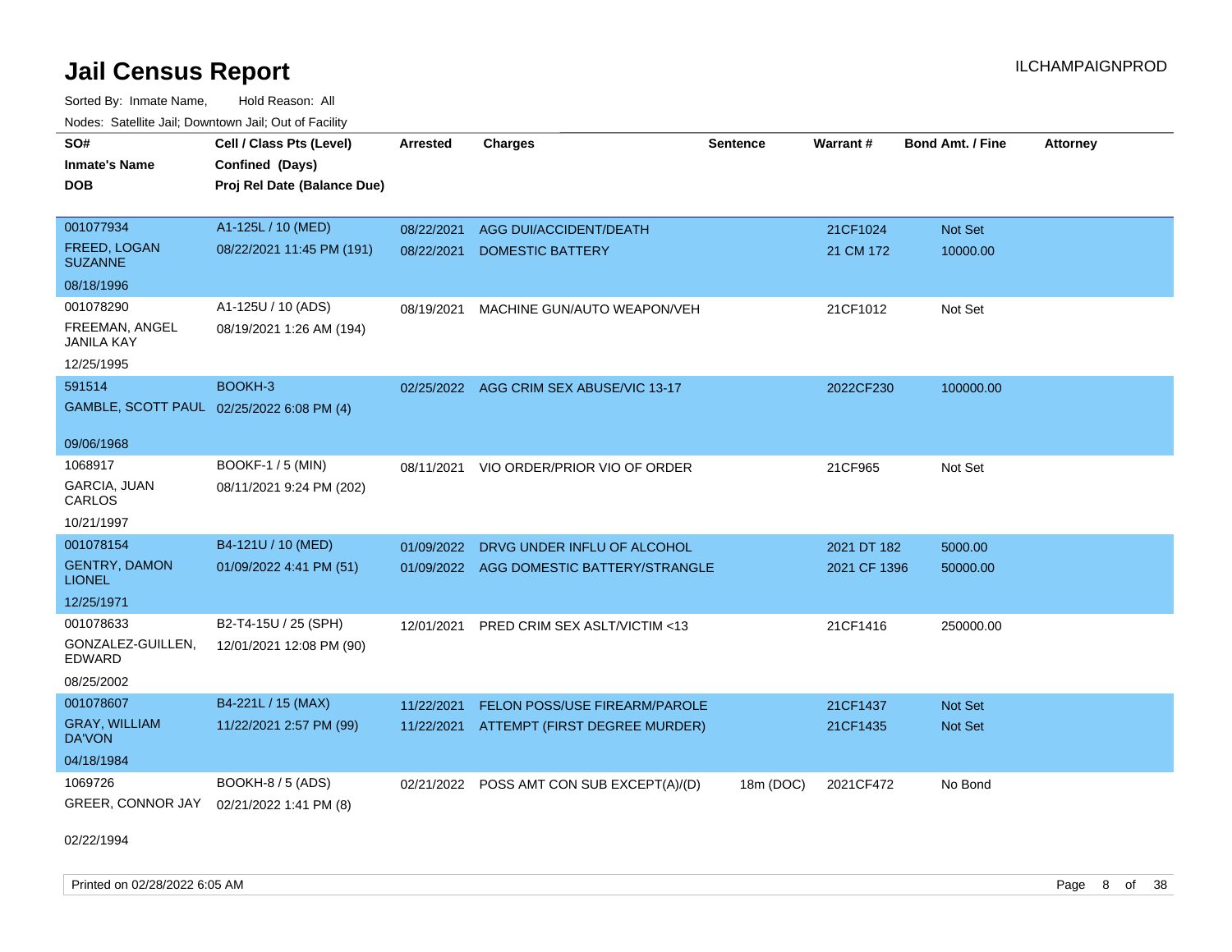# Jail Census Report

Sorted By: Inmate Name, Hold Reason: All

Nodes: Satellite Jail; Downtown Jail; Out of Facility

| SO# / Inmate's Name / DOB | Cell / Class Pts (Level) / Confined (Days) / Proj Rel Date (Balance Due) | Arrested | Charges | Sentence | Warrant # | Bond Amt. / Fine | Attorney |
|---|---|---|---|---|---|---|---|
| 001077934 FREED, LOGAN SUZANNE 08/18/1996 | A1-125L / 10 (MED) 08/22/2021 11:45 PM (191) | 08/22/2021 | AGG DUI/ACCIDENT/DEATH | | 21CF1024 | Not Set | |
| | | 08/22/2021 | DOMESTIC BATTERY | | 21 CM 172 | 10000.00 | |
| 001078290 FREEMAN, ANGEL JANILA KAY 12/25/1995 | A1-125U / 10 (ADS) 08/19/2021 1:26 AM (194) | 08/19/2021 | MACHINE GUN/AUTO WEAPON/VEH | | 21CF1012 | Not Set | |
| 591514 GAMBLE, SCOTT PAUL 09/06/1968 | BOOKH-3 02/25/2022 6:08 PM (4) | 02/25/2022 | AGG CRIM SEX ABUSE/VIC 13-17 | | 2022CF230 | 100000.00 | |
| 1068917 GARCIA, JUAN CARLOS 10/21/1997 | BOOKF-1 / 5 (MIN) 08/11/2021 9:24 PM (202) | 08/11/2021 | VIO ORDER/PRIOR VIO OF ORDER | | 21CF965 | Not Set | |
| 001078154 GENTRY, DAMON LIONEL 12/25/1971 | B4-121U / 10 (MED) 01/09/2022 4:41 PM (51) | 01/09/2022 | DRVG UNDER INFLU OF ALCOHOL | | 2021 DT 182 | 5000.00 | |
| | | 01/09/2022 | AGG DOMESTIC BATTERY/STRANGLE | | 2021 CF 1396 | 50000.00 | |
| 001078633 GONZALEZ-GUILLEN, EDWARD 08/25/2002 | B2-T4-15U / 25 (SPH) 12/01/2021 12:08 PM (90) | 12/01/2021 | PRED CRIM SEX ASLT/VICTIM <13 | | 21CF1416 | 250000.00 | |
| 001078607 GRAY, WILLIAM DA'VON 04/18/1984 | B4-221L / 15 (MAX) 11/22/2021 2:57 PM (99) | 11/22/2021 | FELON POSS/USE FIREARM/PAROLE | | 21CF1437 | Not Set | |
| | | 11/22/2021 | ATTEMPT (FIRST DEGREE MURDER) | | 21CF1435 | Not Set | |
| 1069726 GREER, CONNOR JAY 02/22/1994 | BOOKH-8 / 5 (ADS) 02/21/2022 1:41 PM (8) | 02/21/2022 | POSS AMT CON SUB EXCEPT(A)/(D) | 18m (DOC) | 2021CF472 | No Bond | |

Printed on 02/28/2022 6:05 AM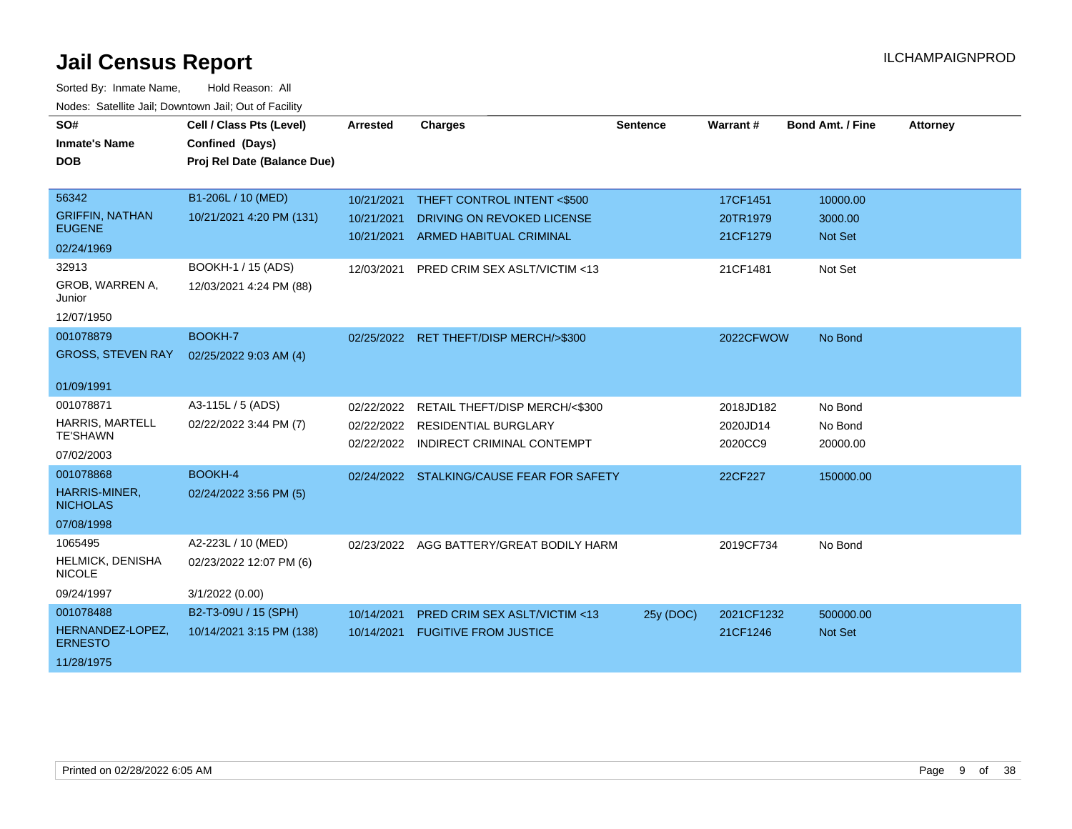# Jail Census Report

ILCHAMPAIGNPROD

Sorted By: Inmate Name, Hold Reason: All

Nodes: Satellite Jail; Downtown Jail; Out of Facility

| SO# / Inmate's Name / DOB | Cell / Class Pts (Level) / Confined (Days) / Proj Rel Date (Balance Due) | Arrested | Charges | Sentence | Warrant # | Bond Amt. / Fine | Attorney |
|---|---|---|---|---|---|---|---|
| 56342<br>GRIFFIN, NATHAN EUGENE<br>02/24/1969 | B1-206L / 10 (MED)<br>10/21/2021 4:20 PM (131) | 10/21/2021<br>10/21/2021<br>10/21/2021 | THEFT CONTROL INTENT <$500<br>DRIVING ON REVOKED LICENSE<br>ARMED HABITUAL CRIMINAL | | 17CF1451<br>20TR1979<br>21CF1279 | 10000.00<br>3000.00<br>Not Set | |
| 32913<br>GROB, WARREN A, Junior<br>12/07/1950 | BOOKH-1 / 15 (ADS)<br>12/03/2021 4:24 PM (88) | 12/03/2021 | PRED CRIM SEX ASLT/VICTIM <13 | | 21CF1481 | Not Set | |
| 001078879<br>GROSS, STEVEN RAY<br>01/09/1991 | BOOKH-7<br>02/25/2022 9:03 AM (4) | 02/25/2022 | RET THEFT/DISP MERCH/>$300 | | 2022CFWOW | No Bond | |
| 001078871<br>HARRIS, MARTELL TE'SHAWN<br>07/02/2003 | A3-115L / 5 (ADS)<br>02/22/2022 3:44 PM (7) | 02/22/2022<br>02/22/2022<br>02/22/2022 | RETAIL THEFT/DISP MERCH/<$300<br>RESIDENTIAL BURGLARY<br>INDIRECT CRIMINAL CONTEMPT | | 2018JD182<br>2020JD14<br>2020CC9 | No Bond<br>No Bond<br>20000.00 | |
| 001078868<br>HARRIS-MINER, NICHOLAS<br>07/08/1998 | BOOKH-4<br>02/24/2022 3:56 PM (5) | 02/24/2022 | STALKING/CAUSE FEAR FOR SAFETY | | 22CF227 | 150000.00 | |
| 1065495<br>HELMICK, DENISHA NICOLE<br>09/24/1997 | A2-223L / 10 (MED)<br>02/23/2022 12:07 PM (6)<br>3/1/2022 (0.00) | 02/23/2022 | AGG BATTERY/GREAT BODILY HARM | | 2019CF734 | No Bond | |
| 001078488<br>HERNANDEZ-LOPEZ, ERNESTO<br>11/28/1975 | B2-T3-09U / 15 (SPH)<br>10/14/2021 3:15 PM (138) | 10/14/2021<br>10/14/2021 | PRED CRIM SEX ASLT/VICTIM <13<br>FUGITIVE FROM JUSTICE | 25y (DOC) | 2021CF1232<br>21CF1246 | 500000.00<br>Not Set | |

Printed on 02/28/2022 6:05 AM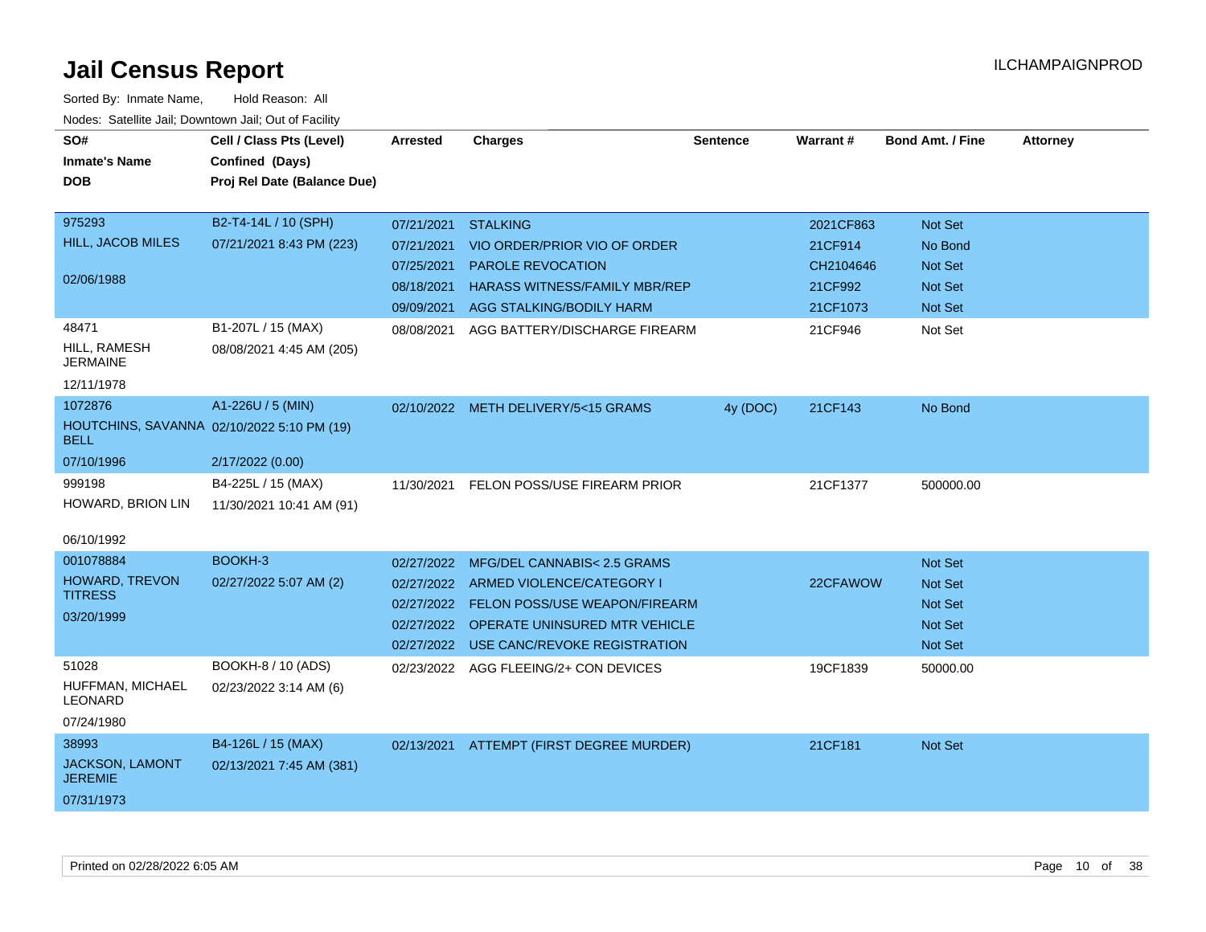# Jail Census Report

ILCHAMPAIGNPROD

Sorted By: Inmate Name, Hold Reason: All

Nodes: Satellite Jail; Downtown Jail; Out of Facility

| SO# / Inmate's Name / DOB | Cell / Class Pts (Level) / Confined (Days) / Proj Rel Date (Balance Due) | Arrested | Charges | Sentence | Warrant # | Bond Amt. / Fine | Attorney |
|---|---|---|---|---|---|---|---|
| 975293 | B2-T4-14L / 10 (SPH) | 07/21/2021 | STALKING | | 2021CF863 | Not Set | |
| HILL, JACOB MILES | 07/21/2021 8:43 PM (223) | 07/21/2021 | VIO ORDER/PRIOR VIO OF ORDER | | 21CF914 | No Bond | |
| 02/06/1988 | | 07/25/2021 | PAROLE REVOCATION | | CH2104646 | Not Set | |
| | | 08/18/2021 | HARASS WITNESS/FAMILY MBR/REP | | 21CF992 | Not Set | |
| | | 09/09/2021 | AGG STALKING/BODILY HARM | | 21CF1073 | Not Set | |
| 48471 | B1-207L / 15 (MAX) | 08/08/2021 | AGG BATTERY/DISCHARGE FIREARM | | 21CF946 | Not Set | |
| HILL, RAMESH JERMAINE | 08/08/2021 4:45 AM (205) | | | | | | |
| 12/11/1978 | | | | | | | |
| 1072876 | A1-226U / 5 (MIN) | 02/10/2022 | METH DELIVERY/5<15 GRAMS | 4y (DOC) | 21CF143 | No Bond | |
| HOUTCHINS, SAVANNA BELL | 02/10/2022 5:10 PM (19) | | | | | | |
| 07/10/1996 | 2/17/2022 (0.00) | | | | | | |
| 999198 | B4-225L / 15 (MAX) | 11/30/2021 | FELON POSS/USE FIREARM PRIOR | | 21CF1377 | 500000.00 | |
| HOWARD, BRION LIN | 11/30/2021 10:41 AM (91) | | | | | | |
| 06/10/1992 | | | | | | | |
| 001078884 | BOOKH-3 | 02/27/2022 | MFG/DEL CANNABIS< 2.5 GRAMS | | | Not Set | |
| HOWARD, TREVON TITRESS | 02/27/2022 5:07 AM (2) | 02/27/2022 | ARMED VIOLENCE/CATEGORY I | | 22CFAWOW | Not Set | |
| 03/20/1999 | | 02/27/2022 | FELON POSS/USE WEAPON/FIREARM | | | Not Set | |
| | | 02/27/2022 | OPERATE UNINSURED MTR VEHICLE | | | Not Set | |
| | | 02/27/2022 | USE CANC/REVOKE REGISTRATION | | | Not Set | |
| 51028 | BOOKH-8 / 10 (ADS) | 02/23/2022 | AGG FLEEING/2+ CON DEVICES | | 19CF1839 | 50000.00 | |
| HUFFMAN, MICHAEL LEONARD | 02/23/2022 3:14 AM (6) | | | | | | |
| 07/24/1980 | | | | | | | |
| 38993 | B4-126L / 15 (MAX) | 02/13/2021 | ATTEMPT (FIRST DEGREE MURDER) | | 21CF181 | Not Set | |
| JACKSON, LAMONT JEREMIE | 02/13/2021 7:45 AM (381) | | | | | | |
| 07/31/1973 | | | | | | | |

Printed on 02/28/2022 6:05 AM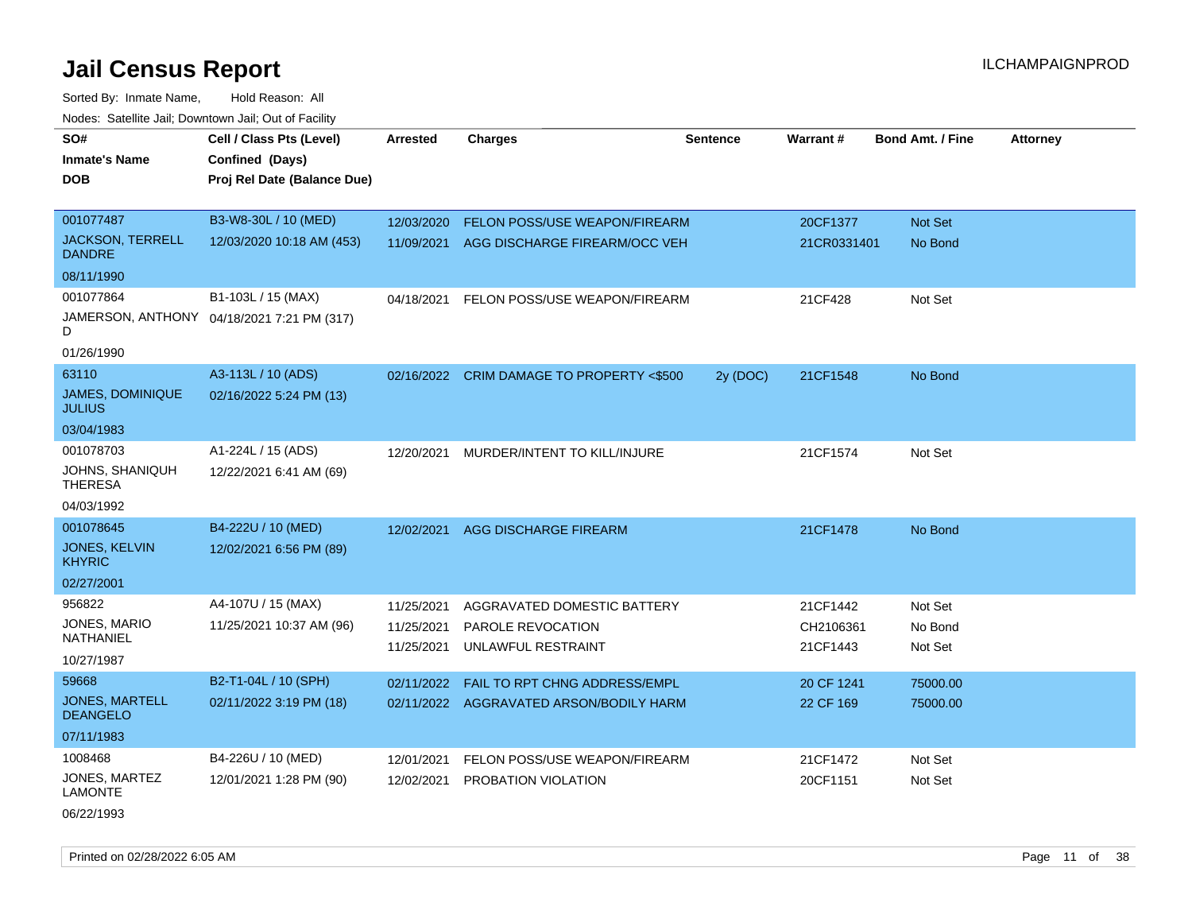# Jail Census Report

ILCHAMPAIGNPROD

Sorted By: Inmate Name, Hold Reason: All

Nodes: Satellite Jail; Downtown Jail; Out of Facility

| SO# / Inmate's Name / DOB | Cell / Class Pts (Level) / Confined (Days) / Proj Rel Date (Balance Due) | Arrested | Charges | Sentence | Warrant # | Bond Amt. / Fine | Attorney |
|---|---|---|---|---|---|---|---|
| 001077487<br>JACKSON, TERRELL DANDRE<br>08/11/1990 | B3-W8-30L / 10 (MED)<br>12/03/2020 10:18 AM (453) | 12/03/2020<br>11/09/2021 | FELON POSS/USE WEAPON/FIREARM<br>AGG DISCHARGE FIREARM/OCC VEH | | 20CF1377<br>21CR0331401 | Not Set<br>No Bond | |
| 001077864<br>JAMERSON, ANTHONY D<br>01/26/1990 | B1-103L / 15 (MAX)<br>04/18/2021 7:21 PM (317) | 04/18/2021 | FELON POSS/USE WEAPON/FIREARM | | 21CF428 | Not Set | |
| 63110<br>JAMES, DOMINIQUE JULIUS<br>03/04/1983 | A3-113L / 10 (ADS)<br>02/16/2022 5:24 PM (13) | 02/16/2022 | CRIM DAMAGE TO PROPERTY <$500 | 2y (DOC) | 21CF1548 | No Bond | |
| 001078703<br>JOHNS, SHANIQUH THERESA<br>04/03/1992 | A1-224L / 15 (ADS)<br>12/22/2021 6:41 AM (69) | 12/20/2021 | MURDER/INTENT TO KILL/INJURE | | 21CF1574 | Not Set | |
| 001078645<br>JONES, KELVIN KHYRIC<br>02/27/2001 | B4-222U / 10 (MED)<br>12/02/2021 6:56 PM (89) | 12/02/2021 | AGG DISCHARGE FIREARM | | 21CF1478 | No Bond | |
| 956822<br>JONES, MARIO NATHANIEL<br>10/27/1987 | A4-107U / 15 (MAX)<br>11/25/2021 10:37 AM (96) | 11/25/2021<br>11/25/2021<br>11/25/2021 | AGGRAVATED DOMESTIC BATTERY<br>PAROLE REVOCATION<br>UNLAWFUL RESTRAINT | | 21CF1442<br>CH2106361<br>21CF1443 | Not Set<br>No Bond<br>Not Set | |
| 59668<br>JONES, MARTELL DEANGELO<br>07/11/1983 | B2-T1-04L / 10 (SPH)<br>02/11/2022 3:19 PM (18) | 02/11/2022<br>02/11/2022 | FAIL TO RPT CHNG ADDRESS/EMPL<br>AGGRAVATED ARSON/BODILY HARM | | 20 CF 1241<br>22 CF 169 | 75000.00<br>75000.00 | |
| 1008468<br>JONES, MARTEZ LAMONTE<br>06/22/1993 | B4-226U / 10 (MED)<br>12/01/2021 1:28 PM (90) | 12/01/2021<br>12/02/2021 | FELON POSS/USE WEAPON/FIREARM<br>PROBATION VIOLATION | | 21CF1472<br>20CF1151 | Not Set<br>Not Set | |

Printed on 02/28/2022 6:05 AM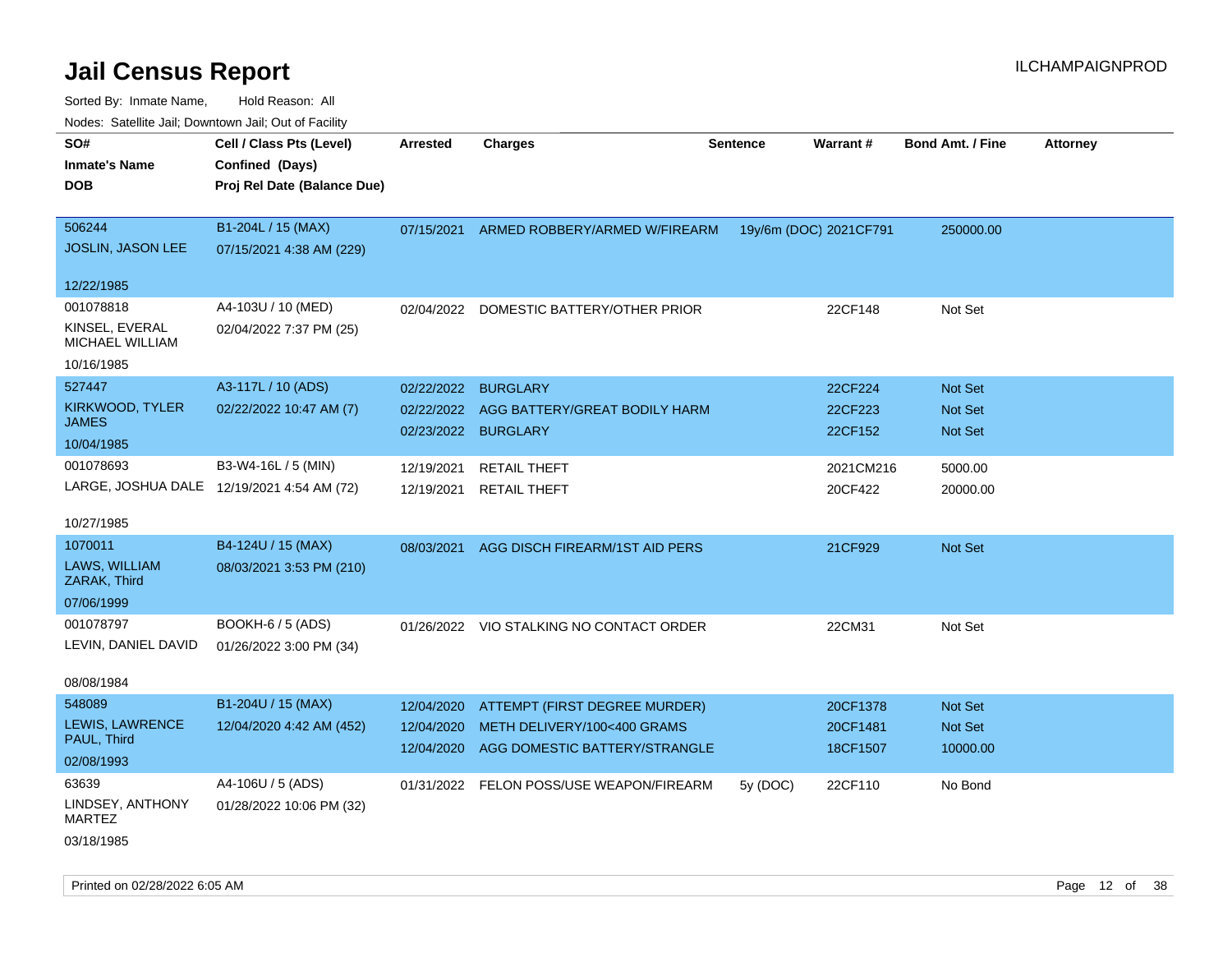# Jail Census Report

ILCHAMPAIGNPROD

Sorted By: Inmate Name, Hold Reason: All

Nodes: Satellite Jail; Downtown Jail; Out of Facility

| SO# / Inmate's Name / DOB | Cell / Class Pts (Level) / Confined (Days) / Proj Rel Date (Balance Due) | Arrested | Charges | Sentence | Warrant # | Bond Amt. / Fine | Attorney |
|---|---|---|---|---|---|---|---|
| 506244<br>JOSLIN, JASON LEE<br>12/22/1985 | B1-204L / 15 (MAX)<br>07/15/2021 4:38 AM (229) | 07/15/2021 | ARMED ROBBERY/ARMED W/FIREARM | 19y/6m (DOC) | 2021CF791 | 250000.00 | |
| 001078818<br>KINSEL, EVERAL MICHAEL WILLIAM<br>10/16/1985 | A4-103U / 10 (MED)<br>02/04/2022 7:37 PM (25) | 02/04/2022 | DOMESTIC BATTERY/OTHER PRIOR | | 22CF148 | Not Set | |
| 527447<br>KIRKWOOD, TYLER JAMES<br>10/04/1985 | A3-117L / 10 (ADS)<br>02/22/2022 10:47 AM (7) | 02/22/2022<br>02/22/2022<br>02/23/2022 | BURGLARY<br>AGG BATTERY/GREAT BODILY HARM<br>BURGLARY | | 22CF224<br>22CF223<br>22CF152 | Not Set<br>Not Set<br>Not Set | |
| 001078693<br>LARGE, JOSHUA DALE<br>10/27/1985 | B3-W4-16L / 5 (MIN)<br>12/19/2021 4:54 AM (72) | 12/19/2021<br>12/19/2021 | RETAIL THEFT<br>RETAIL THEFT | | 2021CM216<br>20CF422 | 5000.00<br>20000.00 | |
| 1070011<br>LAWS, WILLIAM ZARAK, Third<br>07/06/1999 | B4-124U / 15 (MAX)<br>08/03/2021 3:53 PM (210) | 08/03/2021 | AGG DISCH FIREARM/1ST AID PERS | | 21CF929 | Not Set | |
| 001078797<br>LEVIN, DANIEL DAVID<br>08/08/1984 | BOOKH-6 / 5 (ADS)<br>01/26/2022 3:00 PM (34) | 01/26/2022 | VIO STALKING NO CONTACT ORDER | | 22CM31 | Not Set | |
| 548089<br>LEWIS, LAWRENCE PAUL, Third<br>02/08/1993 | B1-204U / 15 (MAX)<br>12/04/2020 4:42 AM (452) | 12/04/2020<br>12/04/2020<br>12/04/2020 | ATTEMPT (FIRST DEGREE MURDER)<br>METH DELIVERY/100<400 GRAMS<br>AGG DOMESTIC BATTERY/STRANGLE | | 20CF1378<br>20CF1481<br>18CF1507 | Not Set<br>Not Set<br>10000.00 | |
| 63639<br>LINDSEY, ANTHONY MARTEZ<br>03/18/1985 | A4-106U / 5 (ADS)<br>01/28/2022 10:06 PM (32) | 01/31/2022 | FELON POSS/USE WEAPON/FIREARM | 5y (DOC) | 22CF110 | No Bond | |

Printed on 02/28/2022 6:05 AM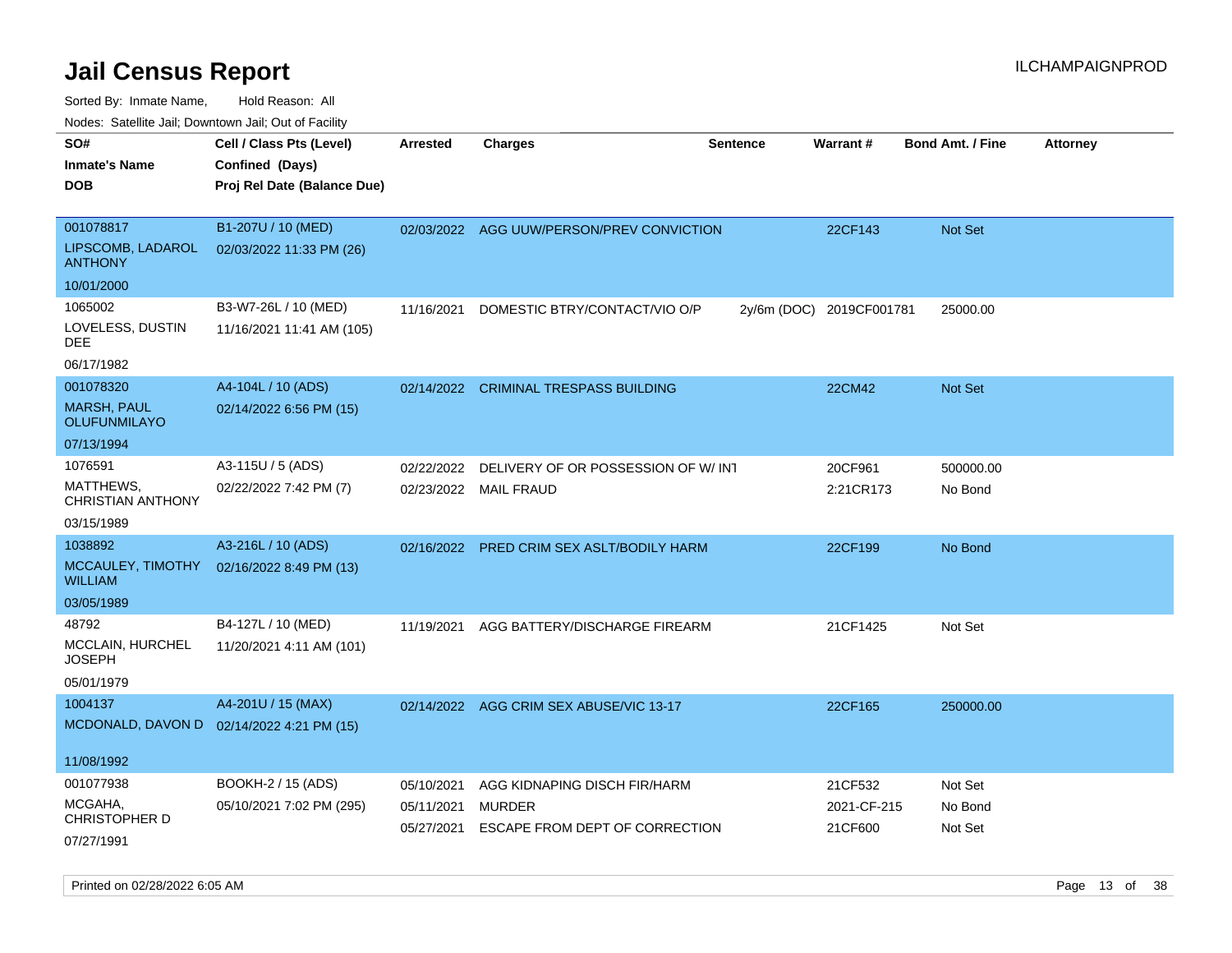# Jail Census Report

Sorted By: Inmate Name, Hold Reason: All

Nodes: Satellite Jail; Downtown Jail; Out of Facility

| SO# / Inmate's Name / DOB | Cell / Class Pts (Level) / Confined (Days) / Proj Rel Date (Balance Due) | Arrested | Charges | Sentence | Warrant # | Bond Amt. / Fine | Attorney |
|---|---|---|---|---|---|---|---|
| 001078817<br>LIPSCOMB, LADAROL ANTHONY<br>10/01/2000 | B1-207U / 10 (MED)<br>02/03/2022 11:33 PM (26) | 02/03/2022 | AGG UUW/PERSON/PREV CONVICTION | | 22CF143 | Not Set | |
| 1065002<br>LOVELESS, DUSTIN DEE<br>06/17/1982 | B3-W7-26L / 10 (MED)<br>11/16/2021 11:41 AM (105) | 11/16/2021 | DOMESTIC BTRY/CONTACT/VIO O/P | 2y/6m (DOC) | 2019CF001781 | 25000.00 | |
| 001078320<br>MARSH, PAUL OLUFUNMILAYO<br>07/13/1994 | A4-104L / 10 (ADS)<br>02/14/2022 6:56 PM (15) | 02/14/2022 | CRIMINAL TRESPASS BUILDING | | 22CM42 | Not Set | |
| 1076591<br>MATTHEWS, CHRISTIAN ANTHONY<br>03/15/1989 | A3-115U / 5 (ADS)<br>02/22/2022 7:42 PM (7) | 02/22/2022 | DELIVERY OF OR POSSESSION OF W/ INT | | 20CF961 | 500000.00 | |
| | | 02/23/2022 | MAIL FRAUD | | 2:21CR173 | No Bond | |
| 1038892<br>MCCAULEY, TIMOTHY WILLIAM<br>03/05/1989 | A3-216L / 10 (ADS)<br>02/16/2022 8:49 PM (13) | 02/16/2022 | PRED CRIM SEX ASLT/BODILY HARM | | 22CF199 | No Bond | |
| 48792<br>MCCLAIN, HURCHEL JOSEPH<br>05/01/1979 | B4-127L / 10 (MED)<br>11/20/2021 4:11 AM (101) | 11/19/2021 | AGG BATTERY/DISCHARGE FIREARM | | 21CF1425 | Not Set | |
| 1004137<br>MCDONALD, DAVON D<br>11/08/1992 | A4-201U / 15 (MAX)<br>02/14/2022 4:21 PM (15) | 02/14/2022 | AGG CRIM SEX ABUSE/VIC 13-17 | | 22CF165 | 250000.00 | |
| 001077938<br>MCGAHA, CHRISTOPHER D<br>07/27/1991 | BOOKH-2 / 15 (ADS)<br>05/10/2021 7:02 PM (295) | 05/10/2021 | AGG KIDNAPING DISCH FIR/HARM | | 21CF532 | Not Set | |
| | | 05/11/2021 | MURDER | | 2021-CF-215 | No Bond | |
| | | 05/27/2021 | ESCAPE FROM DEPT OF CORRECTION | | 21CF600 | Not Set | |

Printed on 02/28/2022 6:05 AM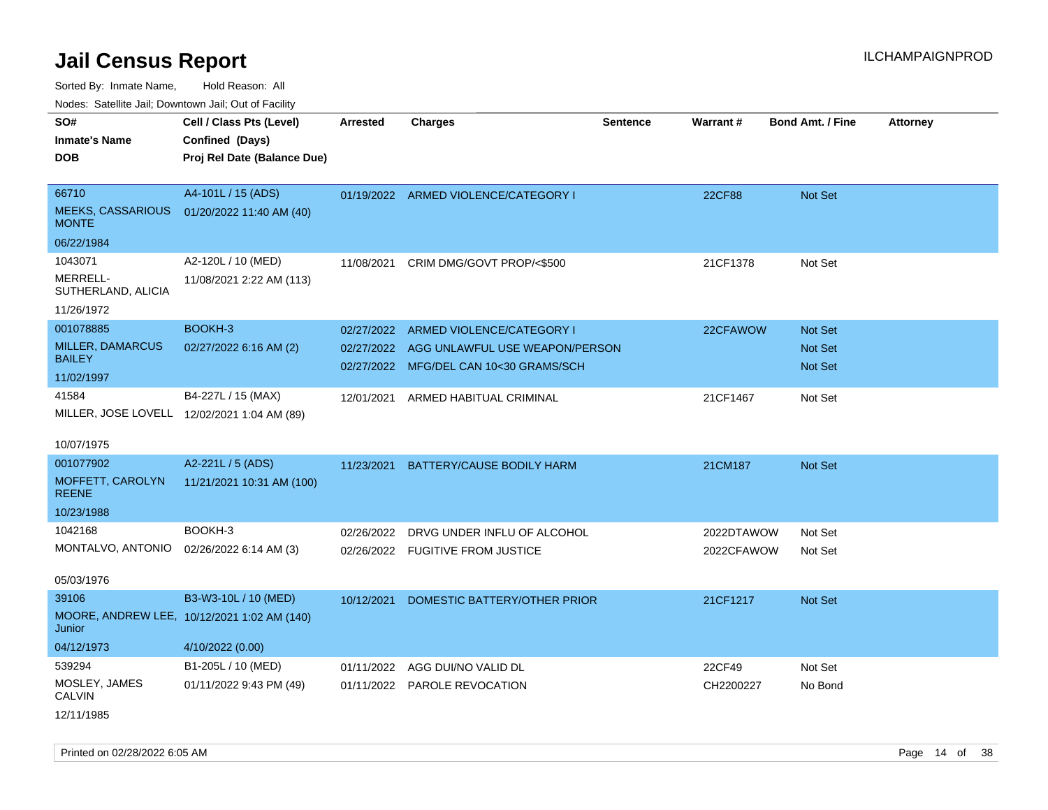# Jail Census Report

Sorted By: Inmate Name, Hold Reason: All

Nodes: Satellite Jail; Downtown Jail; Out of Facility

| SO# / Inmate's Name / DOB | Cell / Class Pts (Level) / Confined (Days) / Proj Rel Date (Balance Due) | Arrested | Charges | Sentence | Warrant # | Bond Amt. / Fine | Attorney |
|---|---|---|---|---|---|---|---|
| 66710<br>MEEKS, CASSARIOUS MONTE<br>06/22/1984 | A4-101L / 15 (ADS)<br>01/20/2022 11:40 AM (40) | 01/19/2022 | ARMED VIOLENCE/CATEGORY I | | 22CF88 | Not Set | |
| 1043071<br>MERRELL-SUTHERLAND, ALICIA<br>11/26/1972 | A2-120L / 10 (MED)<br>11/08/2021 2:22 AM (113) | 11/08/2021 | CRIM DMG/GOVT PROP/<$500 | | 21CF1378 | Not Set | |
| 001078885<br>MILLER, DAMARCUS BAILEY<br>11/02/1997 | BOOKH-3<br>02/27/2022 6:16 AM (2) | 02/27/2022<br>02/27/2022<br>02/27/2022 | ARMED VIOLENCE/CATEGORY I<br>AGG UNLAWFUL USE WEAPON/PERSON<br>MFG/DEL CAN 10<30 GRAMS/SCH | | 22CFAWOW | Not Set<br>Not Set<br>Not Set | |
| 41584<br>MILLER, JOSE LOVELL<br>10/07/1975 | B4-227L / 15 (MAX)<br>12/02/2021 1:04 AM (89) | 12/01/2021 | ARMED HABITUAL CRIMINAL | | 21CF1467 | Not Set | |
| 001077902<br>MOFFETT, CAROLYN REENE<br>10/23/1988 | A2-221L / 5 (ADS)<br>11/21/2021 10:31 AM (100) | 11/23/2021 | BATTERY/CAUSE BODILY HARM | | 21CM187 | Not Set | |
| 1042168<br>MONTALVO, ANTONIO<br>05/03/1976 | BOOKH-3<br>02/26/2022 6:14 AM (3) | 02/26/2022<br>02/26/2022 | DRVG UNDER INFLU OF ALCOHOL<br>FUGITIVE FROM JUSTICE | | 2022DTAWOW<br>2022CFAWOW | Not Set<br>Not Set | |
| 39106<br>MOORE, ANDREW LEE, Junior<br>04/12/1973 | B3-W3-10L / 10 (MED)<br>10/12/2021 1:02 AM (140)<br>4/10/2022 (0.00) | 10/12/2021 | DOMESTIC BATTERY/OTHER PRIOR | | 21CF1217 | Not Set | |
| 539294<br>MOSLEY, JAMES CALVIN<br>12/11/1985 | B1-205L / 10 (MED)<br>01/11/2022 9:43 PM (49) | 01/11/2022<br>01/11/2022 | AGG DUI/NO VALID DL<br>PAROLE REVOCATION | | 22CF49<br>CH2200227 | Not Set<br>No Bond | |

Printed on 02/28/2022 6:05 AM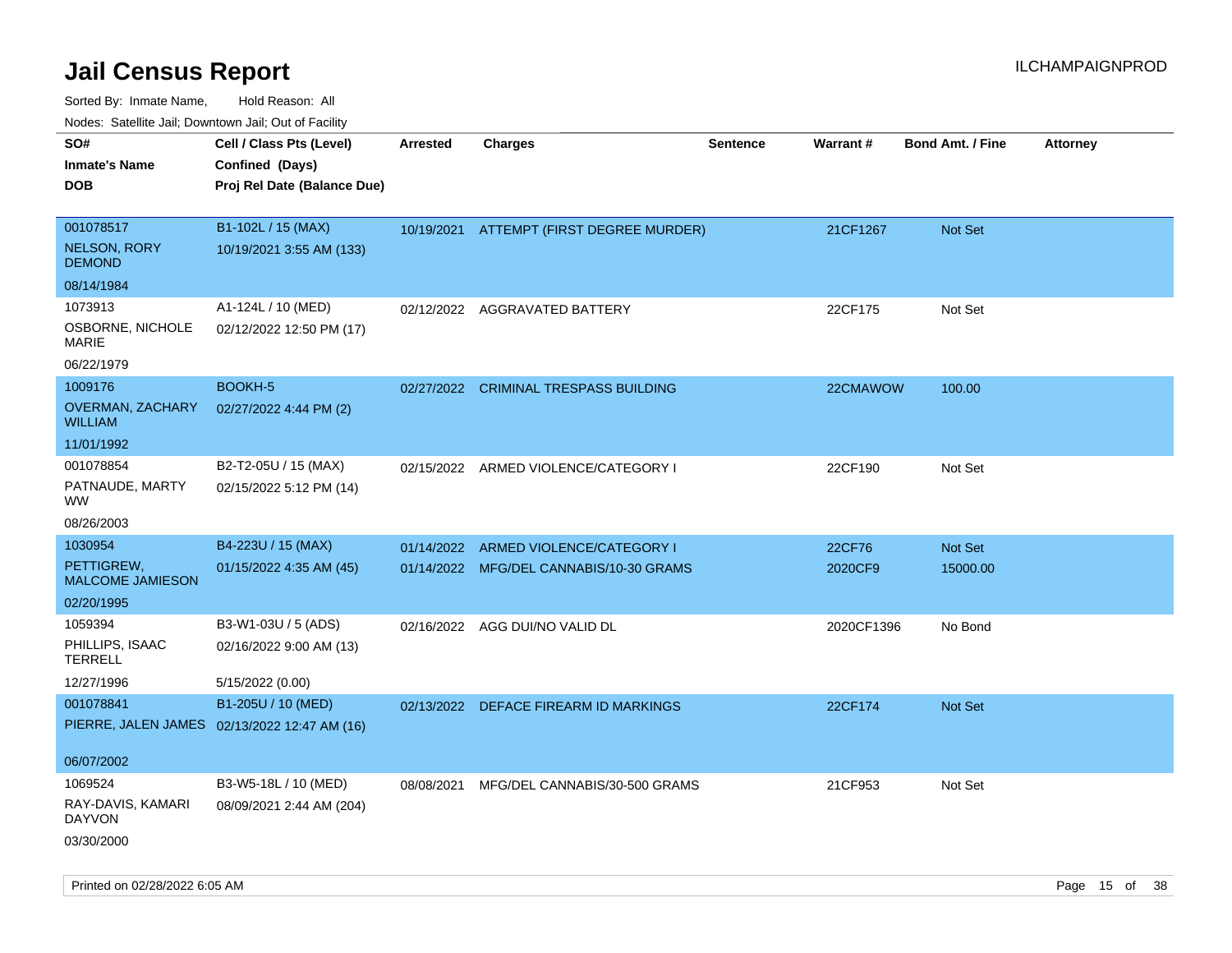# Jail Census Report

ILCHAMPAIGNPROD

Sorted By: Inmate Name, Hold Reason: All

Nodes: Satellite Jail; Downtown Jail; Out of Facility

| SO# / Inmate's Name / DOB | Cell / Class Pts (Level) / Confined (Days) / Proj Rel Date (Balance Due) | Arrested | Charges | Sentence | Warrant # | Bond Amt. / Fine | Attorney |
|---|---|---|---|---|---|---|---|
| 001078517<br>NELSON, RORY DEMOND<br>08/14/1984 | B1-102L / 15 (MAX)<br>10/19/2021 3:55 AM (133) | 10/19/2021 | ATTEMPT (FIRST DEGREE MURDER) | | 21CF1267 | Not Set | |
| 1073913<br>OSBORNE, NICHOLE MARIE<br>06/22/1979 | A1-124L / 10 (MED)<br>02/12/2022 12:50 PM (17) | 02/12/2022 | AGGRAVATED BATTERY | | 22CF175 | Not Set | |
| 1009176<br>OVERMAN, ZACHARY WILLIAM<br>11/01/1992 | BOOKH-5<br>02/27/2022 4:44 PM (2) | 02/27/2022 | CRIMINAL TRESPASS BUILDING | | 22CMAWOW | 100.00 | |
| 001078854<br>PATNAUDE, MARTY WW<br>08/26/2003 | B2-T2-05U / 15 (MAX)<br>02/15/2022 5:12 PM (14) | 02/15/2022 | ARMED VIOLENCE/CATEGORY I | | 22CF190 | Not Set | |
| 1030954<br>PETTIGREW, MALCOME JAMIESON<br>02/20/1995 | B4-223U / 15 (MAX)<br>01/15/2022 4:35 AM (45) | 01/14/2022<br>01/14/2022 | ARMED VIOLENCE/CATEGORY I<br>MFG/DEL CANNABIS/10-30 GRAMS | | 22CF76<br>2020CF9 | Not Set<br>15000.00 | |
| 1059394<br>PHILLIPS, ISAAC TERRELL<br>12/27/1996 | B3-W1-03U / 5 (ADS)<br>02/16/2022 9:00 AM (13)<br>5/15/2022 (0.00) | 02/16/2022 | AGG DUI/NO VALID DL | | 2020CF1396 | No Bond | |
| 001078841<br>PIERRE, JALEN JAMES<br>06/07/2002 | B1-205U / 10 (MED)<br>02/13/2022 12:47 AM (16) | 02/13/2022 | DEFACE FIREARM ID MARKINGS | | 22CF174 | Not Set | |
| 1069524<br>RAY-DAVIS, KAMARI DAYVON<br>03/30/2000 | B3-W5-18L / 10 (MED)<br>08/09/2021 2:44 AM (204) | 08/08/2021 | MFG/DEL CANNABIS/30-500 GRAMS | | 21CF953 | Not Set | |

Printed on 02/28/2022 6:05 AM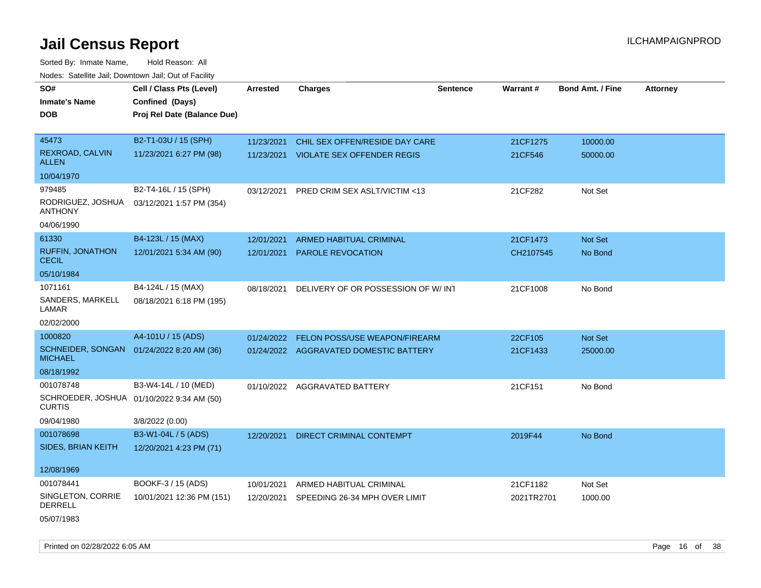# Jail Census Report

Sorted By: Inmate Name, Hold Reason: All

Nodes: Satellite Jail; Downtown Jail; Out of Facility

| SO# / Inmate's Name / DOB | Cell / Class Pts (Level) / Confined (Days) / Proj Rel Date (Balance Due) | Arrested | Charges | Sentence | Warrant # | Bond Amt. / Fine | Attorney |
|---|---|---|---|---|---|---|---|
| 45473<br>REXROAD, CALVIN ALLEN<br>10/04/1970 | B2-T1-03U / 15 (SPH)<br>11/23/2021 6:27 PM (98) | 11/23/2021<br>11/23/2021 | CHIL SEX OFFEN/RESIDE DAY CARE<br>VIOLATE SEX OFFENDER REGIS | | 21CF1275<br>21CF546 | 10000.00<br>50000.00 | |
| 979485<br>RODRIGUEZ, JOSHUA ANTHONY<br>04/06/1990 | B2-T4-16L / 15 (SPH)<br>03/12/2021 1:57 PM (354) | 03/12/2021 | PRED CRIM SEX ASLT/VICTIM <13 | | 21CF282 | Not Set | |
| 61330<br>RUFFIN, JONATHON CECIL<br>05/10/1984 | B4-123L / 15 (MAX)<br>12/01/2021 5:34 AM (90) | 12/01/2021<br>12/01/2021 | ARMED HABITUAL CRIMINAL<br>PAROLE REVOCATION | | 21CF1473<br>CH2107545 | Not Set<br>No Bond | |
| 1071161<br>SANDERS, MARKELL LAMAR<br>02/02/2000 | B4-124L / 15 (MAX)<br>08/18/2021 6:18 PM (195) | 08/18/2021 | DELIVERY OF OR POSSESSION OF W/ INT | | 21CF1008 | No Bond | |
| 1000820<br>SCHNEIDER, SONGAN MICHAEL<br>08/18/1992 | A4-101U / 15 (ADS)<br>01/24/2022 8:20 AM (36) | 01/24/2022<br>01/24/2022 | FELON POSS/USE WEAPON/FIREARM<br>AGGRAVATED DOMESTIC BATTERY | | 22CF105<br>21CF1433 | Not Set<br>25000.00 | |
| 001078748<br>SCHROEDER, JOSHUA CURTIS<br>09/04/1980 | B3-W4-14L / 10 (MED)<br>01/10/2022 9:34 AM (50)<br>3/8/2022 (0.00) | 01/10/2022 | AGGRAVATED BATTERY | | 21CF151 | No Bond | |
| 001078698<br>SIDES, BRIAN KEITH<br>12/08/1969 | B3-W1-04L / 5 (ADS)<br>12/20/2021 4:23 PM (71) | 12/20/2021 | DIRECT CRIMINAL CONTEMPT | | 2019F44 | No Bond | |
| 001078441<br>SINGLETON, CORRIE DERRELL<br>05/07/1983 | BOOKF-3 / 15 (ADS)<br>10/01/2021 12:36 PM (151) | 10/01/2021<br>12/20/2021 | ARMED HABITUAL CRIMINAL<br>SPEEDING 26-34 MPH OVER LIMIT | | 21CF1182<br>2021TR2701 | Not Set<br>1000.00 | |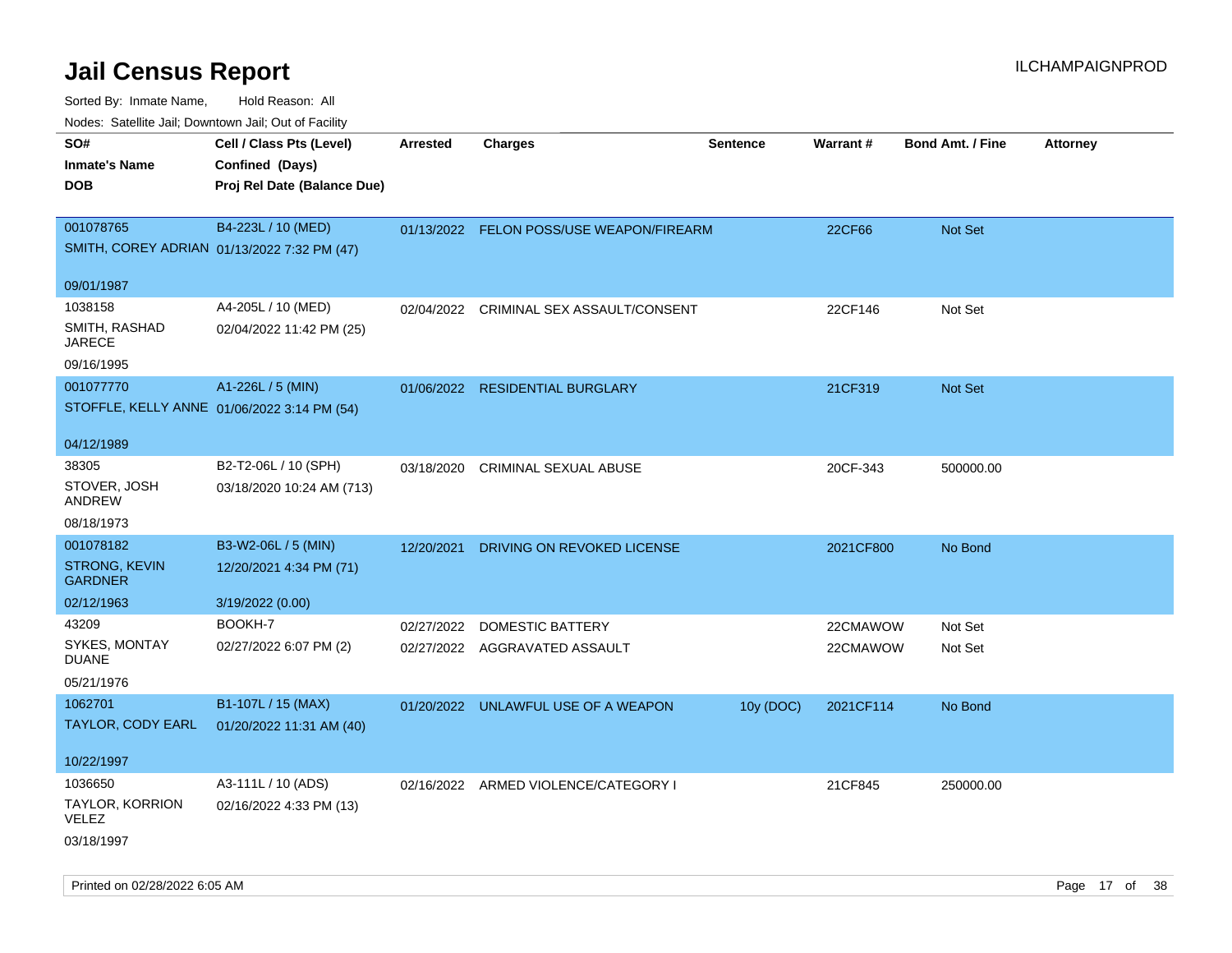# Jail Census Report

ILCHAMPAIGNPROD

Sorted By: Inmate Name, Hold Reason: All

Nodes: Satellite Jail; Downtown Jail; Out of Facility

| SO# / Inmate's Name / DOB | Cell / Class Pts (Level) / Confined (Days) / Proj Rel Date (Balance Due) | Arrested | Charges | Sentence | Warrant # | Bond Amt. / Fine | Attorney |
|---|---|---|---|---|---|---|---|
| 001078765<br>SMITH, COREY ADRIAN<br>09/01/1987 | B4-223L / 10 (MED)<br>01/13/2022 7:32 PM (47) | 01/13/2022 | FELON POSS/USE WEAPON/FIREARM | | 22CF66 | Not Set | |
| 1038158<br>SMITH, RASHAD JARECE<br>09/16/1995 | A4-205L / 10 (MED)<br>02/04/2022 11:42 PM (25) | 02/04/2022 | CRIMINAL SEX ASSAULT/CONSENT | | 22CF146 | Not Set | |
| 001077770<br>STOFFLE, KELLY ANNE<br>04/12/1989 | A1-226L / 5 (MIN)<br>01/06/2022 3:14 PM (54) | 01/06/2022 | RESIDENTIAL BURGLARY | | 21CF319 | Not Set | |
| 38305<br>STOVER, JOSH ANDREW<br>08/18/1973 | B2-T2-06L / 10 (SPH)<br>03/18/2020 10:24 AM (713) | 03/18/2020 | CRIMINAL SEXUAL ABUSE | | 20CF-343 | 500000.00 | |
| 001078182<br>STRONG, KEVIN GARDNER<br>02/12/1963 | B3-W2-06L / 5 (MIN)<br>12/20/2021 4:34 PM (71)<br>3/19/2022 (0.00) | 12/20/2021 | DRIVING ON REVOKED LICENSE | | 2021CF800 | No Bond | |
| 43209<br>SYKES, MONTAY DUANE<br>05/21/1976 | BOOKH-7<br>02/27/2022 6:07 PM (2) | 02/27/2022<br>02/27/2022 | DOMESTIC BATTERY<br>AGGRAVATED ASSAULT | | 22CMAWOW<br>22CMAWOW | Not Set<br>Not Set | |
| 1062701<br>TAYLOR, CODY EARL<br>10/22/1997 | B1-107L / 15 (MAX)<br>01/20/2022 11:31 AM (40) | 01/20/2022 | UNLAWFUL USE OF A WEAPON | 10y (DOC) | 2021CF114 | No Bond | |
| 1036650<br>TAYLOR, KORRION VELEZ<br>03/18/1997 | A3-111L / 10 (ADS)<br>02/16/2022 4:33 PM (13) | 02/16/2022 | ARMED VIOLENCE/CATEGORY I | | 21CF845 | 250000.00 | |

Printed on 02/28/2022 6:05 AM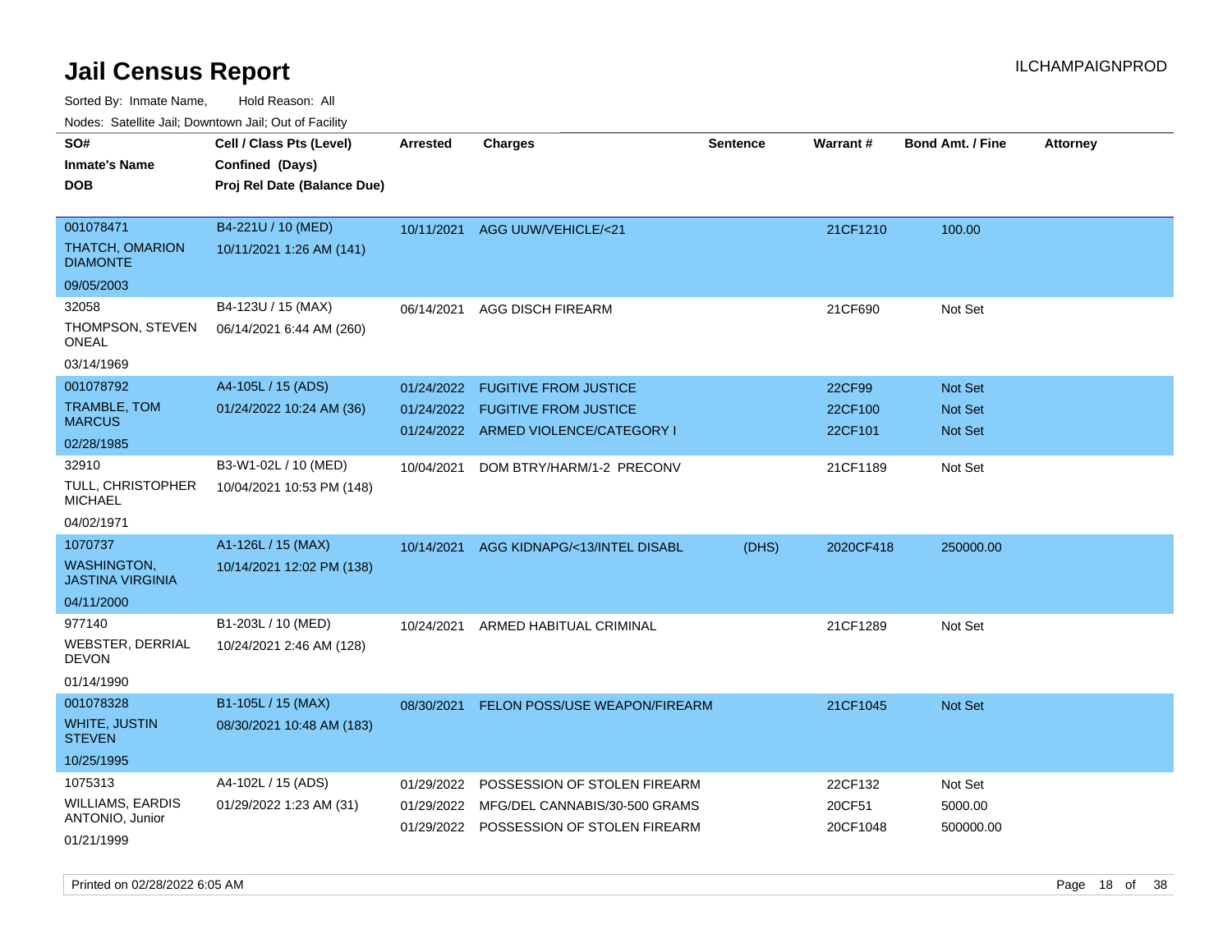# Jail Census Report

ILCHAMPAIGNPROD

Sorted By: Inmate Name, Hold Reason: All

Nodes: Satellite Jail; Downtown Jail; Out of Facility

| SO# / Inmate's Name / DOB | Cell / Class Pts (Level) / Confined (Days) / Proj Rel Date (Balance Due) | Arrested | Charges | Sentence | Warrant # | Bond Amt. / Fine | Attorney |
|---|---|---|---|---|---|---|---|
| 001078471<br>THATCH, OMARION DIAMONTE<br>09/05/2003 | B4-221U / 10 (MED)<br>10/11/2021 1:26 AM (141) | 10/11/2021 | AGG UUW/VEHICLE/<21 | | 21CF1210 | 100.00 | |
| 32058<br>THOMPSON, STEVEN ONEAL<br>03/14/1969 | B4-123U / 15 (MAX)<br>06/14/2021 6:44 AM (260) | 06/14/2021 | AGG DISCH FIREARM | | 21CF690 | Not Set | |
| 001078792<br>TRAMBLE, TOM MARCUS<br>02/28/1985 | A4-105L / 15 (ADS)<br>01/24/2022 10:24 AM (36) | 01/24/2022<br>01/24/2022<br>01/24/2022 | FUGITIVE FROM JUSTICE<br>FUGITIVE FROM JUSTICE<br>ARMED VIOLENCE/CATEGORY I | | 22CF99<br>22CF100<br>22CF101 | Not Set<br>Not Set<br>Not Set | |
| 32910<br>TULL, CHRISTOPHER MICHAEL<br>04/02/1971 | B3-W1-02L / 10 (MED)<br>10/04/2021 10:53 PM (148) | 10/04/2021 | DOM BTRY/HARM/1-2 PRECONV | | 21CF1189 | Not Set | |
| 1070737<br>WASHINGTON, JASTINA VIRGINIA<br>04/11/2000 | A1-126L / 15 (MAX)<br>10/14/2021 12:02 PM (138) | 10/14/2021 | AGG KIDNAPG/<13/INTEL DISABL | (DHS) | 2020CF418 | 250000.00 | |
| 977140<br>WEBSTER, DERRIAL DEVON<br>01/14/1990 | B1-203L / 10 (MED)<br>10/24/2021 2:46 AM (128) | 10/24/2021 | ARMED HABITUAL CRIMINAL | | 21CF1289 | Not Set | |
| 001078328<br>WHITE, JUSTIN STEVEN<br>10/25/1995 | B1-105L / 15 (MAX)<br>08/30/2021 10:48 AM (183) | 08/30/2021 | FELON POSS/USE WEAPON/FIREARM | | 21CF1045 | Not Set | |
| 1075313<br>WILLIAMS, EARDIS ANTONIO, Junior<br>01/21/1999 | A4-102L / 15 (ADS)<br>01/29/2022 1:23 AM (31) | 01/29/2022<br>01/29/2022<br>01/29/2022 | POSSESSION OF STOLEN FIREARM<br>MFG/DEL CANNABIS/30-500 GRAMS<br>POSSESSION OF STOLEN FIREARM | | 22CF132<br>20CF51<br>20CF1048 | Not Set<br>5000.00<br>500000.00 | |

Printed on 02/28/2022 6:05 AM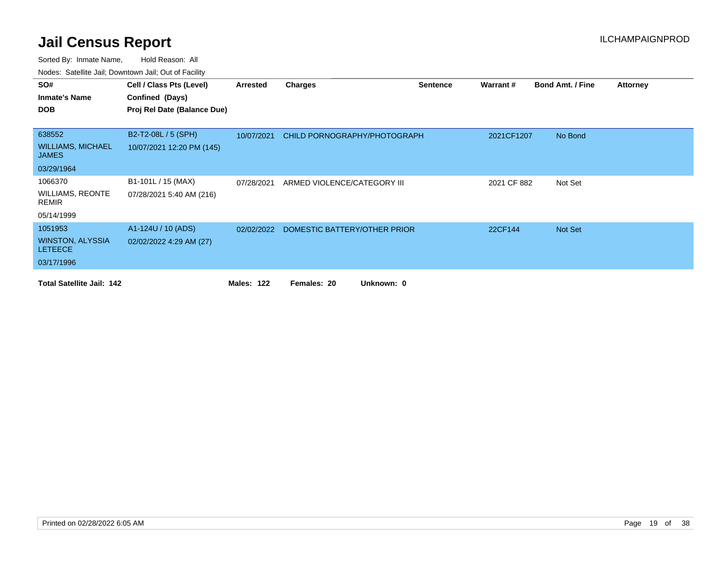# Jail Census Report

ILCHAMPAIGNPROD

Sorted By: Inmate Name, Hold Reason: All

Nodes: Satellite Jail; Downtown Jail; Out of Facility

| SO# / Inmate's Name / DOB | Cell / Class Pts (Level) / Confined (Days) / Proj Rel Date (Balance Due) | Arrested | Charges | Sentence | Warrant # | Bond Amt. / Fine | Attorney |
|---|---|---|---|---|---|---|---|
| 638552<br>WILLIAMS, MICHAEL JAMES<br>03/29/1964 | B2-T2-08L / 5 (SPH)<br>10/07/2021 12:20 PM (145) | 10/07/2021 | CHILD PORNOGRAPHY/PHOTOGRAPH | | 2021CF1207 | No Bond | |
| 1066370<br>WILLIAMS, REONTE REMIR<br>05/14/1999 | B1-101L / 15 (MAX)<br>07/28/2021 5:40 AM (216) | 07/28/2021 | ARMED VIOLENCE/CATEGORY III | | 2021 CF 882 | Not Set | |
| 1051953<br>WINSTON, ALYSSIA LETEECE<br>03/17/1996 | A1-124U / 10 (ADS)<br>02/02/2022 4:29 AM (27) | 02/02/2022 | DOMESTIC BATTERY/OTHER PRIOR | | 22CF144 | Not Set | |

**Total Satellite Jail: 142** **Males: 122** **Females: 20** **Unknown: 0**

Printed on 02/28/2022 6:05 AM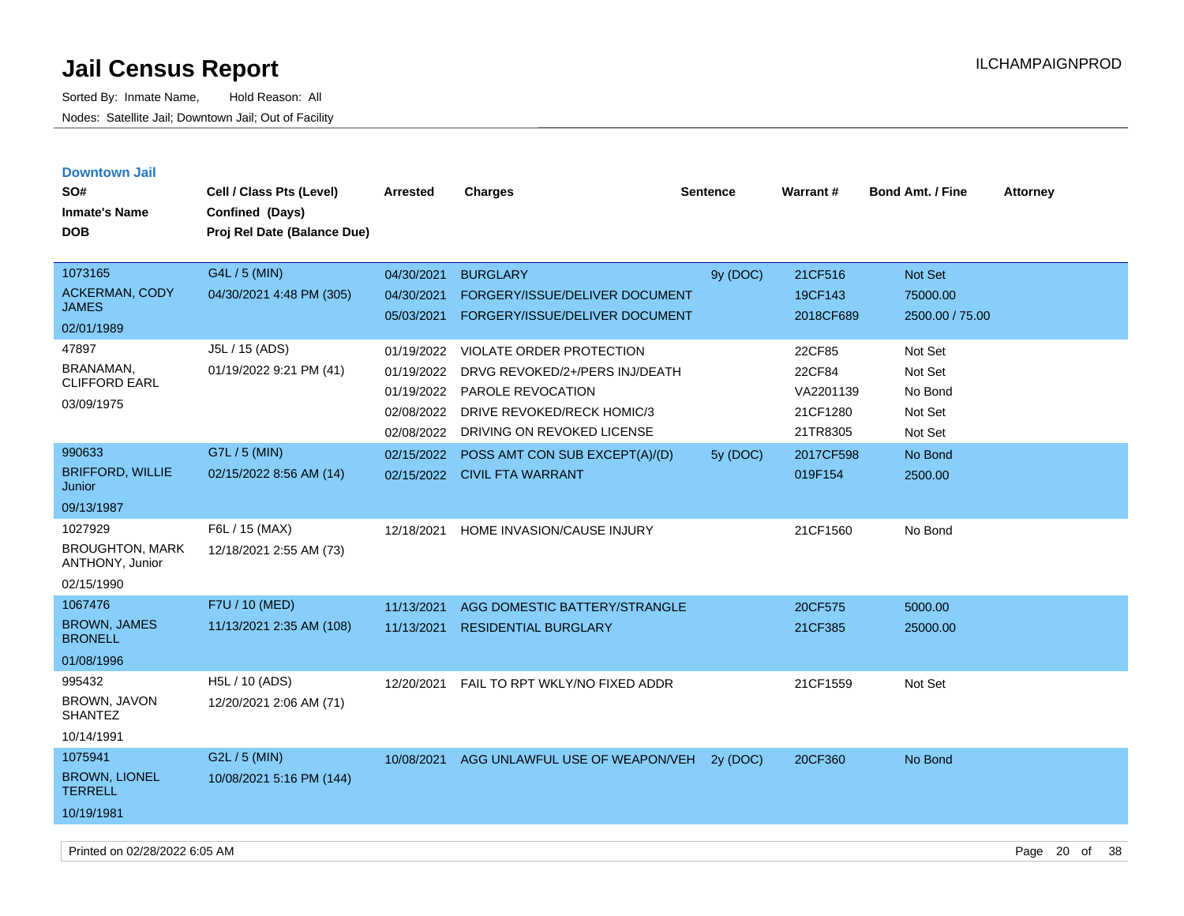# Jail Census Report

ILCHAMPAIGNPROD

Sorted By: Inmate Name, Hold Reason: All

Nodes: Satellite Jail; Downtown Jail; Out of Facility

## Downtown Jail

| SO# / Inmate's Name / DOB | Cell / Class Pts (Level) / Confined (Days) / Proj Rel Date (Balance Due) | Arrested | Charges | Sentence | Warrant # | Bond Amt. / Fine | Attorney |
|---|---|---|---|---|---|---|---|
| 1073165 ACKERMAN, CODY JAMES 02/01/1989 | G4L / 5 (MIN) 04/30/2021 4:48 PM (305) | 04/30/2021 | BURGLARY | 9y (DOC) | 21CF516 | Not Set | |
| | | 04/30/2021 | FORGERY/ISSUE/DELIVER DOCUMENT | | 19CF143 | 75000.00 | |
| | | 05/03/2021 | FORGERY/ISSUE/DELIVER DOCUMENT | | 2018CF689 | 2500.00 / 75.00 | |
| 47897 BRANAMAN, CLIFFORD EARL 03/09/1975 | J5L / 15 (ADS) 01/19/2022 9:21 PM (41) | 01/19/2022 | VIOLATE ORDER PROTECTION | | 22CF85 | Not Set | |
| | | 01/19/2022 | DRVG REVOKED/2+/PERS INJ/DEATH | | 22CF84 | Not Set | |
| | | 01/19/2022 | PAROLE REVOCATION | | VA2201139 | No Bond | |
| | | 02/08/2022 | DRIVE REVOKED/RECK HOMIC/3 | | 21CF1280 | Not Set | |
| | | 02/08/2022 | DRIVING ON REVOKED LICENSE | | 21TR8305 | Not Set | |
| 990633 BRIFFORD, WILLIE Junior 09/13/1987 | G7L / 5 (MIN) 02/15/2022 8:56 AM (14) | 02/15/2022 | POSS AMT CON SUB EXCEPT(A)/(D) | 5y (DOC) | 2017CF598 | No Bond | |
| | | 02/15/2022 | CIVIL FTA WARRANT | | 019F154 | 2500.00 | |
| 1027929 BROUGHTON, MARK ANTHONY, Junior 02/15/1990 | F6L / 15 (MAX) 12/18/2021 2:55 AM (73) | 12/18/2021 | HOME INVASION/CAUSE INJURY | | 21CF1560 | No Bond | |
| 1067476 BROWN, JAMES BRONELL 01/08/1996 | F7U / 10 (MED) 11/13/2021 2:35 AM (108) | 11/13/2021 | AGG DOMESTIC BATTERY/STRANGLE | | 20CF575 | 5000.00 | |
| | | 11/13/2021 | RESIDENTIAL BURGLARY | | 21CF385 | 25000.00 | |
| 995432 BROWN, JAVON SHANTEZ 10/14/1991 | H5L / 10 (ADS) 12/20/2021 2:06 AM (71) | 12/20/2021 | FAIL TO RPT WKLY/NO FIXED ADDR | | 21CF1559 | Not Set | |
| 1075941 BROWN, LIONEL TERRELL 10/19/1981 | G2L / 5 (MIN) 10/08/2021 5:16 PM (144) | 10/08/2021 | AGG UNLAWFUL USE OF WEAPON/VEH | 2y (DOC) | 20CF360 | No Bond | |

Printed on 02/28/2022 6:05 AM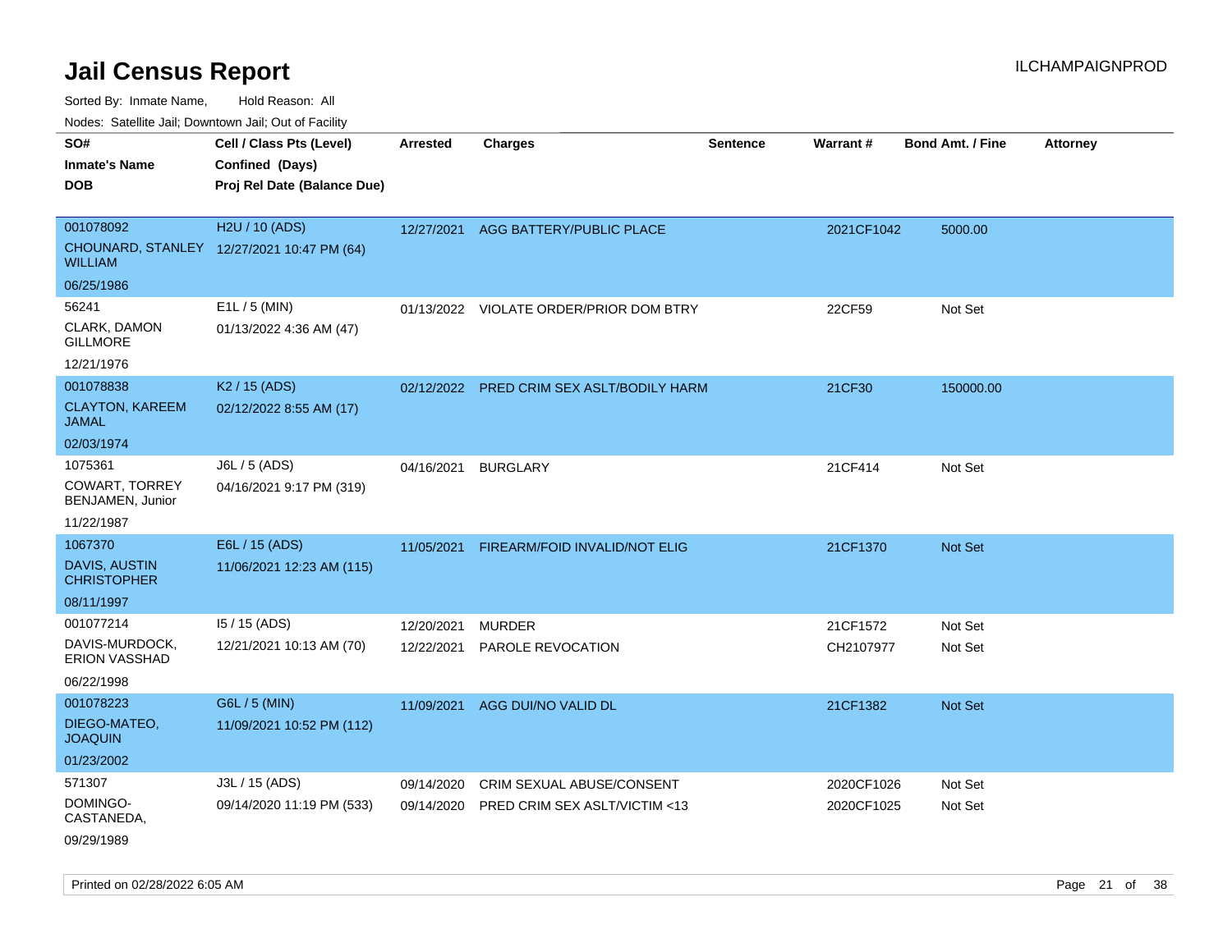# Jail Census Report

ILCHAMPAIGNPROD

Sorted By: Inmate Name, Hold Reason: All

Nodes: Satellite Jail; Downtown Jail; Out of Facility

| SO# / Inmate's Name / DOB | Cell / Class Pts (Level) / Confined (Days) / Proj Rel Date (Balance Due) | Arrested | Charges | Sentence | Warrant # | Bond Amt. / Fine | Attorney |
|---|---|---|---|---|---|---|---|
| 001078092 CHOUNARD, STANLEY WILLIAM 06/25/1986 | H2U / 10 (ADS) 12/27/2021 10:47 PM (64) | 12/27/2021 | AGG BATTERY/PUBLIC PLACE | | 2021CF1042 | 5000.00 | |
| 56241 CLARK, DAMON GILLMORE 12/21/1976 | E1L / 5 (MIN) 01/13/2022 4:36 AM (47) | 01/13/2022 | VIOLATE ORDER/PRIOR DOM BTRY | | 22CF59 | Not Set | |
| 001078838 CLAYTON, KAREEM JAMAL 02/03/1974 | K2 / 15 (ADS) 02/12/2022 8:55 AM (17) | 02/12/2022 | PRED CRIM SEX ASLT/BODILY HARM | | 21CF30 | 150000.00 | |
| 1075361 COWART, TORREY BENJAMEN, Junior 11/22/1987 | J6L / 5 (ADS) 04/16/2021 9:17 PM (319) | 04/16/2021 | BURGLARY | | 21CF414 | Not Set | |
| 1067370 DAVIS, AUSTIN CHRISTOPHER 08/11/1997 | E6L / 15 (ADS) 11/06/2021 12:23 AM (115) | 11/05/2021 | FIREARM/FOID INVALID/NOT ELIG | | 21CF1370 | Not Set | |
| 001077214 DAVIS-MURDOCK, ERION VASSHAD 06/22/1998 | I5 / 15 (ADS) 12/21/2021 10:13 AM (70) | 12/20/2021 | MURDER | | 21CF1572 | Not Set | |
| | | 12/22/2021 | PAROLE REVOCATION | | CH2107977 | Not Set | |
| 001078223 DIEGO-MATEO, JOAQUIN 01/23/2002 | G6L / 5 (MIN) 11/09/2021 10:52 PM (112) | 11/09/2021 | AGG DUI/NO VALID DL | | 21CF1382 | Not Set | |
| 571307 DOMINGO-CASTANEDA, 09/29/1989 | J3L / 15 (ADS) 09/14/2020 11:19 PM (533) | 09/14/2020 | CRIM SEXUAL ABUSE/CONSENT | | 2020CF1026 | Not Set | |
| | | 09/14/2020 | PRED CRIM SEX ASLT/VICTIM <13 | | 2020CF1025 | Not Set | |

Printed on 02/28/2022 6:05 AM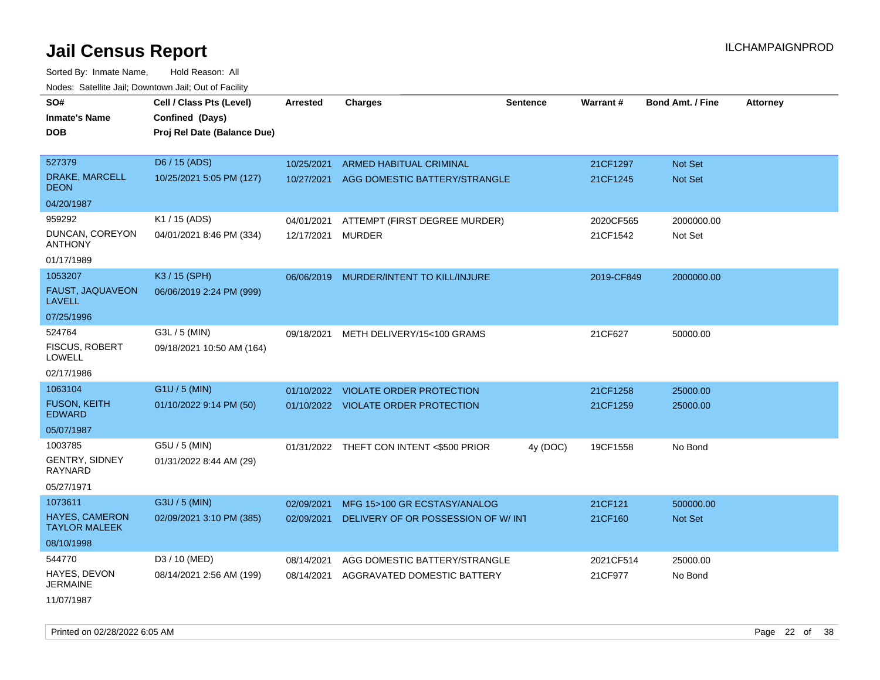# Jail Census Report

Sorted By: Inmate Name, Hold Reason: All

Nodes: Satellite Jail; Downtown Jail; Out of Facility

| SO# / Inmate's Name / DOB | Cell / Class Pts (Level) / Confined (Days) / Proj Rel Date (Balance Due) | Arrested | Charges | Sentence | Warrant # | Bond Amt. / Fine | Attorney |
|---|---|---|---|---|---|---|---|
| 527379 DRAKE, MARCELL DEON 04/20/1987 | D6 / 15 (ADS) 10/25/2021 5:05 PM (127) | 10/25/2021 | ARMED HABITUAL CRIMINAL | | 21CF1297 | Not Set | |
| | | 10/27/2021 | AGG DOMESTIC BATTERY/STRANGLE | | 21CF1245 | Not Set | |
| 959292 DUNCAN, COREYON ANTHONY 01/17/1989 | K1 / 15 (ADS) 04/01/2021 8:46 PM (334) | 04/01/2021 | ATTEMPT (FIRST DEGREE MURDER) | | 2020CF565 | 2000000.00 | |
| | | 12/17/2021 | MURDER | | 21CF1542 | Not Set | |
| 1053207 FAUST, JAQUAVEON LAVELL 07/25/1996 | K3 / 15 (SPH) 06/06/2019 2:24 PM (999) | 06/06/2019 | MURDER/INTENT TO KILL/INJURE | | 2019-CF849 | 2000000.00 | |
| 524764 FISCUS, ROBERT LOWELL 02/17/1986 | G3L / 5 (MIN) 09/18/2021 10:50 AM (164) | 09/18/2021 | METH DELIVERY/15<100 GRAMS | | 21CF627 | 50000.00 | |
| 1063104 FUSON, KEITH EDWARD 05/07/1987 | G1U / 5 (MIN) 01/10/2022 9:14 PM (50) | 01/10/2022 | VIOLATE ORDER PROTECTION | | 21CF1258 | 25000.00 | |
| | | 01/10/2022 | VIOLATE ORDER PROTECTION | | 21CF1259 | 25000.00 | |
| 1003785 GENTRY, SIDNEY RAYNARD 05/27/1971 | G5U / 5 (MIN) 01/31/2022 8:44 AM (29) | 01/31/2022 | THEFT CON INTENT <$500 PRIOR | 4y (DOC) | 19CF1558 | No Bond | |
| 1073611 HAYES, CAMERON TAYLOR MALEEK 08/10/1998 | G3U / 5 (MIN) 02/09/2021 3:10 PM (385) | 02/09/2021 | MFG 15>100 GR ECSTASY/ANALOG | | 21CF121 | 500000.00 | |
| | | 02/09/2021 | DELIVERY OF OR POSSESSION OF W/ INT | | 21CF160 | Not Set | |
| 544770 HAYES, DEVON JERMAINE 11/07/1987 | D3 / 10 (MED) 08/14/2021 2:56 AM (199) | 08/14/2021 | AGG DOMESTIC BATTERY/STRANGLE | | 2021CF514 | 25000.00 | |
| | | 08/14/2021 | AGGRAVATED DOMESTIC BATTERY | | 21CF977 | No Bond | |

Printed on 02/28/2022 6:05 AM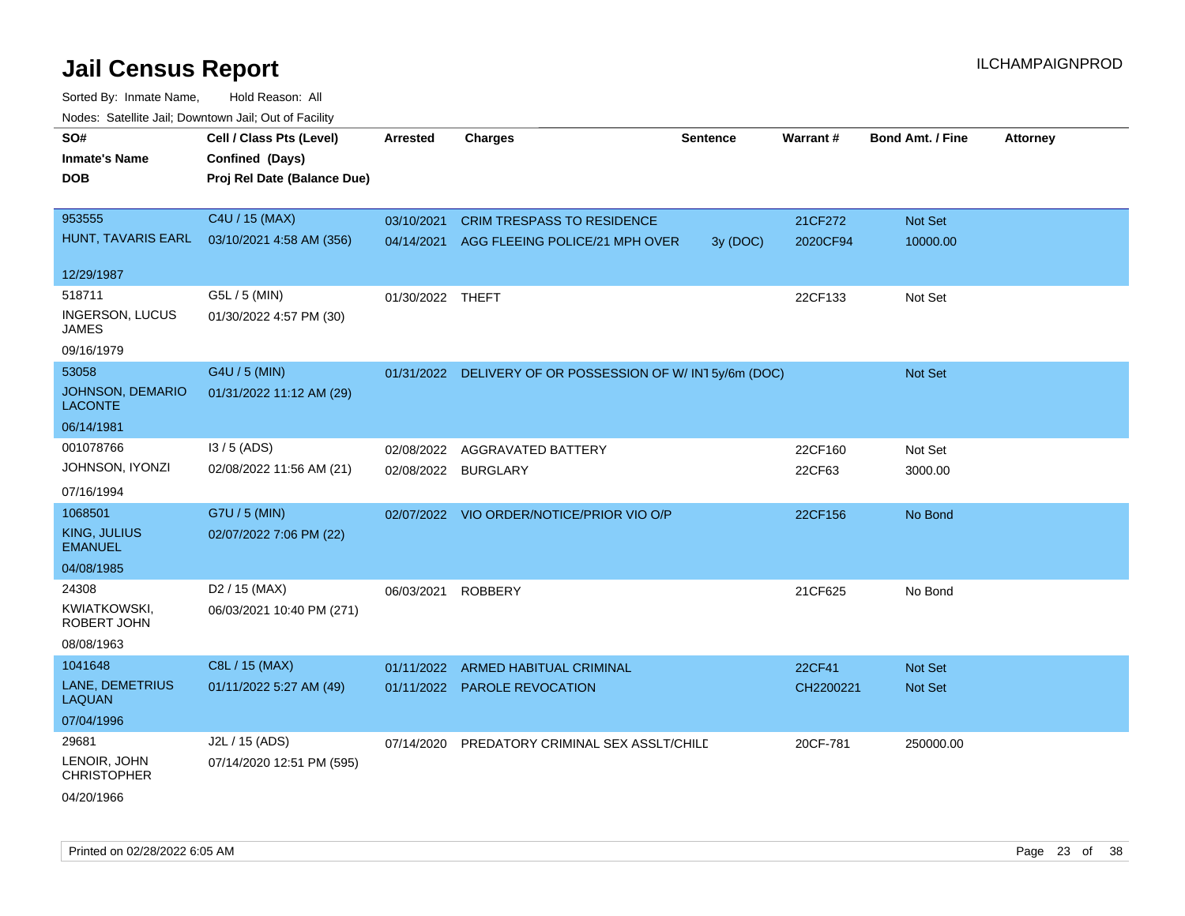# Jail Census Report

ILCHAMPAIGNPROD

Sorted By: Inmate Name, Hold Reason: All

Nodes: Satellite Jail; Downtown Jail; Out of Facility

| SO# / Inmate's Name / DOB | Cell / Class Pts (Level) / Confined (Days) / Proj Rel Date (Balance Due) | Arrested | Charges | Sentence | Warrant # | Bond Amt. / Fine | Attorney |
|---|---|---|---|---|---|---|---|
| 953555<br>HUNT, TAVARIS EARL<br>12/29/1987 | C4U / 15 (MAX)<br>03/10/2021 4:58 AM (356) | 03/10/2021 | CRIM TRESPASS TO RESIDENCE | | 21CF272 | Not Set | |
| | | 04/14/2021 | AGG FLEEING POLICE/21 MPH OVER | 3y (DOC) | 2020CF94 | 10000.00 | |
| 518711<br>INGERSON, LUCUS JAMES<br>09/16/1979 | G5L / 5 (MIN)<br>01/30/2022 4:57 PM (30) | 01/30/2022 | THEFT | | 22CF133 | Not Set | |
| 53058<br>JOHNSON, DEMARIO LACONTE<br>06/14/1981 | G4U / 5 (MIN)<br>01/31/2022 11:12 AM (29) | 01/31/2022 | DELIVERY OF OR POSSESSION OF W/ INT | 5y/6m (DOC) | | Not Set | |
| 001078766<br>JOHNSON, IYONZI<br>07/16/1994 | I3 / 5 (ADS)<br>02/08/2022 11:56 AM (21) | 02/08/2022 | AGGRAVATED BATTERY | | 22CF160 | Not Set | |
| | | 02/08/2022 | BURGLARY | | 22CF63 | 3000.00 | |
| 1068501<br>KING, JULIUS EMANUEL<br>04/08/1985 | G7U / 5 (MIN)<br>02/07/2022 7:06 PM (22) | 02/07/2022 | VIO ORDER/NOTICE/PRIOR VIO O/P | | 22CF156 | No Bond | |
| 24308<br>KWIATKOWSKI, ROBERT JOHN<br>08/08/1963 | D2 / 15 (MAX)<br>06/03/2021 10:40 PM (271) | 06/03/2021 | ROBBERY | | 21CF625 | No Bond | |
| 1041648<br>LANE, DEMETRIUS LAQUAN<br>07/04/1996 | C8L / 15 (MAX)<br>01/11/2022 5:27 AM (49) | 01/11/2022 | ARMED HABITUAL CRIMINAL | | 22CF41 | Not Set | |
| | | 01/11/2022 | PAROLE REVOCATION | | CH2200221 | Not Set | |
| 29681<br>LENOIR, JOHN CHRISTOPHER<br>04/20/1966 | J2L / 15 (ADS)<br>07/14/2020 12:51 PM (595) | 07/14/2020 | PREDATORY CRIMINAL SEX ASSLT/CHILD | | 20CF-781 | 250000.00 | |

Printed on 02/28/2022 6:05 AM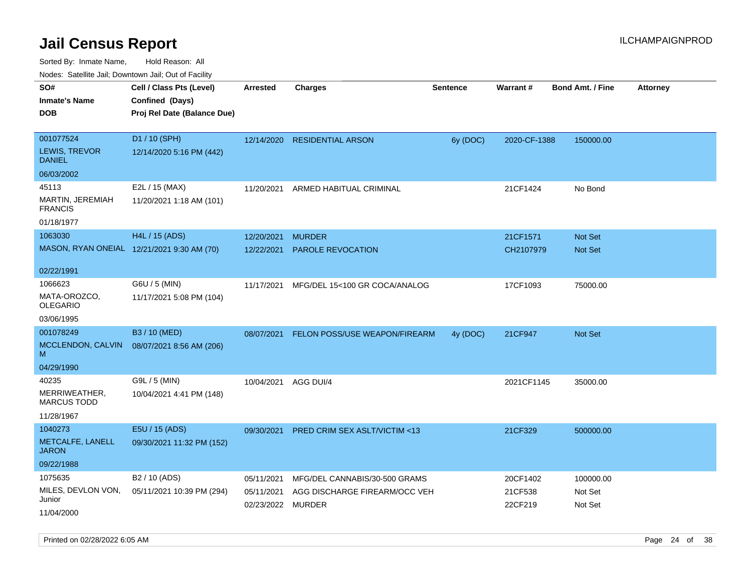# Jail Census Report

ILCHAMPAIGNPROD

Sorted By: Inmate Name, Hold Reason: All

Nodes: Satellite Jail; Downtown Jail; Out of Facility

| SO# / Inmate's Name / DOB | Cell / Class Pts (Level) / Confined (Days) / Proj Rel Date (Balance Due) | Arrested | Charges | Sentence | Warrant # | Bond Amt. / Fine | Attorney |
|---|---|---|---|---|---|---|---|
| 001077524<br>LEWIS, TREVOR DANIEL<br>06/03/2002 | D1 / 10 (SPH)<br>12/14/2020 5:16 PM (442) | 12/14/2020 | RESIDENTIAL ARSON | 6y (DOC) | 2020-CF-1388 | 150000.00 | |
| 45113<br>MARTIN, JEREMIAH FRANCIS<br>01/18/1977 | E2L / 15 (MAX)<br>11/20/2021 1:18 AM (101) | 11/20/2021 | ARMED HABITUAL CRIMINAL | | 21CF1424 | No Bond | |
| 1063030<br>MASON, RYAN ONEIAL<br>02/22/1991 | H4L / 15 (ADS)<br>12/21/2021 9:30 AM (70) | 12/20/2021<br>12/22/2021 | MURDER<br>PAROLE REVOCATION | | 21CF1571<br>CH2107979 | Not Set<br>Not Set | |
| 1066623<br>MATA-OROZCO, OLEGARIO<br>03/06/1995 | G6U / 5 (MIN)<br>11/17/2021 5:08 PM (104) | 11/17/2021 | MFG/DEL 15<100 GR COCA/ANALOG | | 17CF1093 | 75000.00 | |
| 001078249<br>MCCLENDON, CALVIN M<br>04/29/1990 | B3 / 10 (MED)<br>08/07/2021 8:56 AM (206) | 08/07/2021 | FELON POSS/USE WEAPON/FIREARM | 4y (DOC) | 21CF947 | Not Set | |
| 40235<br>MERRIWEATHER, MARCUS TODD<br>11/28/1967 | G9L / 5 (MIN)<br>10/04/2021 4:41 PM (148) | 10/04/2021 | AGG DUI/4 | | 2021CF1145 | 35000.00 | |
| 1040273<br>METCALFE, LANELL JARON<br>09/22/1988 | E5U / 15 (ADS)<br>09/30/2021 11:32 PM (152) | 09/30/2021 | PRED CRIM SEX ASLT/VICTIM <13 | | 21CF329 | 500000.00 | |
| 1075635<br>MILES, DEVLON VON, Junior<br>11/04/2000 | B2 / 10 (ADS)<br>05/11/2021 10:39 PM (294) | 05/11/2021<br>05/11/2021<br>02/23/2022 | MFG/DEL CANNABIS/30-500 GRAMS<br>AGG DISCHARGE FIREARM/OCC VEH<br>MURDER | | 20CF1402<br>21CF538<br>22CF219 | 100000.00<br>Not Set<br>Not Set | |

Printed on 02/28/2022 6:05 AM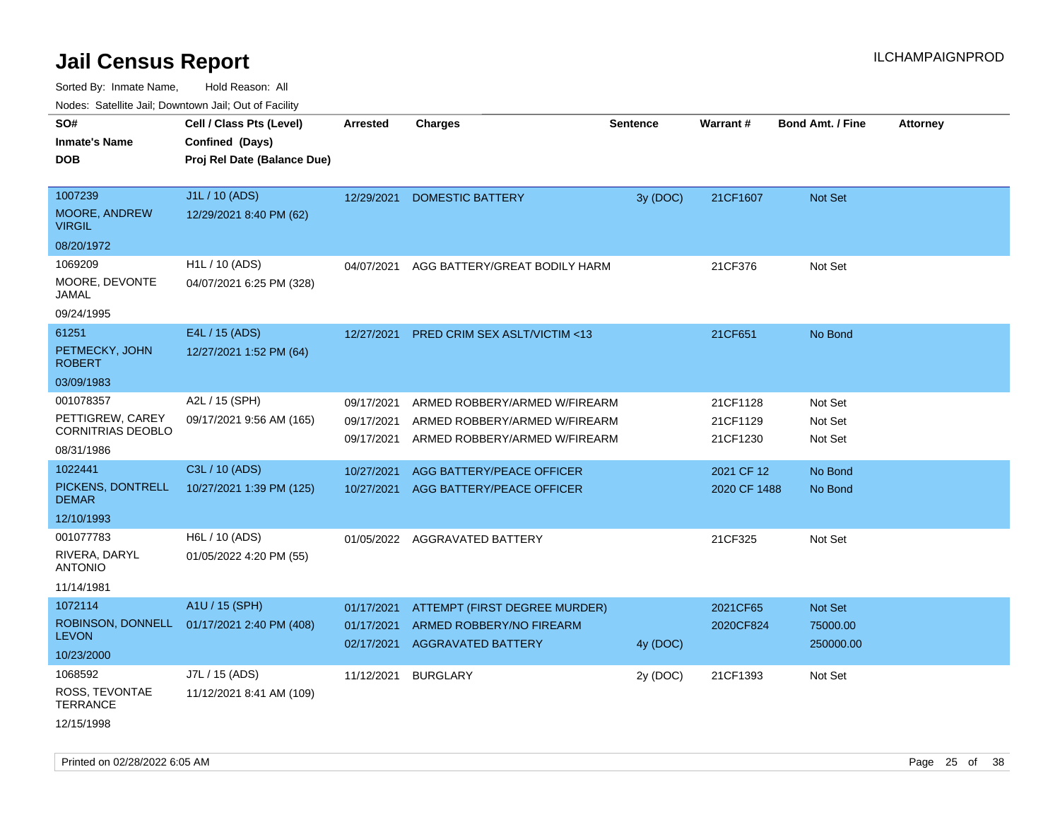# Jail Census Report

ILCHAMPAIGNPROD

Sorted By: Inmate Name, Hold Reason: All

Nodes: Satellite Jail; Downtown Jail; Out of Facility

| SO# / Inmate's Name / DOB | Cell / Class Pts (Level) / Confined (Days) / Proj Rel Date (Balance Due) | Arrested | Charges | Sentence | Warrant # | Bond Amt. / Fine | Attorney |
|---|---|---|---|---|---|---|---|
| 1007239<br>MOORE, ANDREW VIRGIL<br>08/20/1972 | J1L / 10 (ADS)<br>12/29/2021 8:40 PM (62) | 12/29/2021 | DOMESTIC BATTERY | 3y (DOC) | 21CF1607 | Not Set | |
| 1069209<br>MOORE, DEVONTE JAMAL<br>09/24/1995 | H1L / 10 (ADS)<br>04/07/2021 6:25 PM (328) | 04/07/2021 | AGG BATTERY/GREAT BODILY HARM | | 21CF376 | Not Set | |
| 61251<br>PETMECKY, JOHN ROBERT<br>03/09/1983 | E4L / 15 (ADS)<br>12/27/2021 1:52 PM (64) | 12/27/2021 | PRED CRIM SEX ASLT/VICTIM <13 | | 21CF651 | No Bond | |
| 001078357<br>PETTIGREW, CAREY CORNITRIAS DEOBLO<br>08/31/1986 | A2L / 15 (SPH)<br>09/17/2021 9:56 AM (165) | 09/17/2021<br>09/17/2021<br>09/17/2021 | ARMED ROBBERY/ARMED W/FIREARM<br>ARMED ROBBERY/ARMED W/FIREARM<br>ARMED ROBBERY/ARMED W/FIREARM | | 21CF1128<br>21CF1129<br>21CF1230 | Not Set<br>Not Set<br>Not Set | |
| 1022441<br>PICKENS, DONTRELL DEMAR<br>12/10/1993 | C3L / 10 (ADS)<br>10/27/2021 1:39 PM (125) | 10/27/2021<br>10/27/2021 | AGG BATTERY/PEACE OFFICER<br>AGG BATTERY/PEACE OFFICER | | 2021 CF 12<br>2020 CF 1488 | No Bond<br>No Bond | |
| 001077783<br>RIVERA, DARYL ANTONIO<br>11/14/1981 | H6L / 10 (ADS)<br>01/05/2022 4:20 PM (55) | 01/05/2022 | AGGRAVATED BATTERY | | 21CF325 | Not Set | |
| 1072114<br>ROBINSON, DONNELL LEVON<br>10/23/2000 | A1U / 15 (SPH)<br>01/17/2021 2:40 PM (408) | 01/17/2021<br>01/17/2021<br>02/17/2021 | ATTEMPT (FIRST DEGREE MURDER)<br>ARMED ROBBERY/NO FIREARM<br>AGGRAVATED BATTERY | <br><br>4y (DOC) | 2021CF65<br>2020CF824 | Not Set<br>75000.00<br>250000.00 | |
| 1068592<br>ROSS, TEVONTAE TERRANCE<br>12/15/1998 | J7L / 15 (ADS)<br>11/12/2021 8:41 AM (109) | 11/12/2021 | BURGLARY | 2y (DOC) | 21CF1393 | Not Set | |

Printed on 02/28/2022 6:05 AM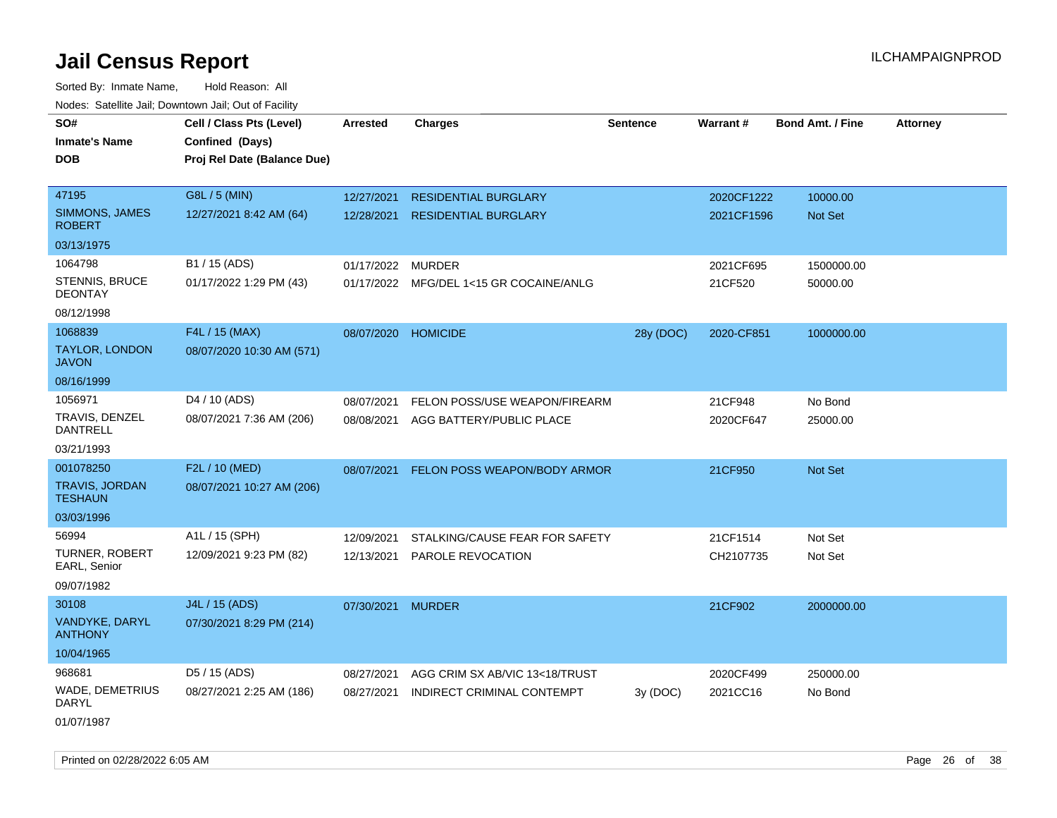# Jail Census Report

ILCHAMPAIGNPROD

Sorted By: Inmate Name, Hold Reason: All

Nodes: Satellite Jail; Downtown Jail; Out of Facility

| SO# / Inmate's Name / DOB | Cell / Class Pts (Level) / Confined (Days) / Proj Rel Date (Balance Due) | Arrested | Charges | Sentence | Warrant # | Bond Amt. / Fine | Attorney |
|---|---|---|---|---|---|---|---|
| 47195 SIMMONS, JAMES ROBERT 03/13/1975 | G8L / 5 (MIN) 12/27/2021 8:42 AM (64) | 12/27/2021 | RESIDENTIAL BURGLARY | | 2020CF1222 | 10000.00 | |
| | | 12/28/2021 | RESIDENTIAL BURGLARY | | 2021CF1596 | Not Set | |
| 1064798 STENNIS, BRUCE DEONTAY 08/12/1998 | B1 / 15 (ADS) 01/17/2022 1:29 PM (43) | 01/17/2022 | MURDER | | 2021CF695 | 1500000.00 | |
| | | 01/17/2022 | MFG/DEL 1<15 GR COCAINE/ANLG | | 21CF520 | 50000.00 | |
| 1068839 TAYLOR, LONDON JAVON 08/16/1999 | F4L / 15 (MAX) 08/07/2020 10:30 AM (571) | 08/07/2020 | HOMICIDE | 28y (DOC) | 2020-CF851 | 1000000.00 | |
| 1056971 TRAVIS, DENZEL DANTRELL 03/21/1993 | D4 / 10 (ADS) 08/07/2021 7:36 AM (206) | 08/07/2021 | FELON POSS/USE WEAPON/FIREARM | | 21CF948 | No Bond | |
| | | 08/08/2021 | AGG BATTERY/PUBLIC PLACE | | 2020CF647 | 25000.00 | |
| 001078250 TRAVIS, JORDAN TESHAUN 03/03/1996 | F2L / 10 (MED) 08/07/2021 10:27 AM (206) | 08/07/2021 | FELON POSS WEAPON/BODY ARMOR | | 21CF950 | Not Set | |
| 56994 TURNER, ROBERT EARL, Senior 09/07/1982 | A1L / 15 (SPH) 12/09/2021 9:23 PM (82) | 12/09/2021 | STALKING/CAUSE FEAR FOR SAFETY | | 21CF1514 | Not Set | |
| | | 12/13/2021 | PAROLE REVOCATION | | CH2107735 | Not Set | |
| 30108 VANDYKE, DARYL ANTHONY 10/04/1965 | J4L / 15 (ADS) 07/30/2021 8:29 PM (214) | 07/30/2021 | MURDER | | 21CF902 | 2000000.00 | |
| 968681 WADE, DEMETRIUS DARYL 01/07/1987 | D5 / 15 (ADS) 08/27/2021 2:25 AM (186) | 08/27/2021 | AGG CRIM SX AB/VIC 13<18/TRUST | | 2020CF499 | 250000.00 | |
| | | 08/27/2021 | INDIRECT CRIMINAL CONTEMPT | 3y (DOC) | 2021CC16 | No Bond | |

Printed on 02/28/2022 6:05 AM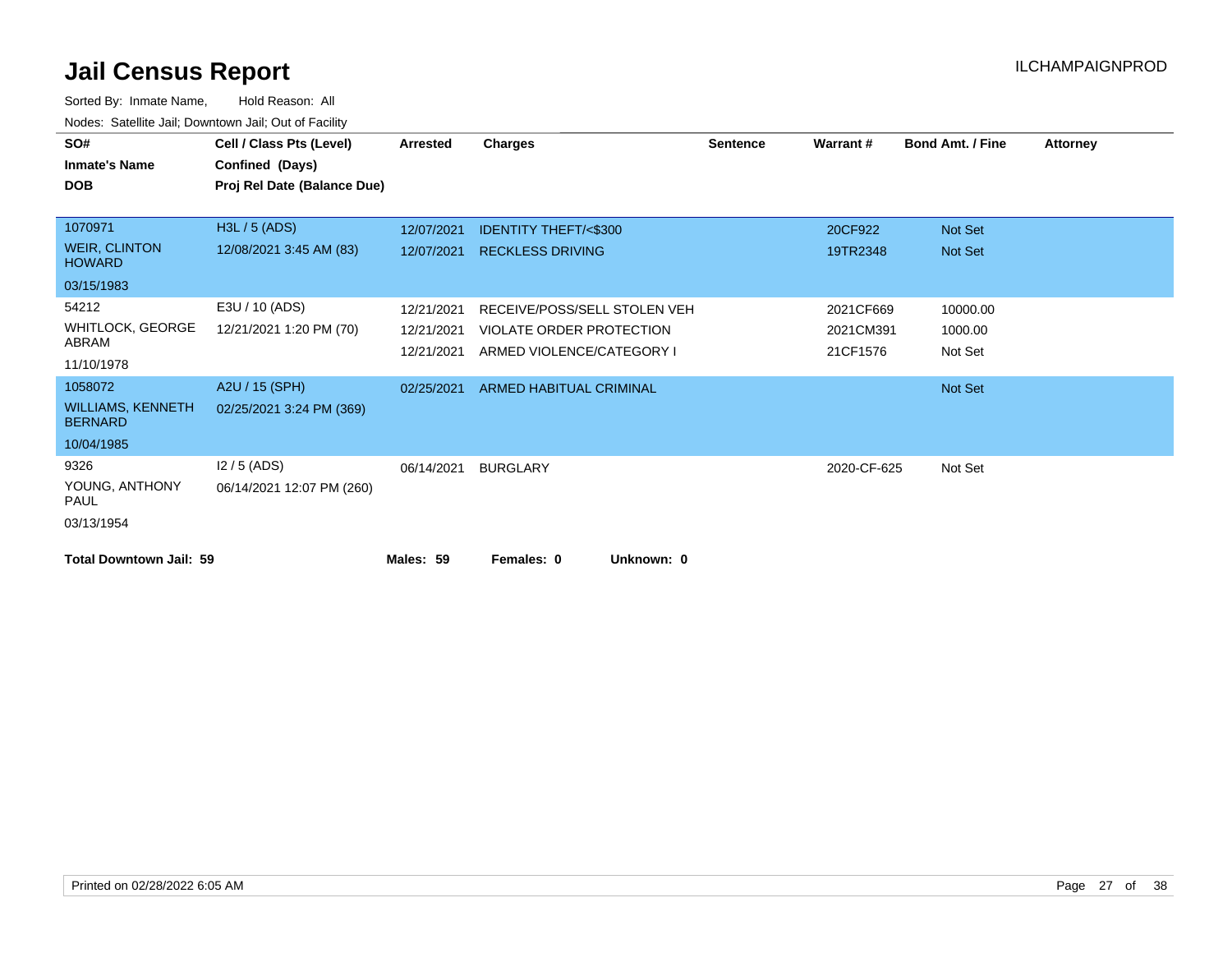# Jail Census Report

ILCHAMPAIGNPROD

Sorted By: Inmate Name, Hold Reason: All

Nodes: Satellite Jail; Downtown Jail; Out of Facility

| SO# / Inmate's Name / DOB | Cell / Class Pts (Level) / Confined (Days) / Proj Rel Date (Balance Due) | Arrested | Charges | Sentence | Warrant # | Bond Amt. / Fine | Attorney |
|---|---|---|---|---|---|---|---|
| 1070971 | H3L / 5 (ADS) | 12/07/2021 | IDENTITY THEFT/<$300 | | 20CF922 | Not Set | |
| WEIR, CLINTON HOWARD | 12/08/2021 3:45 AM (83) | 12/07/2021 | RECKLESS DRIVING | | 19TR2348 | Not Set | |
| 03/15/1983 | | | | | | | |
| 54212 | E3U / 10 (ADS) | 12/21/2021 | RECEIVE/POSS/SELL STOLEN VEH | | 2021CF669 | 10000.00 | |
| WHITLOCK, GEORGE ABRAM | 12/21/2021 1:20 PM (70) | 12/21/2021 | VIOLATE ORDER PROTECTION | | 2021CM391 | 1000.00 | |
| 11/10/1978 | | 12/21/2021 | ARMED VIOLENCE/CATEGORY I | | 21CF1576 | Not Set | |
| 1058072 | A2U / 15 (SPH) | 02/25/2021 | ARMED HABITUAL CRIMINAL | | | Not Set | |
| WILLIAMS, KENNETH BERNARD | 02/25/2021 3:24 PM (369) | | | | | | |
| 10/04/1985 | | | | | | | |
| 9326 | I2 / 5 (ADS) | 06/14/2021 | BURGLARY | | 2020-CF-625 | Not Set | |
| YOUNG, ANTHONY PAUL | 06/14/2021 12:07 PM (260) | | | | | | |
| 03/13/1954 | | | | | | | |

**Total Downtown Jail: 59** **Males: 59** **Females: 0** **Unknown: 0**

Printed on 02/28/2022 6:05 AM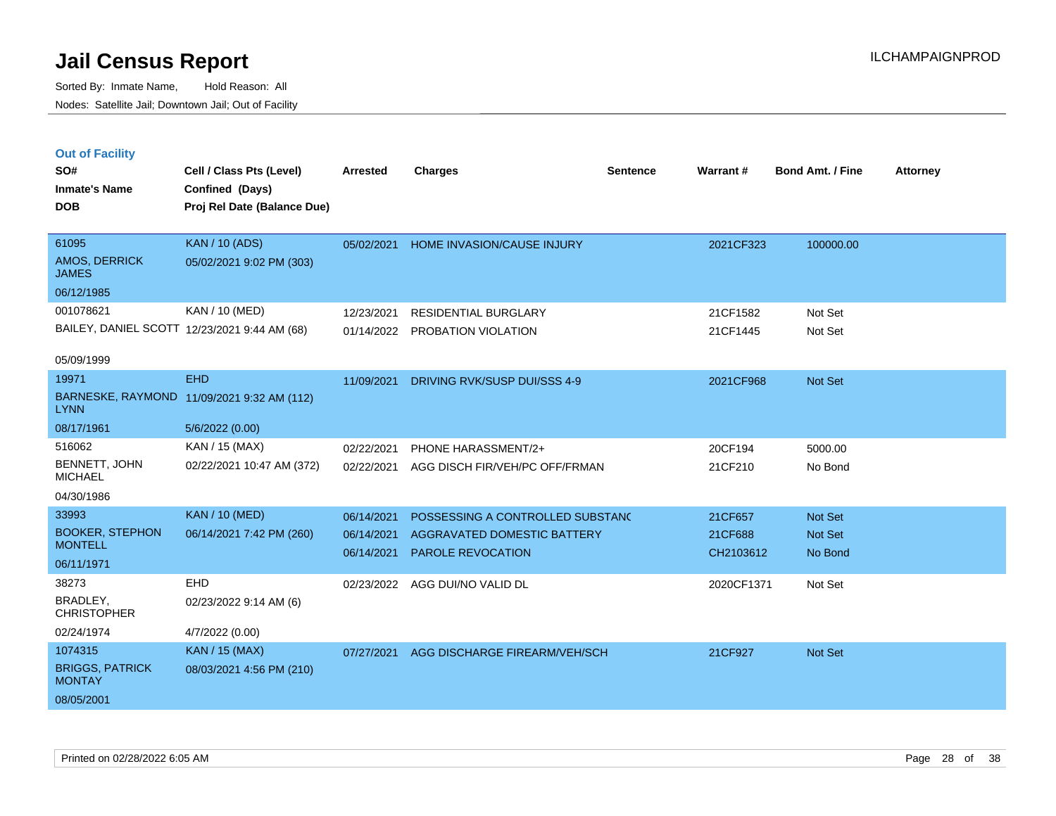# Jail Census Report

Sorted By: Inmate Name, Hold Reason: All

Nodes: Satellite Jail; Downtown Jail; Out of Facility

ILCHAMPAIGNPROD

## Out of Facility

| SO# / Inmate's Name / DOB | Cell / Class Pts (Level) / Confined (Days) / Proj Rel Date (Balance Due) | Arrested | Charges | Sentence | Warrant # | Bond Amt. / Fine | Attorney |
|---|---|---|---|---|---|---|---|
| 61095<br>AMOS, DERRICK JAMES<br>06/12/1985 | KAN / 10 (ADS)<br>05/02/2021 9:02 PM (303) | 05/02/2021 | HOME INVASION/CAUSE INJURY | | 2021CF323 | 100000.00 | |
| 001078621<br>BAILEY, DANIEL SCOTT<br>05/09/1999 | KAN / 10 (MED)<br>12/23/2021 9:44 AM (68) | 12/23/2021<br>01/14/2022 | RESIDENTIAL BURGLARY<br>PROBATION VIOLATION | | 21CF1582<br>21CF1445 | Not Set<br>Not Set | |
| 19971<br>BARNESKE, RAYMOND LYNN<br>08/17/1961 | EHD<br>11/09/2021 9:32 AM (112)<br>5/6/2022 (0.00) | 11/09/2021 | DRIVING RVK/SUSP DUI/SSS 4-9 | | 2021CF968 | Not Set | |
| 516062<br>BENNETT, JOHN MICHAEL<br>04/30/1986 | KAN / 15 (MAX)<br>02/22/2021 10:47 AM (372) | 02/22/2021<br>02/22/2021 | PHONE HARASSMENT/2+<br>AGG DISCH FIR/VEH/PC OFF/FRMAN | | 20CF194<br>21CF210 | 5000.00<br>No Bond | |
| 33993<br>BOOKER, STEPHON MONTELL<br>06/11/1971 | KAN / 10 (MED)<br>06/14/2021 7:42 PM (260) | 06/14/2021<br>06/14/2021<br>06/14/2021 | POSSESSING A CONTROLLED SUBSTANC<br>AGGRAVATED DOMESTIC BATTERY<br>PAROLE REVOCATION | | 21CF657<br>21CF688<br>CH2103612 | Not Set<br>Not Set<br>No Bond | |
| 38273<br>BRADLEY, CHRISTOPHER<br>02/24/1974 | EHD<br>02/23/2022 9:14 AM (6)<br>4/7/2022 (0.00) | 02/23/2022 | AGG DUI/NO VALID DL | | 2020CF1371 | Not Set | |
| 1074315<br>BRIGGS, PATRICK MONTAY<br>08/05/2001 | KAN / 15 (MAX)<br>08/03/2021 4:56 PM (210) | 07/27/2021 | AGG DISCHARGE FIREARM/VEH/SCH | | 21CF927 | Not Set | |

Printed on 02/28/2022 6:05 AM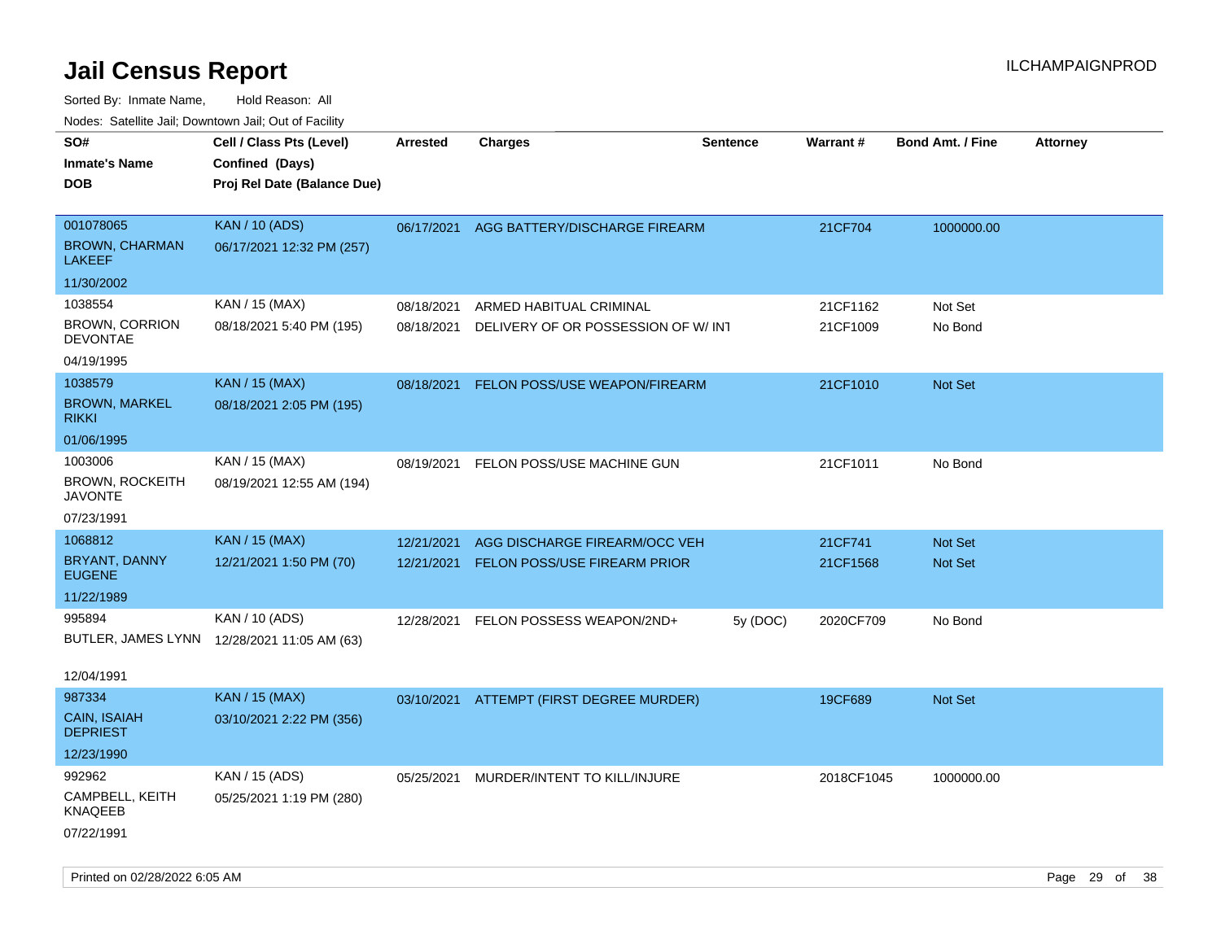# Jail Census Report

Sorted By: Inmate Name, Hold Reason: All

Nodes: Satellite Jail; Downtown Jail; Out of Facility

| SO# / Inmate's Name / DOB | Cell / Class Pts (Level) / Confined (Days) / Proj Rel Date (Balance Due) | Arrested | Charges | Sentence | Warrant # | Bond Amt. / Fine | Attorney |
|---|---|---|---|---|---|---|---|
| 001078065<br>BROWN, CHARMAN LAKEEF<br>11/30/2002 | KAN / 10 (ADS)<br>06/17/2021 12:32 PM (257) | 06/17/2021 | AGG BATTERY/DISCHARGE FIREARM | | 21CF704 | 1000000.00 | |
| 1038554<br>BROWN, CORRION DEVONTAE<br>04/19/1995 | KAN / 15 (MAX)<br>08/18/2021 5:40 PM (195) | 08/18/2021<br>08/18/2021 | ARMED HABITUAL CRIMINAL<br>DELIVERY OF OR POSSESSION OF W/ INT | | 21CF1162<br>21CF1009 | Not Set<br>No Bond | |
| 1038579<br>BROWN, MARKEL RIKKI<br>01/06/1995 | KAN / 15 (MAX)<br>08/18/2021 2:05 PM (195) | 08/18/2021 | FELON POSS/USE WEAPON/FIREARM | | 21CF1010 | Not Set | |
| 1003006<br>BROWN, ROCKEITH JAVONTE<br>07/23/1991 | KAN / 15 (MAX)<br>08/19/2021 12:55 AM (194) | 08/19/2021 | FELON POSS/USE MACHINE GUN | | 21CF1011 | No Bond | |
| 1068812<br>BRYANT, DANNY EUGENE<br>11/22/1989 | KAN / 15 (MAX)<br>12/21/2021 1:50 PM (70) | 12/21/2021<br>12/21/2021 | AGG DISCHARGE FIREARM/OCC VEH<br>FELON POSS/USE FIREARM PRIOR | | 21CF741<br>21CF1568 | Not Set<br>Not Set | |
| 995894<br>BUTLER, JAMES LYNN<br>12/04/1991 | KAN / 10 (ADS)<br>12/28/2021 11:05 AM (63) | 12/28/2021 | FELON POSSESS WEAPON/2ND+ | 5y (DOC) | 2020CF709 | No Bond | |
| 987334<br>CAIN, ISAIAH DEPRIEST<br>12/23/1990 | KAN / 15 (MAX)<br>03/10/2021 2:22 PM (356) | 03/10/2021 | ATTEMPT (FIRST DEGREE MURDER) | | 19CF689 | Not Set | |
| 992962<br>CAMPBELL, KEITH KNAQEEB<br>07/22/1991 | KAN / 15 (ADS)<br>05/25/2021 1:19 PM (280) | 05/25/2021 | MURDER/INTENT TO KILL/INJURE | | 2018CF1045 | 1000000.00 | |

Printed on 02/28/2022 6:05 AM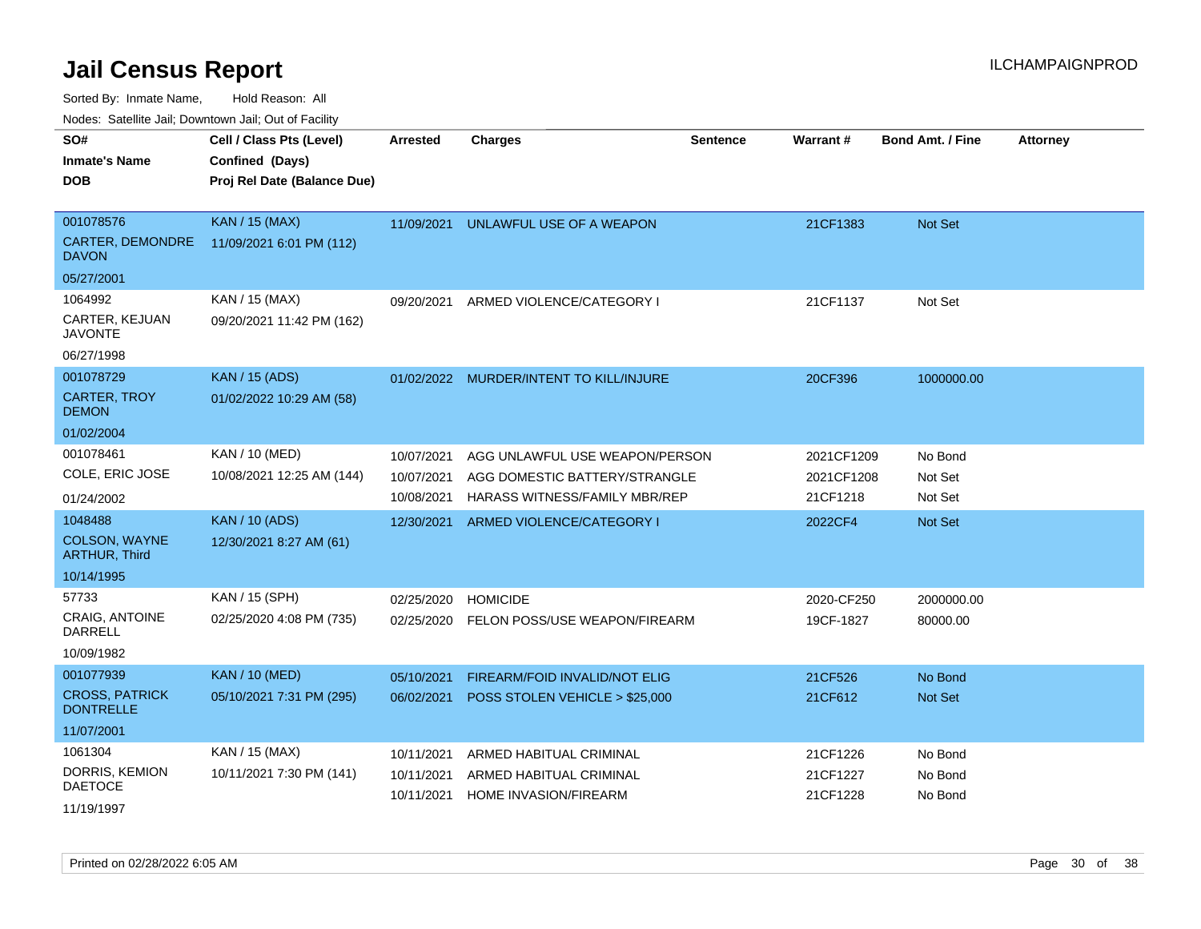# Jail Census Report

Sorted By: Inmate Name, Hold Reason: All

Nodes: Satellite Jail; Downtown Jail; Out of Facility

| SO# / Inmate's Name / DOB | Cell / Class Pts (Level) / Confined (Days) / Proj Rel Date (Balance Due) | Arrested | Charges | Sentence | Warrant # | Bond Amt. / Fine | Attorney |
|---|---|---|---|---|---|---|---|
| 001078576<br>CARTER, DEMONDRE DAVON<br>05/27/2001 | KAN / 15 (MAX)<br>11/09/2021 6:01 PM (112) | 11/09/2021 | UNLAWFUL USE OF A WEAPON | | 21CF1383 | Not Set | |
| 1064992<br>CARTER, KEJUAN JAVONTE<br>06/27/1998 | KAN / 15 (MAX)<br>09/20/2021 11:42 PM (162) | 09/20/2021 | ARMED VIOLENCE/CATEGORY I | | 21CF1137 | Not Set | |
| 001078729<br>CARTER, TROY DEMON<br>01/02/2004 | KAN / 15 (ADS)<br>01/02/2022 10:29 AM (58) | 01/02/2022 | MURDER/INTENT TO KILL/INJURE | | 20CF396 | 1000000.00 | |
| 001078461<br>COLE, ERIC JOSE<br>01/24/2002 | KAN / 10 (MED)<br>10/08/2021 12:25 AM (144) | 10/07/2021<br>10/07/2021<br>10/08/2021 | AGG UNLAWFUL USE WEAPON/PERSON<br>AGG DOMESTIC BATTERY/STRANGLE<br>HARASS WITNESS/FAMILY MBR/REP | | 2021CF1209<br>2021CF1208<br>21CF1218 | No Bond<br>Not Set<br>Not Set | |
| 1048488<br>COLSON, WAYNE ARTHUR, Third<br>10/14/1995 | KAN / 10 (ADS)<br>12/30/2021 8:27 AM (61) | 12/30/2021 | ARMED VIOLENCE/CATEGORY I | | 2022CF4 | Not Set | |
| 57733<br>CRAIG, ANTOINE DARRELL<br>10/09/1982 | KAN / 15 (SPH)<br>02/25/2020 4:08 PM (735) | 02/25/2020<br>02/25/2020 | HOMICIDE<br>FELON POSS/USE WEAPON/FIREARM | | 2020-CF250<br>19CF-1827 | 2000000.00<br>80000.00 | |
| 001077939<br>CROSS, PATRICK DONTRELLE<br>11/07/2001 | KAN / 10 (MED)<br>05/10/2021 7:31 PM (295) | 05/10/2021<br>06/02/2021 | FIREARM/FOID INVALID/NOT ELIG<br>POSS STOLEN VEHICLE > $25,000 | | 21CF526<br>21CF612 | No Bond<br>Not Set | |
| 1061304<br>DORRIS, KEMION DAETOCE<br>11/19/1997 | KAN / 15 (MAX)<br>10/11/2021 7:30 PM (141) | 10/11/2021<br>10/11/2021<br>10/11/2021 | ARMED HABITUAL CRIMINAL<br>ARMED HABITUAL CRIMINAL<br>HOME INVASION/FIREARM | | 21CF1226<br>21CF1227<br>21CF1228 | No Bond<br>No Bond<br>No Bond | |

Printed on 02/28/2022 6:05 AM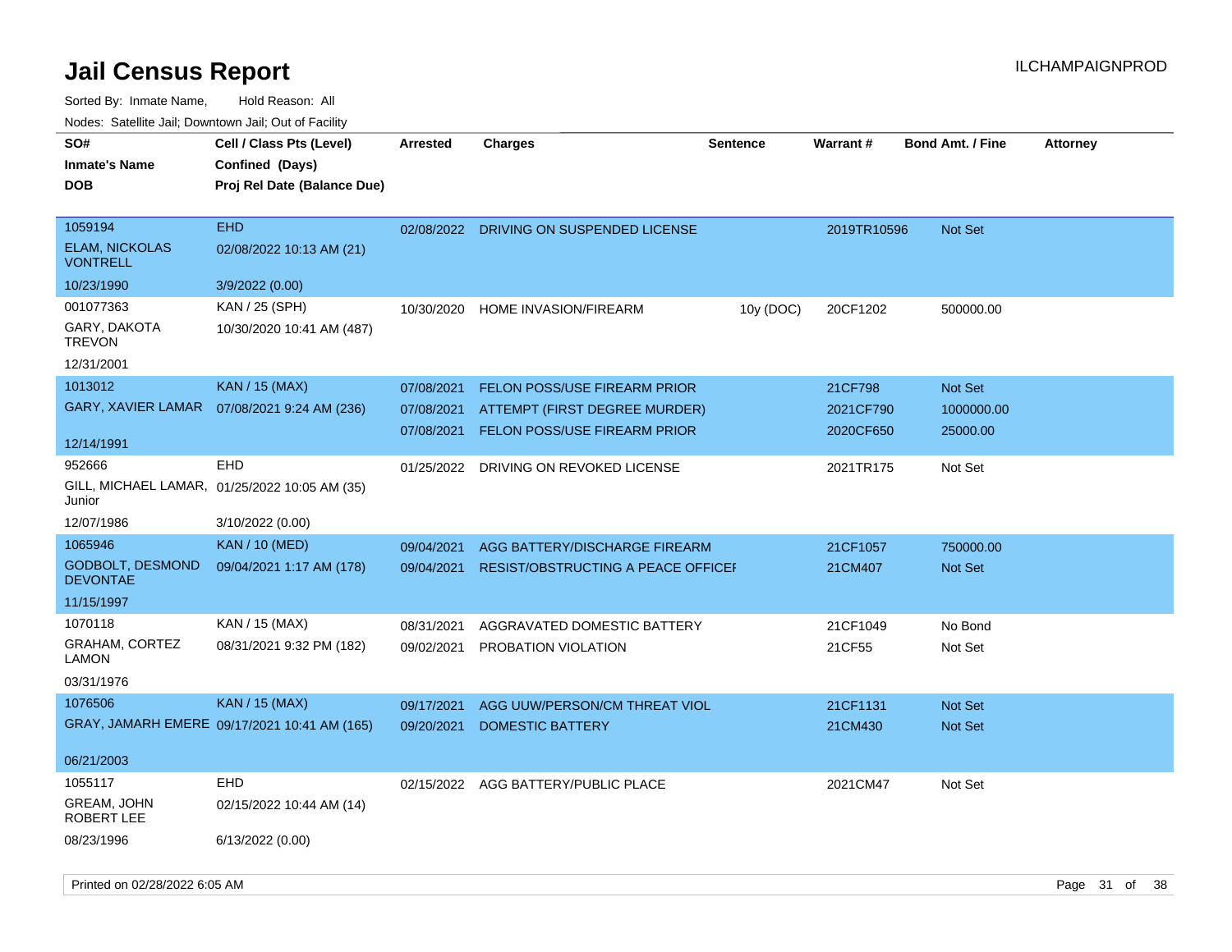# Jail Census Report

Sorted By: Inmate Name, Hold Reason: All

Nodes: Satellite Jail; Downtown Jail; Out of Facility

| SO# / Inmate's Name / DOB | Cell / Class Pts (Level) / Confined (Days) / Proj Rel Date (Balance Due) | Arrested | Charges | Sentence | Warrant # | Bond Amt. / Fine | Attorney |
|---|---|---|---|---|---|---|---|
| 1059194<br>ELAM, NICKOLAS VONTRELL<br>10/23/1990 | EHD<br>02/08/2022 10:13 AM (21)<br>3/9/2022 (0.00) | 02/08/2022 | DRIVING ON SUSPENDED LICENSE | | 2019TR10596 | Not Set | |
| 001077363<br>GARY, DAKOTA TREVON<br>12/31/2001 | KAN / 25 (SPH)<br>10/30/2020 10:41 AM (487) | 10/30/2020 | HOME INVASION/FIREARM | 10y (DOC) | 20CF1202 | 500000.00 | |
| 1013012<br>GARY, XAVIER LAMAR<br>12/14/1991 | KAN / 15 (MAX)<br>07/08/2021 9:24 AM (236) | 07/08/2021 | FELON POSS/USE FIREARM PRIOR | | 21CF798 | Not Set | |
| | | 07/08/2021 | ATTEMPT (FIRST DEGREE MURDER) | | 2021CF790 | 1000000.00 | |
| | | 07/08/2021 | FELON POSS/USE FIREARM PRIOR | | 2020CF650 | 25000.00 | |
| 952666<br>GILL, MICHAEL LAMAR, Junior<br>12/07/1986 | EHD<br>01/25/2022 10:05 AM (35)<br>3/10/2022 (0.00) | 01/25/2022 | DRIVING ON REVOKED LICENSE | | 2021TR175 | Not Set | |
| 1065946<br>GODBOLT, DESMOND DEVONTAE<br>11/15/1997 | KAN / 10 (MED)<br>09/04/2021 1:17 AM (178) | 09/04/2021 | AGG BATTERY/DISCHARGE FIREARM | | 21CF1057 | 750000.00 | |
| | | 09/04/2021 | RESIST/OBSTRUCTING A PEACE OFFICER | | 21CM407 | Not Set | |
| 1070118<br>GRAHAM, CORTEZ LAMON<br>03/31/1976 | KAN / 15 (MAX)<br>08/31/2021 9:32 PM (182) | 08/31/2021 | AGGRAVATED DOMESTIC BATTERY | | 21CF1049 | No Bond | |
| | | 09/02/2021 | PROBATION VIOLATION | | 21CF55 | Not Set | |
| 1076506<br>GRAY, JAMARH EMERE<br>06/21/2003 | KAN / 15 (MAX)<br>09/17/2021 10:41 AM (165) | 09/17/2021 | AGG UUW/PERSON/CM THREAT VIOL | | 21CF1131 | Not Set | |
| | | 09/20/2021 | DOMESTIC BATTERY | | 21CM430 | Not Set | |
| 1055117<br>GREAM, JOHN ROBERT LEE<br>08/23/1996 | EHD<br>02/15/2022 10:44 AM (14)<br>6/13/2022 (0.00) | 02/15/2022 | AGG BATTERY/PUBLIC PLACE | | 2021CM47 | Not Set | |

Printed on 02/28/2022 6:05 AM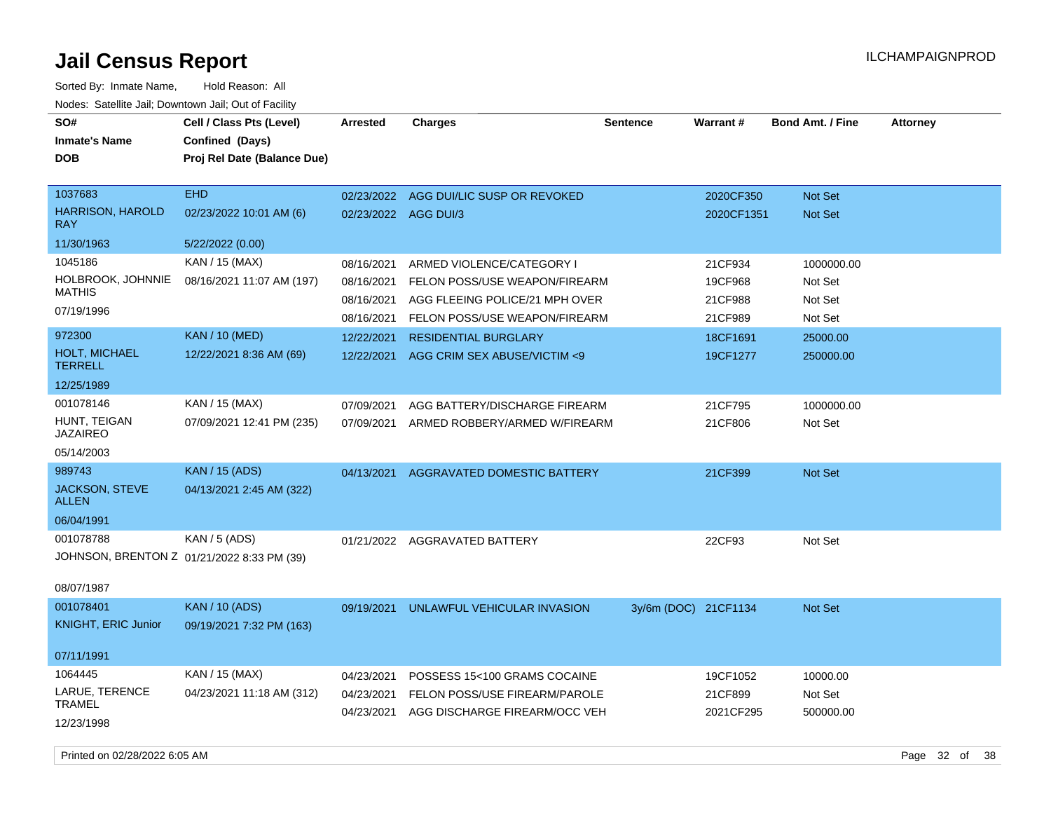# Jail Census Report

Sorted By: Inmate Name, Hold Reason: All

Nodes: Satellite Jail; Downtown Jail; Out of Facility

| SO# / Inmate's Name / DOB | Cell / Class Pts (Level) / Confined (Days) / Proj Rel Date (Balance Due) | Arrested | Charges | Sentence | Warrant # | Bond Amt. / Fine | Attorney |
|---|---|---|---|---|---|---|---|
| 1037683<br>HARRISON, HAROLD RAY<br>11/30/1963 | EHD<br>02/23/2022 10:01 AM (6)<br>5/22/2022 (0.00) | 02/23/2022 | AGG DUI/LIC SUSP OR REVOKED | | 2020CF350 | Not Set | |
| | | 02/23/2022 | AGG DUI/3 | | 2020CF1351 | Not Set | |
| 1045186<br>HOLBROOK, JOHNNIE MATHIS<br>07/19/1996 | KAN / 15 (MAX)<br>08/16/2021 11:07 AM (197) | 08/16/2021 | ARMED VIOLENCE/CATEGORY I | | 21CF934 | 1000000.00 | |
| | | 08/16/2021 | FELON POSS/USE WEAPON/FIREARM | | 19CF968 | Not Set | |
| | | 08/16/2021 | AGG FLEEING POLICE/21 MPH OVER | | 21CF988 | Not Set | |
| | | 08/16/2021 | FELON POSS/USE WEAPON/FIREARM | | 21CF989 | Not Set | |
| 972300<br>HOLT, MICHAEL TERRELL<br>12/25/1989 | KAN / 10 (MED)<br>12/22/2021 8:36 AM (69) | 12/22/2021 | RESIDENTIAL BURGLARY | | 18CF1691 | 25000.00 | |
| | | 12/22/2021 | AGG CRIM SEX ABUSE/VICTIM <9 | | 19CF1277 | 250000.00 | |
| 001078146<br>HUNT, TEIGAN JAZAIREO<br>05/14/2003 | KAN / 15 (MAX)<br>07/09/2021 12:41 PM (235) | 07/09/2021 | AGG BATTERY/DISCHARGE FIREARM | | 21CF795 | 1000000.00 | |
| | | 07/09/2021 | ARMED ROBBERY/ARMED W/FIREARM | | 21CF806 | Not Set | |
| 989743<br>JACKSON, STEVE ALLEN<br>06/04/1991 | KAN / 15 (ADS)<br>04/13/2021 2:45 AM (322) | 04/13/2021 | AGGRAVATED DOMESTIC BATTERY | | 21CF399 | Not Set | |
| 001078788<br>JOHNSON, BRENTON Z<br>08/07/1987 | KAN / 5 (ADS)<br>01/21/2022 8:33 PM (39) | 01/21/2022 | AGGRAVATED BATTERY | | 22CF93 | Not Set | |
| 001078401<br>KNIGHT, ERIC Junior<br>07/11/1991 | KAN / 10 (ADS)<br>09/19/2021 7:32 PM (163) | 09/19/2021 | UNLAWFUL VEHICULAR INVASION | 3y/6m (DOC) | 21CF1134 | Not Set | |
| 1064445<br>LARUE, TERENCE TRAMEL<br>12/23/1998 | KAN / 15 (MAX)<br>04/23/2021 11:18 AM (312) | 04/23/2021 | POSSESS 15<100 GRAMS COCAINE | | 19CF1052 | 10000.00 | |
| | | 04/23/2021 | FELON POSS/USE FIREARM/PAROLE | | 21CF899 | Not Set | |
| | | 04/23/2021 | AGG DISCHARGE FIREARM/OCC VEH | | 2021CF295 | 500000.00 | |

Printed on 02/28/2022 6:05 AM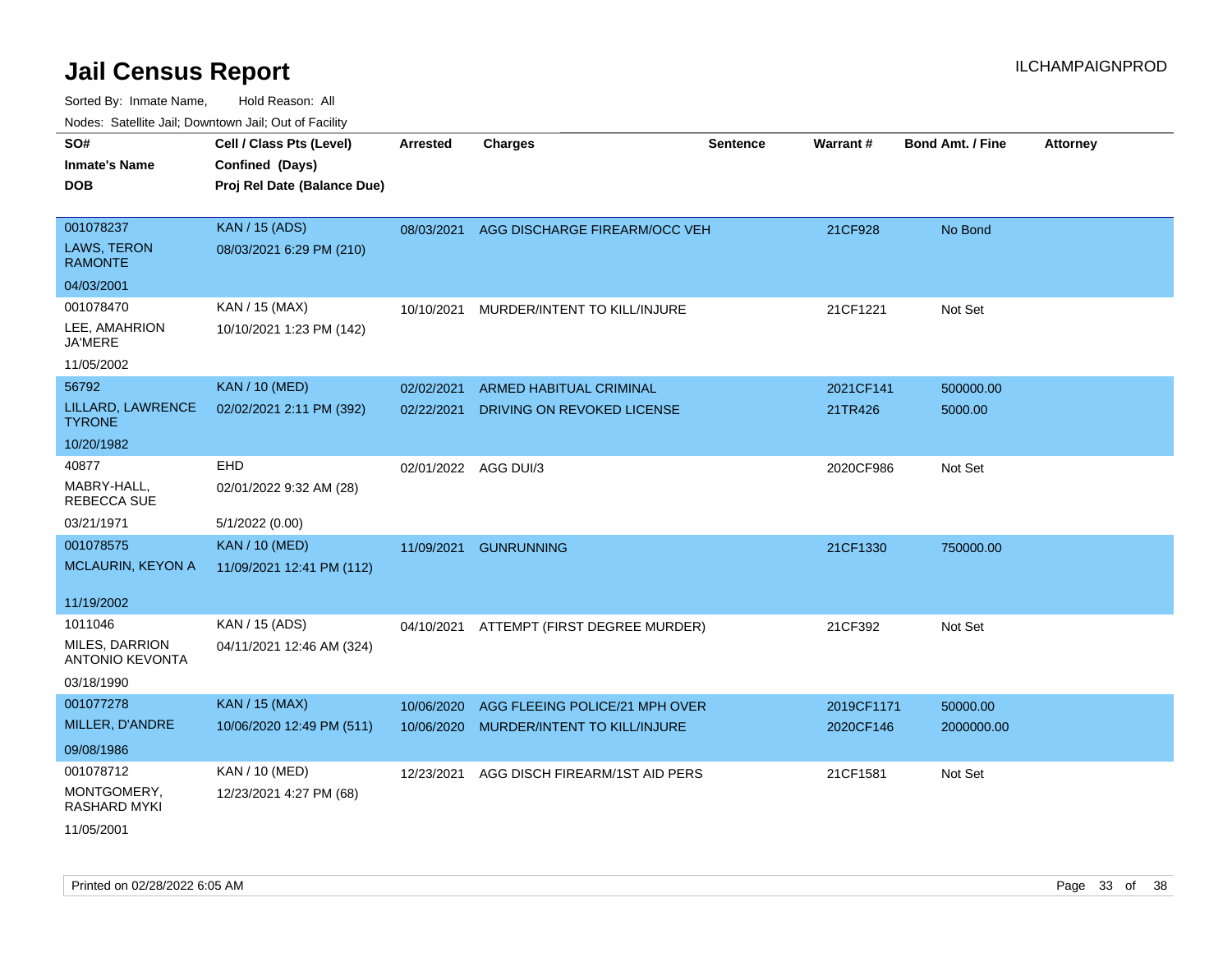# Jail Census Report

Sorted By: Inmate Name, Hold Reason: All

Nodes: Satellite Jail; Downtown Jail; Out of Facility

| SO# / Inmate's Name / DOB | Cell / Class Pts (Level) / Confined (Days) / Proj Rel Date (Balance Due) | Arrested | Charges | Sentence | Warrant # | Bond Amt. / Fine | Attorney |
|---|---|---|---|---|---|---|---|
| 001078237<br>LAWS, TERON RAMONTE<br>04/03/2001 | KAN / 15 (ADS)<br>08/03/2021 6:29 PM (210) | 08/03/2021 | AGG DISCHARGE FIREARM/OCC VEH | | 21CF928 | No Bond | |
| 001078470<br>LEE, AMAHRION JA'MERE<br>11/05/2002 | KAN / 15 (MAX)<br>10/10/2021 1:23 PM (142) | 10/10/2021 | MURDER/INTENT TO KILL/INJURE | | 21CF1221 | Not Set | |
| 56792<br>LILLARD, LAWRENCE TYRONE<br>10/20/1982 | KAN / 10 (MED)<br>02/02/2021 2:11 PM (392) | 02/02/2021<br>02/22/2021 | ARMED HABITUAL CRIMINAL<br>DRIVING ON REVOKED LICENSE | | 2021CF141<br>21TR426 | 500000.00<br>5000.00 | |
| 40877<br>MABRY-HALL, REBECCA SUE<br>03/21/1971 | EHD<br>02/01/2022 9:32 AM (28)<br>5/1/2022 (0.00) | 02/01/2022 | AGG DUI/3 | | 2020CF986 | Not Set | |
| 001078575<br>MCLAURIN, KEYON A<br>11/19/2002 | KAN / 10 (MED)<br>11/09/2021 12:41 PM (112) | 11/09/2021 | GUNRUNNING | | 21CF1330 | 750000.00 | |
| 1011046<br>MILES, DARRION ANTONIO KEVONTA<br>03/18/1990 | KAN / 15 (ADS)<br>04/11/2021 12:46 AM (324) | 04/10/2021 | ATTEMPT (FIRST DEGREE MURDER) | | 21CF392 | Not Set | |
| 001077278<br>MILLER, D'ANDRE<br>09/08/1986 | KAN / 15 (MAX)<br>10/06/2020 12:49 PM (511) | 10/06/2020<br>10/06/2020 | AGG FLEEING POLICE/21 MPH OVER<br>MURDER/INTENT TO KILL/INJURE | | 2019CF1171<br>2020CF146 | 50000.00<br>2000000.00 | |
| 001078712<br>MONTGOMERY, RASHARD MYKI<br>11/05/2001 | KAN / 10 (MED)<br>12/23/2021 4:27 PM (68) | 12/23/2021 | AGG DISCH FIREARM/1ST AID PERS | | 21CF1581 | Not Set | |

Printed on 02/28/2022 6:05 AM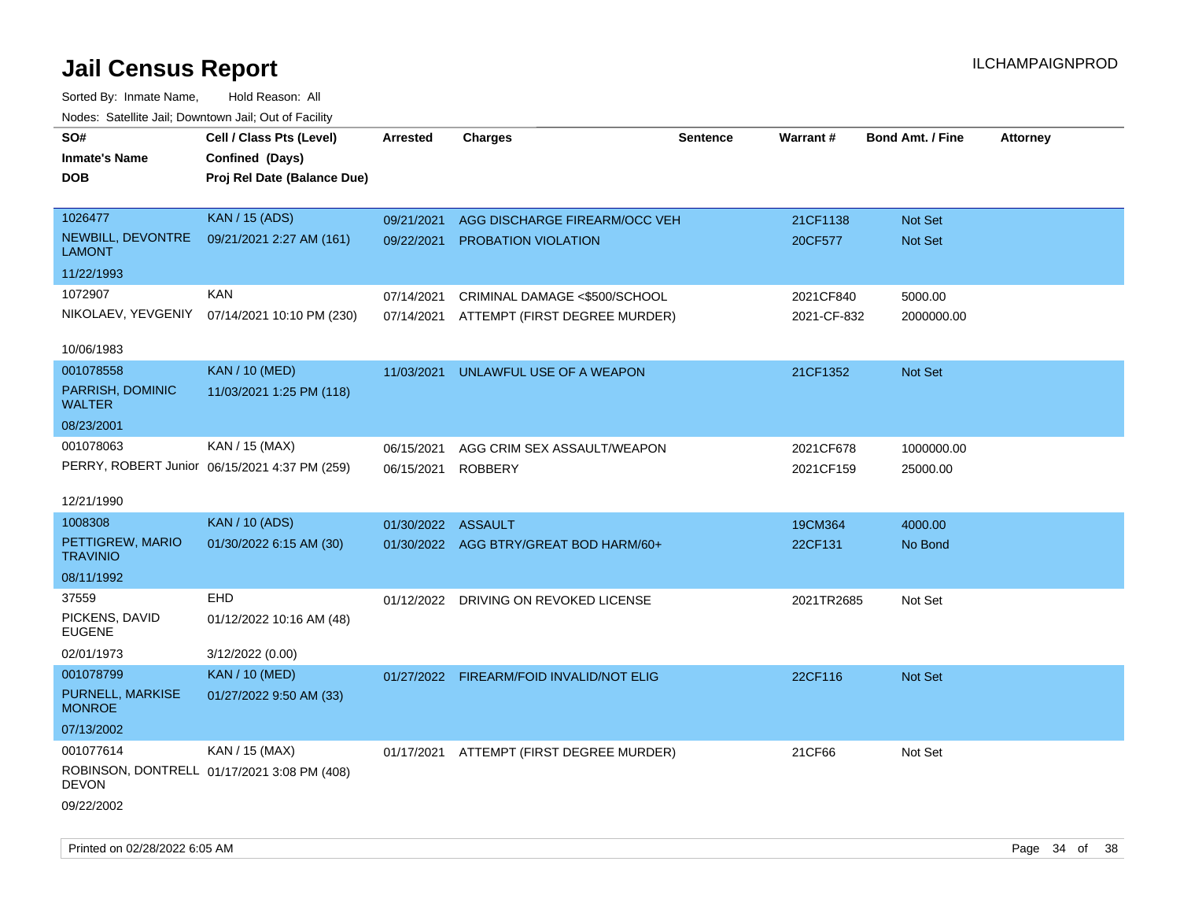# Jail Census Report

ILCHAMPAIGNPROD

Sorted By: Inmate Name, Hold Reason: All

Nodes: Satellite Jail; Downtown Jail; Out of Facility

| SO# / Inmate's Name / DOB | Cell / Class Pts (Level) / Confined (Days) / Proj Rel Date (Balance Due) | Arrested | Charges | Sentence | Warrant # | Bond Amt. / Fine | Attorney |
|---|---|---|---|---|---|---|---|
| 1026477 | KAN / 15 (ADS) | 09/21/2021 | AGG DISCHARGE FIREARM/OCC VEH | | 21CF1138 | Not Set | |
| NEWBILL, DEVONTRE LAMONT | 09/21/2021 2:27 AM (161) | 09/22/2021 | PROBATION VIOLATION | | 20CF577 | Not Set | |
| 11/22/1993 | | | | | | | |
| 1072907 | KAN | 07/14/2021 | CRIMINAL DAMAGE <$500/SCHOOL | | 2021CF840 | 5000.00 | |
| NIKOLAEV, YEVGENIY | 07/14/2021 10:10 PM (230) | 07/14/2021 | ATTEMPT (FIRST DEGREE MURDER) | | 2021-CF-832 | 2000000.00 | |
| 10/06/1983 | | | | | | | |
| 001078558 | KAN / 10 (MED) | 11/03/2021 | UNLAWFUL USE OF A WEAPON | | 21CF1352 | Not Set | |
| PARRISH, DOMINIC WALTER | 11/03/2021 1:25 PM (118) | | | | | | |
| 08/23/2001 | | | | | | | |
| 001078063 | KAN / 15 (MAX) | 06/15/2021 | AGG CRIM SEX ASSAULT/WEAPON | | 2021CF678 | 1000000.00 | |
| PERRY, ROBERT Junior | 06/15/2021 4:37 PM (259) | 06/15/2021 | ROBBERY | | 2021CF159 | 25000.00 | |
| 12/21/1990 | | | | | | | |
| 1008308 | KAN / 10 (ADS) | 01/30/2022 | ASSAULT | | 19CM364 | 4000.00 | |
| PETTIGREW, MARIO TRAVINIO | 01/30/2022 6:15 AM (30) | 01/30/2022 | AGG BTRY/GREAT BOD HARM/60+ | | 22CF131 | No Bond | |
| 08/11/1992 | | | | | | | |
| 37559 | EHD | 01/12/2022 | DRIVING ON REVOKED LICENSE | | 2021TR2685 | Not Set | |
| PICKENS, DAVID EUGENE | 01/12/2022 10:16 AM (48) | | | | | | |
| 02/01/1973 | 3/12/2022 (0.00) | | | | | | |
| 001078799 | KAN / 10 (MED) | 01/27/2022 | FIREARM/FOID INVALID/NOT ELIG | | 22CF116 | Not Set | |
| PURNELL, MARKISE MONROE | 01/27/2022 9:50 AM (33) | | | | | | |
| 07/13/2002 | | | | | | | |
| 001077614 | KAN / 15 (MAX) | 01/17/2021 | ATTEMPT (FIRST DEGREE MURDER) | | 21CF66 | Not Set | |
| ROBINSON, DONTRELL DEVON | 01/17/2021 3:08 PM (408) | | | | | | |
| 09/22/2002 | | | | | | | |

Printed on 02/28/2022 6:05 AM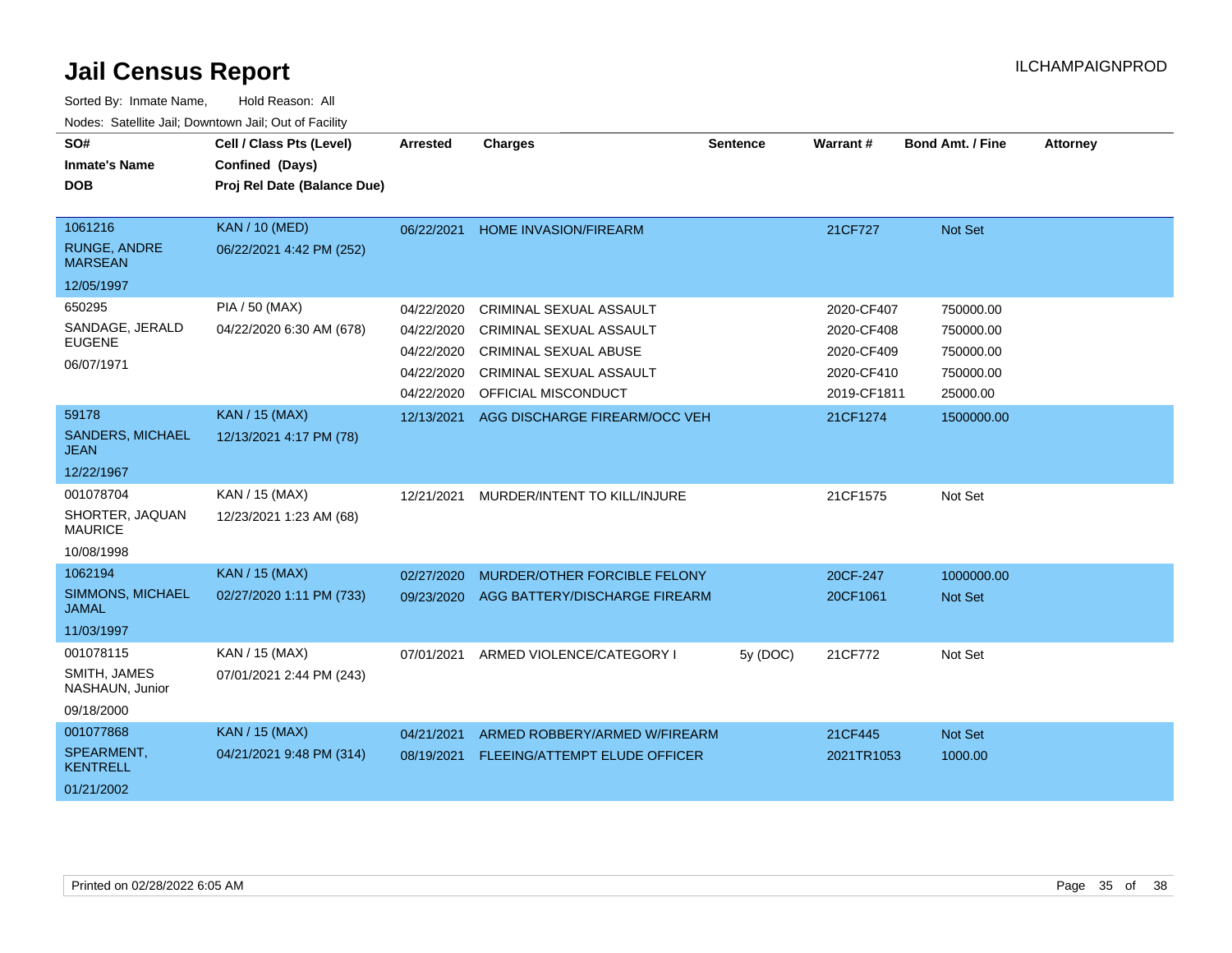# Jail Census Report

ILCHAMPAIGNPROD

Sorted By: Inmate Name, Hold Reason: All

Nodes: Satellite Jail; Downtown Jail; Out of Facility

| SO# / Inmate's Name / DOB | Cell / Class Pts (Level) / Confined (Days) / Proj Rel Date (Balance Due) | Arrested | Charges | Sentence | Warrant # | Bond Amt. / Fine | Attorney |
|---|---|---|---|---|---|---|---|
| 1061216<br>RUNGE, ANDRE MARSEAN<br>12/05/1997 | KAN / 10 (MED)<br>06/22/2021 4:42 PM (252) | 06/22/2021 | HOME INVASION/FIREARM | | 21CF727 | Not Set | |
| 650295<br>SANDAGE, JERALD EUGENE<br>06/07/1971 | PIA / 50 (MAX)<br>04/22/2020 6:30 AM (678) | 04/22/2020 | CRIMINAL SEXUAL ASSAULT | | 2020-CF407 | 750000.00 | |
| | | 04/22/2020 | CRIMINAL SEXUAL ASSAULT | | 2020-CF408 | 750000.00 | |
| | | 04/22/2020 | CRIMINAL SEXUAL ABUSE | | 2020-CF409 | 750000.00 | |
| | | 04/22/2020 | CRIMINAL SEXUAL ASSAULT | | 2020-CF410 | 750000.00 | |
| | | 04/22/2020 | OFFICIAL MISCONDUCT | | 2019-CF1811 | 25000.00 | |
| 59178<br>SANDERS, MICHAEL JEAN<br>12/22/1967 | KAN / 15 (MAX)<br>12/13/2021 4:17 PM (78) | 12/13/2021 | AGG DISCHARGE FIREARM/OCC VEH | | 21CF1274 | 1500000.00 | |
| 001078704<br>SHORTER, JAQUAN MAURICE<br>10/08/1998 | KAN / 15 (MAX)<br>12/23/2021 1:23 AM (68) | 12/21/2021 | MURDER/INTENT TO KILL/INJURE | | 21CF1575 | Not Set | |
| 1062194<br>SIMMONS, MICHAEL JAMAL<br>11/03/1997 | KAN / 15 (MAX)<br>02/27/2020 1:11 PM (733) | 02/27/2020 | MURDER/OTHER FORCIBLE FELONY | | 20CF-247 | 1000000.00 | |
| | | 09/23/2020 | AGG BATTERY/DISCHARGE FIREARM | | 20CF1061 | Not Set | |
| 001078115<br>SMITH, JAMES NASHAUN, Junior<br>09/18/2000 | KAN / 15 (MAX)<br>07/01/2021 2:44 PM (243) | 07/01/2021 | ARMED VIOLENCE/CATEGORY I | 5y (DOC) | 21CF772 | Not Set | |
| 001077868<br>SPEARMENT, KENTRELL<br>01/21/2002 | KAN / 15 (MAX)<br>04/21/2021 9:48 PM (314) | 04/21/2021 | ARMED ROBBERY/ARMED W/FIREARM | | 21CF445 | Not Set | |
| | | 08/19/2021 | FLEEING/ATTEMPT ELUDE OFFICER | | 2021TR1053 | 1000.00 | |

Printed on 02/28/2022 6:05 AM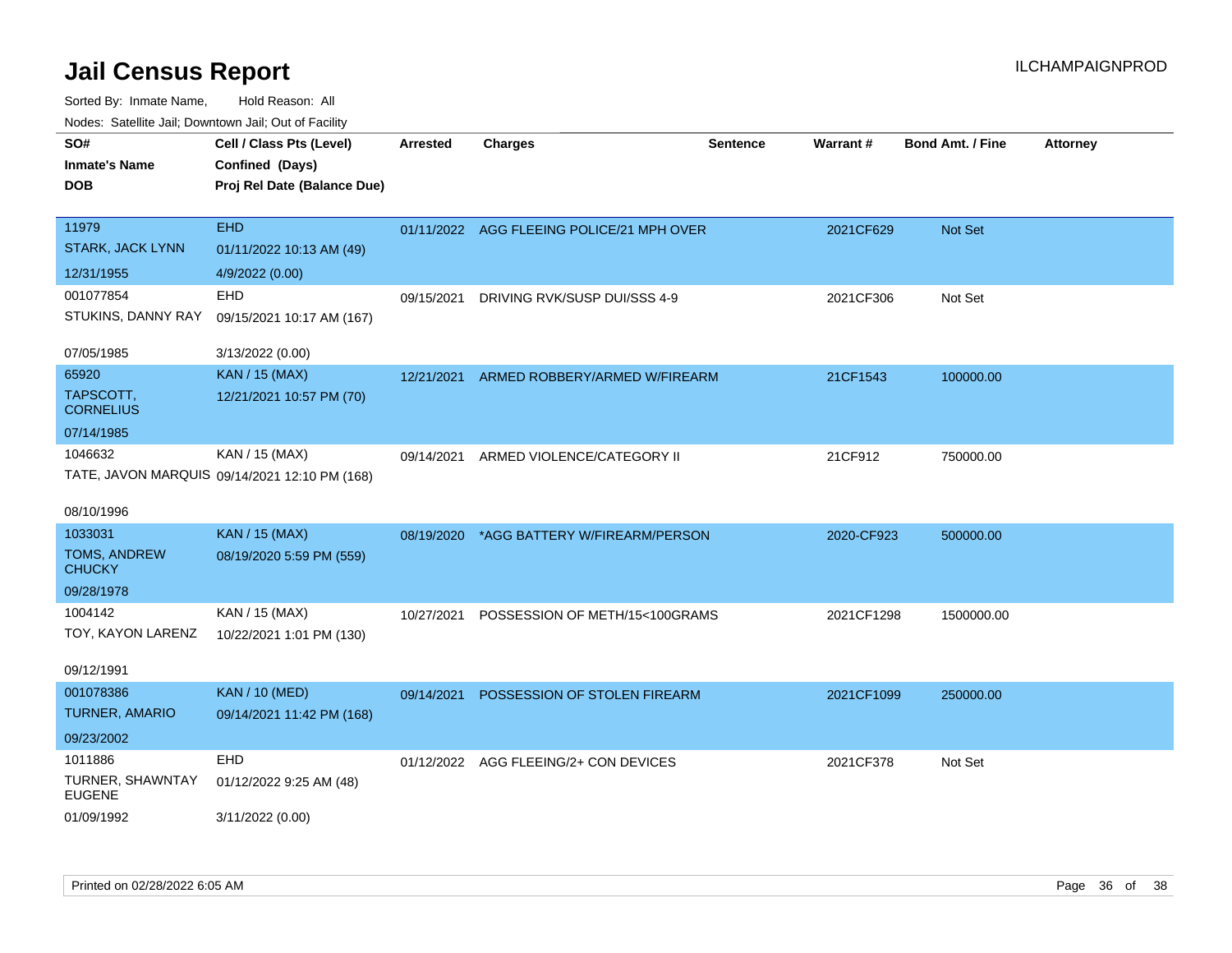# Jail Census Report

ILCHAMPAIGNPROD

Sorted By: Inmate Name, Hold Reason: All

Nodes: Satellite Jail; Downtown Jail; Out of Facility

| SO# / Inmate's Name / DOB | Cell / Class Pts (Level) / Confined (Days) / Proj Rel Date (Balance Due) | Arrested | Charges | Sentence | Warrant # | Bond Amt. / Fine | Attorney |
|---|---|---|---|---|---|---|---|
| 11979<br>STARK, JACK LYNN<br>12/31/1955 | EHD<br>01/11/2022 10:13 AM (49)<br>4/9/2022 (0.00) | 01/11/2022 | AGG FLEEING POLICE/21 MPH OVER | | 2021CF629 | Not Set | |
| 001077854<br>STUKINS, DANNY RAY<br>07/05/1985 | EHD<br>09/15/2021 10:17 AM (167)<br>3/13/2022 (0.00) | 09/15/2021 | DRIVING RVK/SUSP DUI/SSS 4-9 | | 2021CF306 | Not Set | |
| 65920<br>TAPSCOTT, CORNELIUS<br>07/14/1985 | KAN / 15 (MAX)<br>12/21/2021 10:57 PM (70) | 12/21/2021 | ARMED ROBBERY/ARMED W/FIREARM | | 21CF1543 | 100000.00 | |
| 1046632<br>TATE, JAVON MARQUIS<br>08/10/1996 | KAN / 15 (MAX)<br>09/14/2021 12:10 PM (168) | 09/14/2021 | ARMED VIOLENCE/CATEGORY II | | 21CF912 | 750000.00 | |
| 1033031<br>TOMS, ANDREW CHUCKY<br>09/28/1978 | KAN / 15 (MAX)<br>08/19/2020 5:59 PM (559) | 08/19/2020 | *AGG BATTERY W/FIREARM/PERSON | | 2020-CF923 | 500000.00 | |
| 1004142<br>TOY, KAYON LARENZ<br>09/12/1991 | KAN / 15 (MAX)<br>10/22/2021 1:01 PM (130) | 10/27/2021 | POSSESSION OF METH/15<100GRAMS | | 2021CF1298 | 1500000.00 | |
| 001078386<br>TURNER, AMARIO<br>09/23/2002 | KAN / 10 (MED)<br>09/14/2021 11:42 PM (168) | 09/14/2021 | POSSESSION OF STOLEN FIREARM | | 2021CF1099 | 250000.00 | |
| 1011886<br>TURNER, SHAWNTAY EUGENE<br>01/09/1992 | EHD<br>01/12/2022 9:25 AM (48)<br>3/11/2022 (0.00) | 01/12/2022 | AGG FLEEING/2+ CON DEVICES | | 2021CF378 | Not Set | |

Printed on 02/28/2022 6:05 AM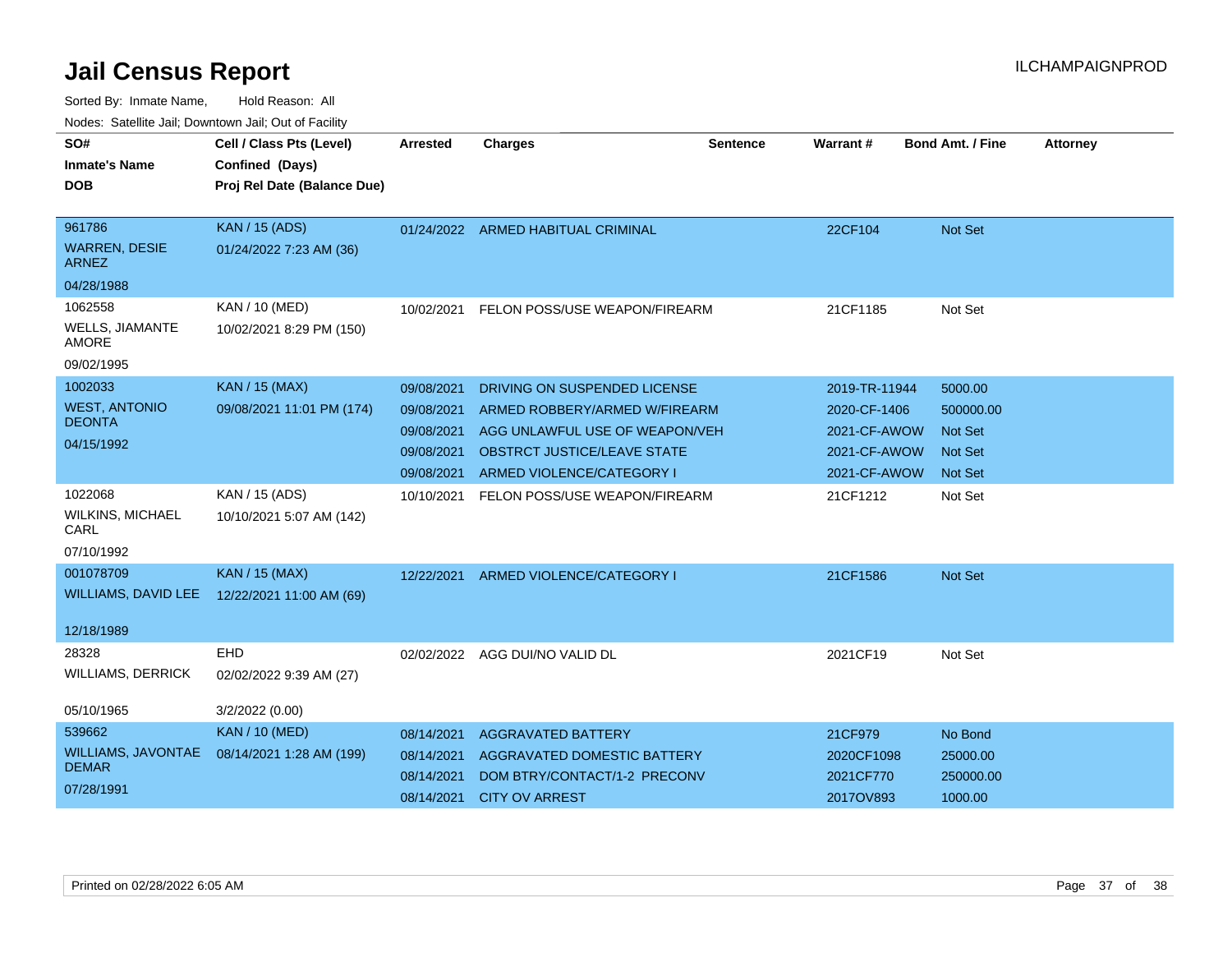# Jail Census Report

ILCHAMPAIGNPROD

Sorted By: Inmate Name, Hold Reason: All

Nodes: Satellite Jail; Downtown Jail; Out of Facility

| SO# / Inmate's Name / DOB | Cell / Class Pts (Level) / Confined (Days) / Proj Rel Date (Balance Due) | Arrested | Charges | Sentence | Warrant # | Bond Amt. / Fine | Attorney |
|---|---|---|---|---|---|---|---|
| 961786<br>WARREN, DESIE ARNEZ<br>04/28/1988 | KAN / 15 (ADS)<br>01/24/2022 7:23 AM (36) | 01/24/2022 | ARMED HABITUAL CRIMINAL | | 22CF104 | Not Set | |
| 1062558<br>WELLS, JIAMANTE AMORE<br>09/02/1995 | KAN / 10 (MED)<br>10/02/2021 8:29 PM (150) | 10/02/2021 | FELON POSS/USE WEAPON/FIREARM | | 21CF1185 | Not Set | |
| 1002033<br>WEST, ANTONIO DEONTA<br>04/15/1992 | KAN / 15 (MAX)<br>09/08/2021 11:01 PM (174) | 09/08/2021 | DRIVING ON SUSPENDED LICENSE | | 2019-TR-11944 | 5000.00 | |
| | | 09/08/2021 | ARMED ROBBERY/ARMED W/FIREARM | | 2020-CF-1406 | 500000.00 | |
| | | 09/08/2021 | AGG UNLAWFUL USE OF WEAPON/VEH | | 2021-CF-AWOW | Not Set | |
| | | 09/08/2021 | OBSTRCT JUSTICE/LEAVE STATE | | 2021-CF-AWOW | Not Set | |
| | | 09/08/2021 | ARMED VIOLENCE/CATEGORY I | | 2021-CF-AWOW | Not Set | |
| 1022068<br>WILKINS, MICHAEL CARL<br>07/10/1992 | KAN / 15 (ADS)<br>10/10/2021 5:07 AM (142) | 10/10/2021 | FELON POSS/USE WEAPON/FIREARM | | 21CF1212 | Not Set | |
| 001078709<br>WILLIAMS, DAVID LEE<br>12/18/1989 | KAN / 15 (MAX)<br>12/22/2021 11:00 AM (69) | 12/22/2021 | ARMED VIOLENCE/CATEGORY I | | 21CF1586 | Not Set | |
| 28328<br>WILLIAMS, DERRICK<br>05/10/1965 | EHD<br>02/02/2022 9:39 AM (27)<br>3/2/2022 (0.00) | 02/02/2022 | AGG DUI/NO VALID DL | | 2021CF19 | Not Set | |
| 539662<br>WILLIAMS, JAVONTAE DEMAR<br>07/28/1991 | KAN / 10 (MED)<br>08/14/2021 1:28 AM (199) | 08/14/2021 | AGGRAVATED BATTERY | | 21CF979 | No Bond | |
| | | 08/14/2021 | AGGRAVATED DOMESTIC BATTERY | | 2020CF1098 | 25000.00 | |
| | | 08/14/2021 | DOM BTRY/CONTACT/1-2 PRECONV | | 2021CF770 | 250000.00 | |
| | | 08/14/2021 | CITY OV ARREST | | 2017OV893 | 1000.00 | |

Printed on 02/28/2022 6:05 AM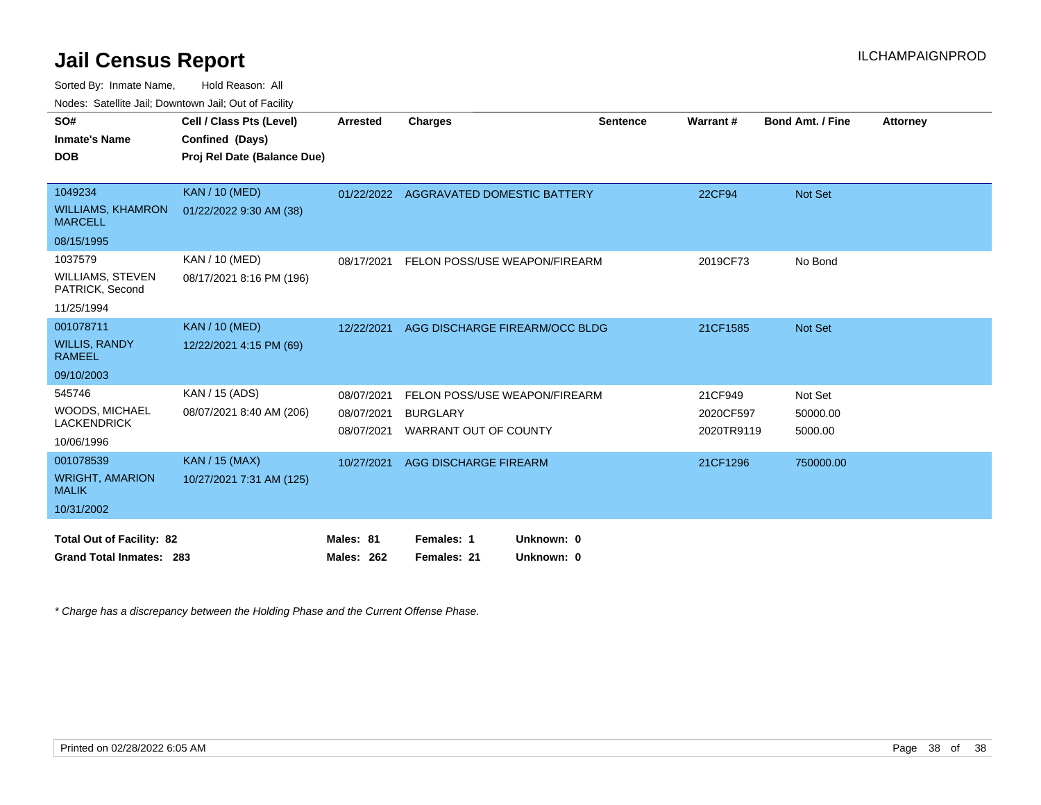# Jail Census Report

ILCHAMPAIGNPROD

Sorted By: Inmate Name, Hold Reason: All

Nodes: Satellite Jail; Downtown Jail; Out of Facility

| SO# / Inmate's Name / DOB | Cell / Class Pts (Level) / Confined (Days) / Proj Rel Date (Balance Due) | Arrested | Charges | Sentence | Warrant # | Bond Amt. / Fine | Attorney |
|---|---|---|---|---|---|---|---|
| 1049234<br>WILLIAMS, KHAMRON MARCELL<br>08/15/1995 | KAN / 10 (MED)<br>01/22/2022 9:30 AM (38) | 01/22/2022 | AGGRAVATED DOMESTIC BATTERY | | 22CF94 | Not Set | |
| 1037579<br>WILLIAMS, STEVEN PATRICK, Second<br>11/25/1994 | KAN / 10 (MED)<br>08/17/2021 8:16 PM (196) | 08/17/2021 | FELON POSS/USE WEAPON/FIREARM | | 2019CF73 | No Bond | |
| 001078711<br>WILLIS, RANDY RAMEEL<br>09/10/2003 | KAN / 10 (MED)<br>12/22/2021 4:15 PM (69) | 12/22/2021 | AGG DISCHARGE FIREARM/OCC BLDG | | 21CF1585 | Not Set | |
| 545746<br>WOODS, MICHAEL LACKENDRICK<br>10/06/1996 | KAN / 15 (ADS)<br>08/07/2021 8:40 AM (206) | 08/07/2021<br>08/07/2021<br>08/07/2021 | FELON POSS/USE WEAPON/FIREARM<br>BURGLARY<br>WARRANT OUT OF COUNTY | | 21CF949<br>2020CF597<br>2020TR9119 | Not Set<br>50000.00<br>5000.00 | |
| 001078539<br>WRIGHT, AMARION MALIK<br>10/31/2002 | KAN / 15 (MAX)<br>10/27/2021 7:31 AM (125) | 10/27/2021 | AGG DISCHARGE FIREARM | | 21CF1296 | 750000.00 | |

**Total Out of Facility: 82** **Males: 81** **Females: 1** **Unknown: 0**

**Grand Total Inmates: 283** **Males: 262** **Females: 21** **Unknown: 0**

*\* Charge has a discrepancy between the Holding Phase and the Current Offense Phase.*

Printed on 02/28/2022 6:05 AM